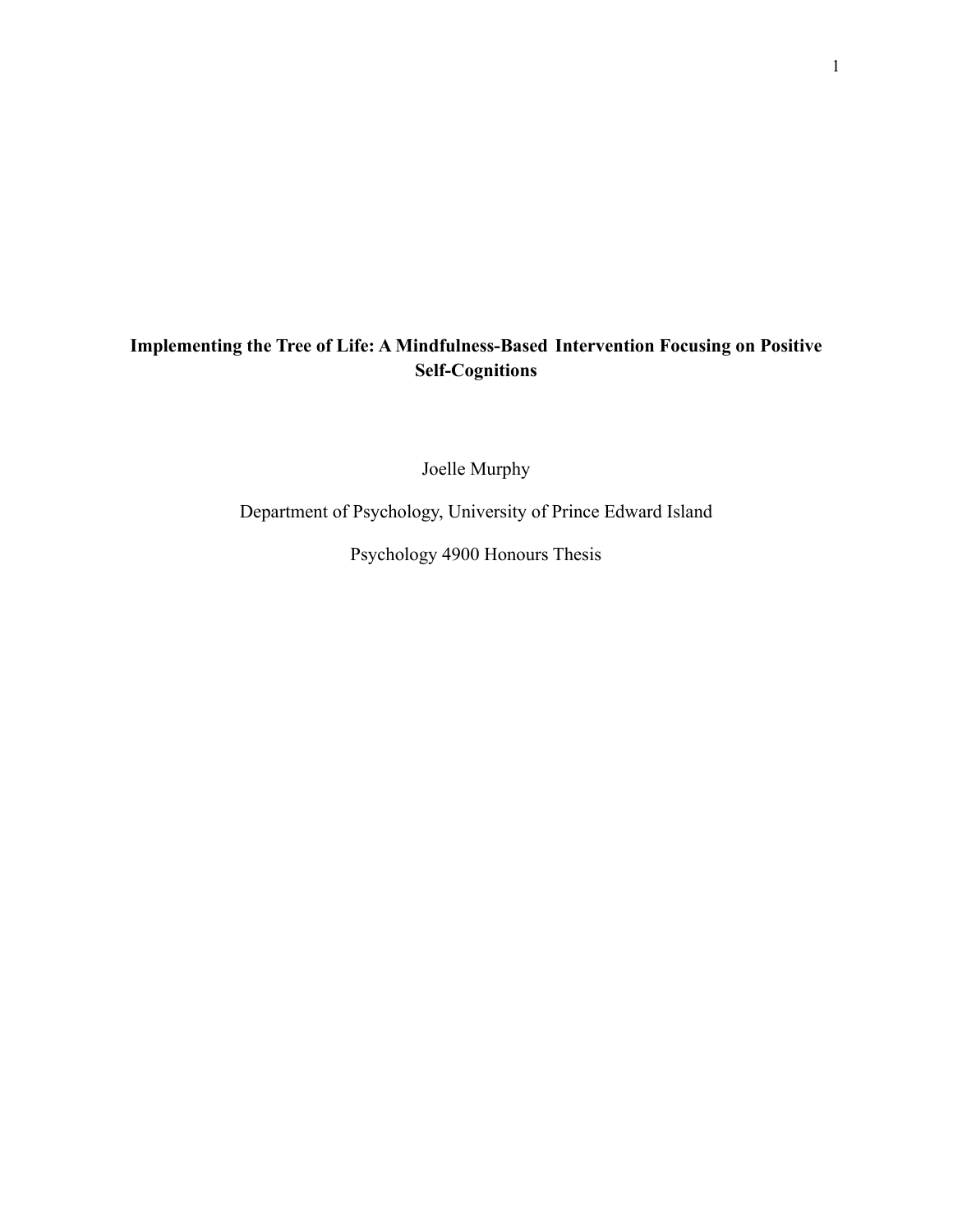# Implementing the Tree of Life: A Mindfulness-Based Intervention Focusing on Positive Self-Cognitions

Joelle Murphy

Department of Psychology, University of Prince Edward Island

Psychology 4900 Honours Thesis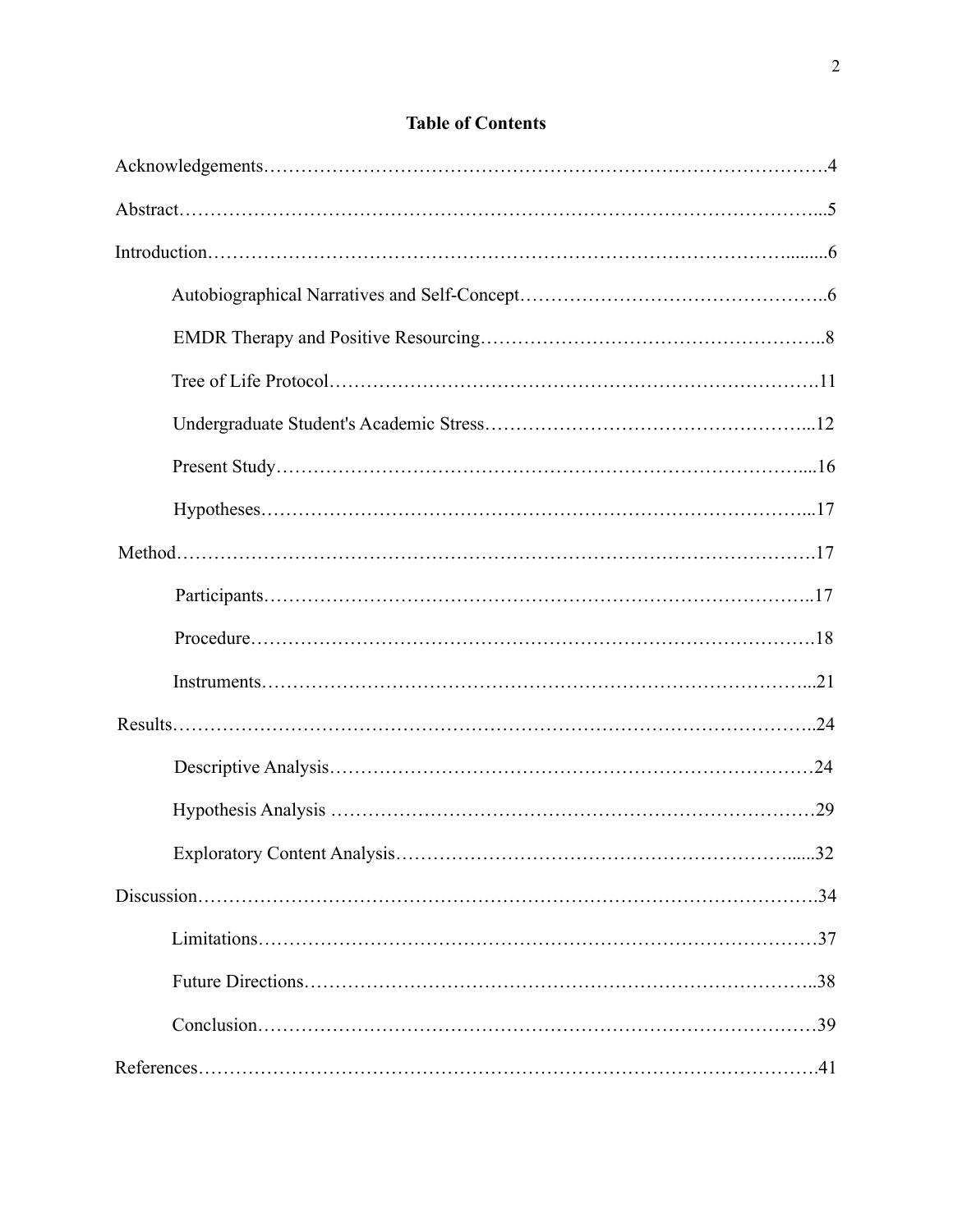**Table of Contents**

Acknowledgements……………………………………………………………………………….4

Abstract…………………………………………………………………………………………...5

Introduction……………………………………………………………………………….........6

- Autobiographical Narratives and Self-Concept………………………………………………..6
- EMDR Therapy and Positive Resourcing……………………………………………………..8
- Tree of Life Protocol………………………………………………………………………….11
- Undergraduate Student's Academic Stress…………………………………………………...12
- Present Study………………………………………………………………………….....16
- Hypotheses…………………………………………………………………………….....17

Method………………………………………………………………………………………….17

- Participants…………………………………………………………………………..17
- Procedure…………………………………………………………………………….18
- Instruments…………………………………………………………………………...21

Results…………………………………………………………………………………………..24

- Descriptive Analysis………………………………………………………………….24
- Hypothesis Analysis ………………………………………………………………….29
- Exploratory Content Analysis……….………………………………………………......32

Discussion……………………………………………………………………………………….34

- Limitations…………………………………………………………………………….37
- Future Directions……………………………………………………………………..38
- Conclusion…………………………………………………………………………….39

References……………………………………………………………………………………….41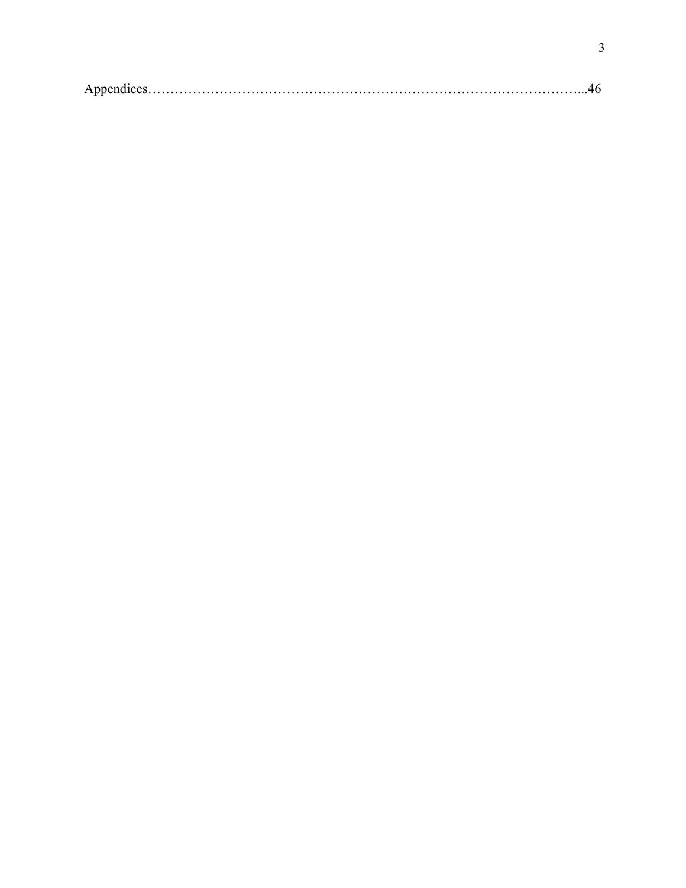Appendices……………………………………………………………………………………...46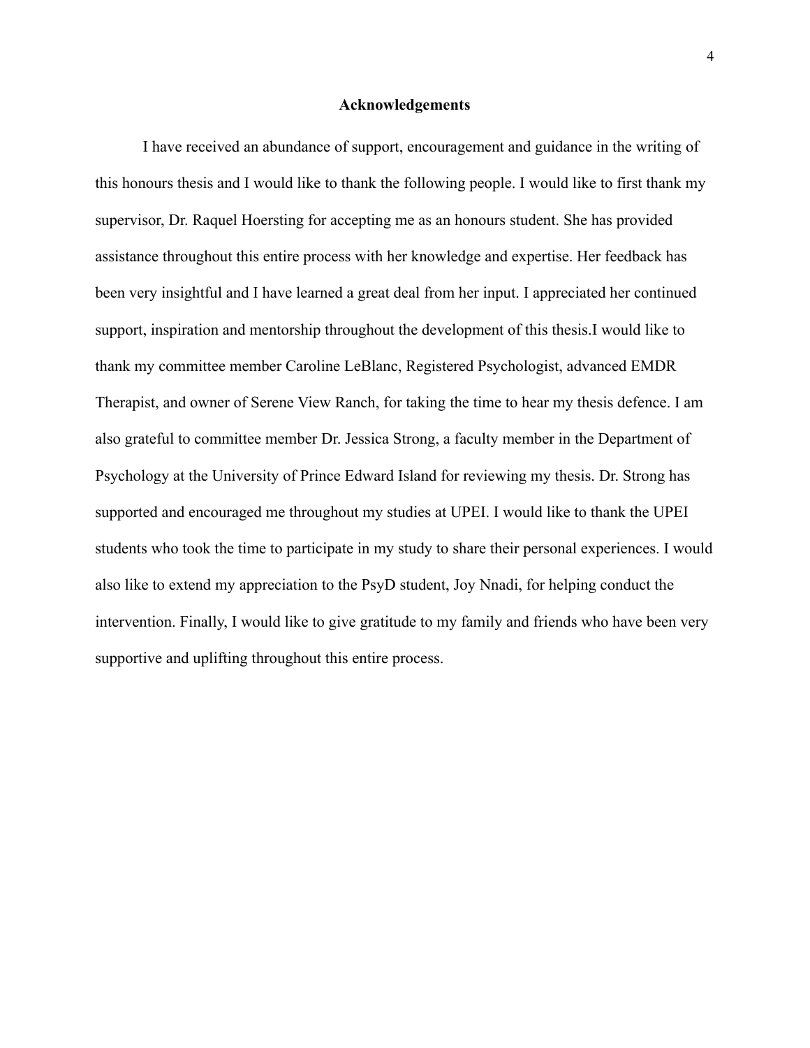## Acknowledgements

I have received an abundance of support, encouragement and guidance in the writing of this honours thesis and I would like to thank the following people. I would like to first thank my supervisor, Dr. Raquel Hoersting for accepting me as an honours student. She has provided assistance throughout this entire process with her knowledge and expertise. Her feedback has been very insightful and I have learned a great deal from her input. I appreciated her continued support, inspiration and mentorship throughout the development of this thesis.I would like to thank my committee member Caroline LeBlanc, Registered Psychologist, advanced EMDR Therapist, and owner of Serene View Ranch, for taking the time to hear my thesis defence. I am also grateful to committee member Dr. Jessica Strong, a faculty member in the Department of Psychology at the University of Prince Edward Island for reviewing my thesis. Dr. Strong has supported and encouraged me throughout my studies at UPEI. I would like to thank the UPEI students who took the time to participate in my study to share their personal experiences. I would also like to extend my appreciation to the PsyD student, Joy Nnadi, for helping conduct the intervention. Finally, I would like to give gratitude to my family and friends who have been very supportive and uplifting throughout this entire process.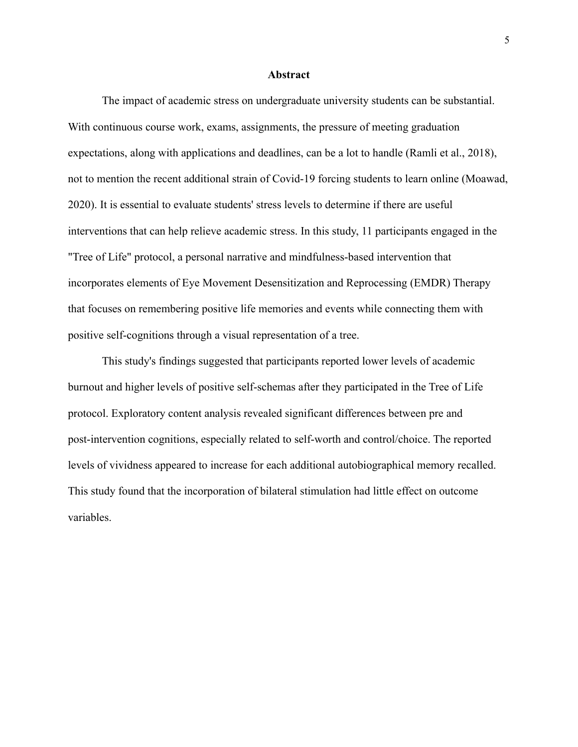# Abstract

The impact of academic stress on undergraduate university students can be substantial. With continuous course work, exams, assignments, the pressure of meeting graduation expectations, along with applications and deadlines, can be a lot to handle (Ramli et al., 2018), not to mention the recent additional strain of Covid-19 forcing students to learn online (Moawad, 2020). It is essential to evaluate students' stress levels to determine if there are useful interventions that can help relieve academic stress. In this study, 11 participants engaged in the "Tree of Life" protocol, a personal narrative and mindfulness-based intervention that incorporates elements of Eye Movement Desensitization and Reprocessing (EMDR) Therapy that focuses on remembering positive life memories and events while connecting them with positive self-cognitions through a visual representation of a tree.

This study's findings suggested that participants reported lower levels of academic burnout and higher levels of positive self-schemas after they participated in the Tree of Life protocol. Exploratory content analysis revealed significant differences between pre and post-intervention cognitions, especially related to self-worth and control/choice. The reported levels of vividness appeared to increase for each additional autobiographical memory recalled. This study found that the incorporation of bilateral stimulation had little effect on outcome variables.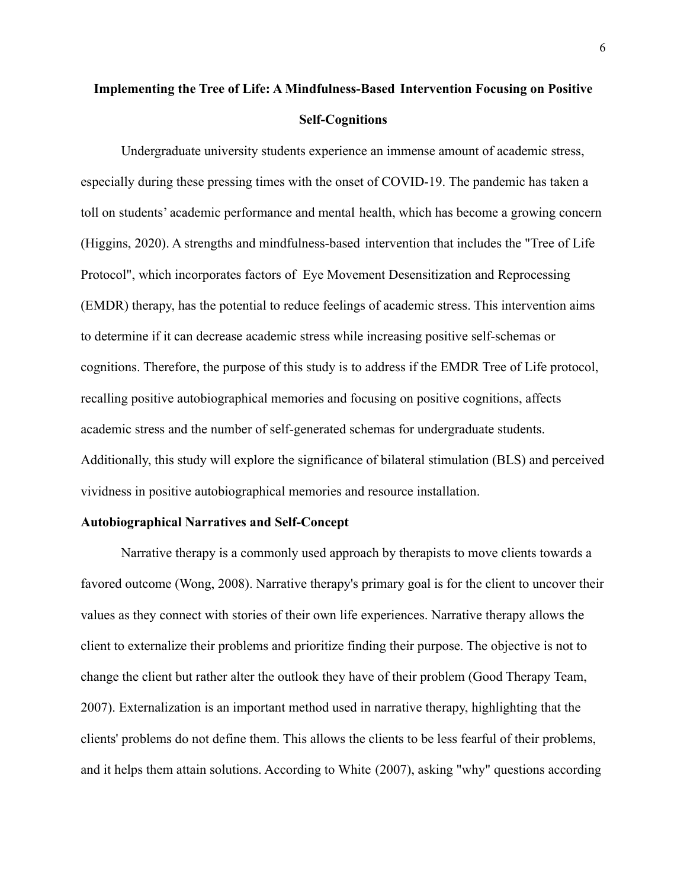# Implementing the Tree of Life: A Mindfulness-Based Intervention Focusing on Positive Self-Cognitions

Undergraduate university students experience an immense amount of academic stress, especially during these pressing times with the onset of COVID-19. The pandemic has taken a toll on students' academic performance and mental health, which has become a growing concern (Higgins, 2020). A strengths and mindfulness-based intervention that includes the "Tree of Life Protocol", which incorporates factors of Eye Movement Desensitization and Reprocessing (EMDR) therapy, has the potential to reduce feelings of academic stress. This intervention aims to determine if it can decrease academic stress while increasing positive self-schemas or cognitions. Therefore, the purpose of this study is to address if the EMDR Tree of Life protocol, recalling positive autobiographical memories and focusing on positive cognitions, affects academic stress and the number of self-generated schemas for undergraduate students. Additionally, this study will explore the significance of bilateral stimulation (BLS) and perceived vividness in positive autobiographical memories and resource installation.

## Autobiographical Narratives and Self-Concept

Narrative therapy is a commonly used approach by therapists to move clients towards a favored outcome (Wong, 2008). Narrative therapy's primary goal is for the client to uncover their values as they connect with stories of their own life experiences. Narrative therapy allows the client to externalize their problems and prioritize finding their purpose. The objective is not to change the client but rather alter the outlook they have of their problem (Good Therapy Team, 2007). Externalization is an important method used in narrative therapy, highlighting that the clients' problems do not define them. This allows the clients to be less fearful of their problems, and it helps them attain solutions. According to White (2007), asking "why" questions according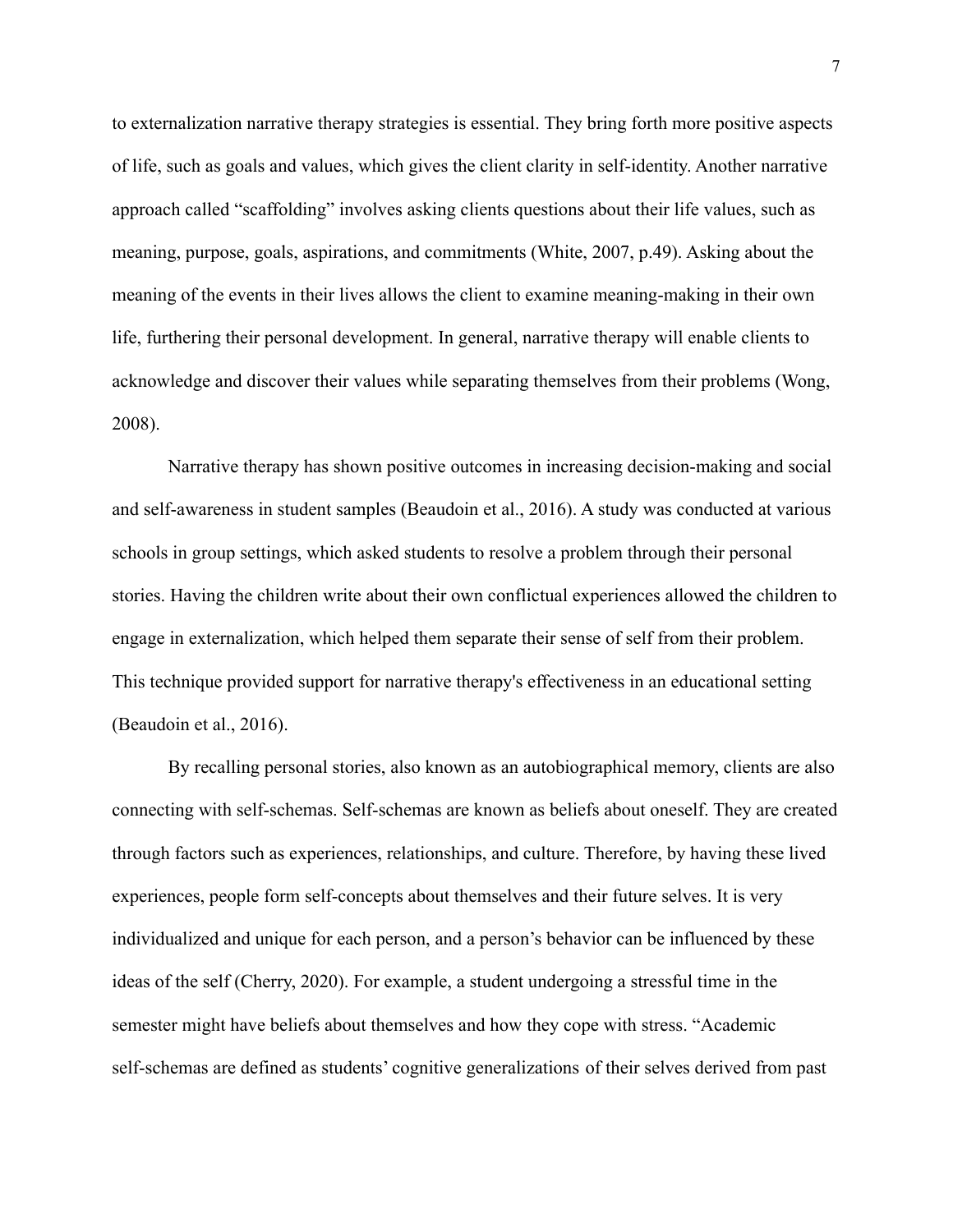to externalization narrative therapy strategies is essential. They bring forth more positive aspects of life, such as goals and values, which gives the client clarity in self-identity. Another narrative approach called "scaffolding" involves asking clients questions about their life values, such as meaning, purpose, goals, aspirations, and commitments (White, 2007, p.49). Asking about the meaning of the events in their lives allows the client to examine meaning-making in their own life, furthering their personal development. In general, narrative therapy will enable clients to acknowledge and discover their values while separating themselves from their problems (Wong, 2008).

Narrative therapy has shown positive outcomes in increasing decision-making and social and self-awareness in student samples (Beaudoin et al., 2016). A study was conducted at various schools in group settings, which asked students to resolve a problem through their personal stories. Having the children write about their own conflictual experiences allowed the children to engage in externalization, which helped them separate their sense of self from their problem. This technique provided support for narrative therapy's effectiveness in an educational setting (Beaudoin et al., 2016).

By recalling personal stories, also known as an autobiographical memory, clients are also connecting with self-schemas. Self-schemas are known as beliefs about oneself. They are created through factors such as experiences, relationships, and culture. Therefore, by having these lived experiences, people form self-concepts about themselves and their future selves. It is very individualized and unique for each person, and a person's behavior can be influenced by these ideas of the self (Cherry, 2020). For example, a student undergoing a stressful time in the semester might have beliefs about themselves and how they cope with stress. "Academic self-schemas are defined as students' cognitive generalizations of their selves derived from past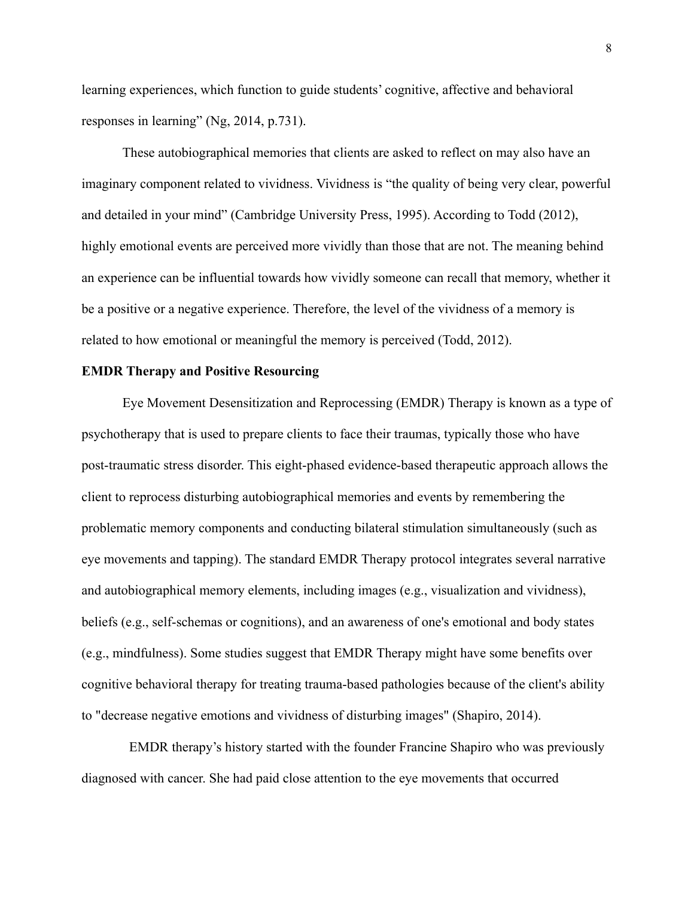learning experiences, which function to guide students' cognitive, affective and behavioral responses in learning" (Ng, 2014, p.731).

These autobiographical memories that clients are asked to reflect on may also have an imaginary component related to vividness. Vividness is "the quality of being very clear, powerful and detailed in your mind" (Cambridge University Press, 1995). According to Todd (2012), highly emotional events are perceived more vividly than those that are not. The meaning behind an experience can be influential towards how vividly someone can recall that memory, whether it be a positive or a negative experience. Therefore, the level of the vividness of a memory is related to how emotional or meaningful the memory is perceived (Todd, 2012).

**EMDR Therapy and Positive Resourcing**

Eye Movement Desensitization and Reprocessing (EMDR) Therapy is known as a type of psychotherapy that is used to prepare clients to face their traumas, typically those who have post-traumatic stress disorder. This eight-phased evidence-based therapeutic approach allows the client to reprocess disturbing autobiographical memories and events by remembering the problematic memory components and conducting bilateral stimulation simultaneously (such as eye movements and tapping). The standard EMDR Therapy protocol integrates several narrative and autobiographical memory elements, including images (e.g., visualization and vividness), beliefs (e.g., self-schemas or cognitions), and an awareness of one's emotional and body states (e.g., mindfulness). Some studies suggest that EMDR Therapy might have some benefits over cognitive behavioral therapy for treating trauma-based pathologies because of the client's ability to "decrease negative emotions and vividness of disturbing images" (Shapiro, 2014).

EMDR therapy's history started with the founder Francine Shapiro who was previously diagnosed with cancer. She had paid close attention to the eye movements that occurred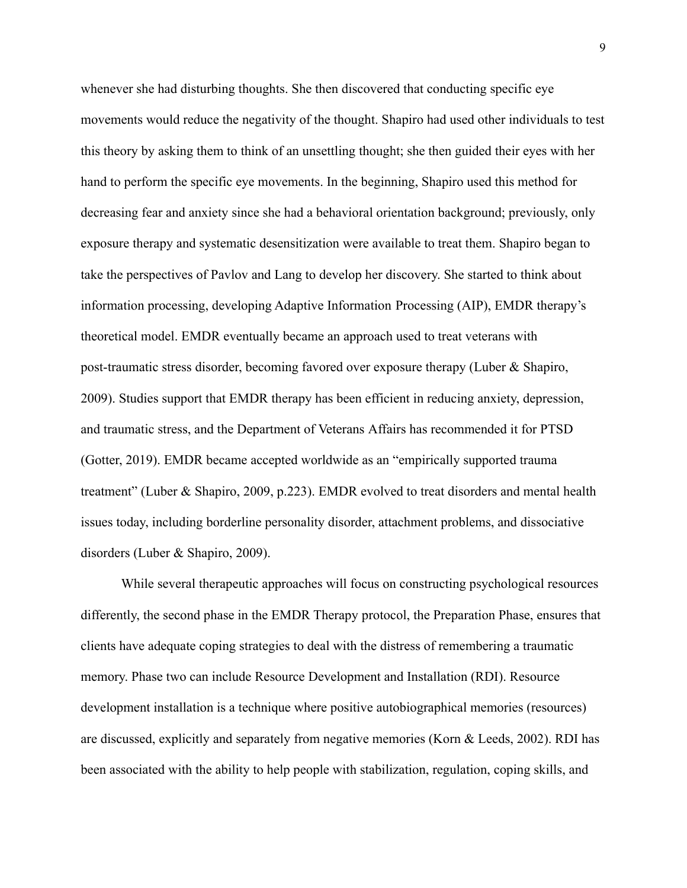whenever she had disturbing thoughts. She then discovered that conducting specific eye movements would reduce the negativity of the thought. Shapiro had used other individuals to test this theory by asking them to think of an unsettling thought; she then guided their eyes with her hand to perform the specific eye movements. In the beginning, Shapiro used this method for decreasing fear and anxiety since she had a behavioral orientation background; previously, only exposure therapy and systematic desensitization were available to treat them. Shapiro began to take the perspectives of Pavlov and Lang to develop her discovery. She started to think about information processing, developing Adaptive Information Processing (AIP), EMDR therapy's theoretical model. EMDR eventually became an approach used to treat veterans with post-traumatic stress disorder, becoming favored over exposure therapy (Luber & Shapiro, 2009). Studies support that EMDR therapy has been efficient in reducing anxiety, depression, and traumatic stress, and the Department of Veterans Affairs has recommended it for PTSD (Gotter, 2019). EMDR became accepted worldwide as an "empirically supported trauma treatment" (Luber & Shapiro, 2009, p.223). EMDR evolved to treat disorders and mental health issues today, including borderline personality disorder, attachment problems, and dissociative disorders (Luber & Shapiro, 2009).

While several therapeutic approaches will focus on constructing psychological resources differently, the second phase in the EMDR Therapy protocol, the Preparation Phase, ensures that clients have adequate coping strategies to deal with the distress of remembering a traumatic memory. Phase two can include Resource Development and Installation (RDI). Resource development installation is a technique where positive autobiographical memories (resources) are discussed, explicitly and separately from negative memories (Korn & Leeds, 2002). RDI has been associated with the ability to help people with stabilization, regulation, coping skills, and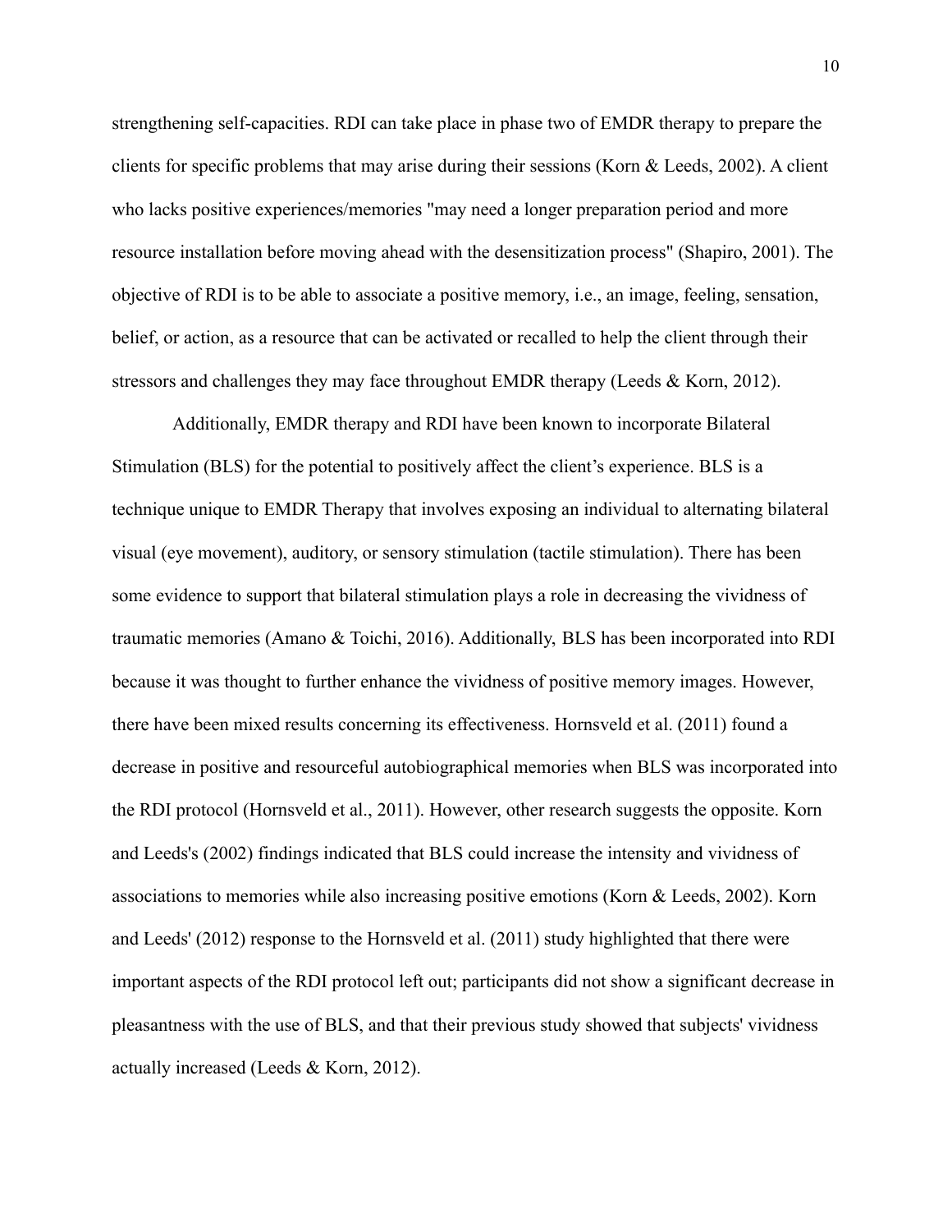strengthening self-capacities. RDI can take place in phase two of EMDR therapy to prepare the clients for specific problems that may arise during their sessions (Korn & Leeds, 2002). A client who lacks positive experiences/memories "may need a longer preparation period and more resource installation before moving ahead with the desensitization process" (Shapiro, 2001). The objective of RDI is to be able to associate a positive memory, i.e., an image, feeling, sensation, belief, or action, as a resource that can be activated or recalled to help the client through their stressors and challenges they may face throughout EMDR therapy (Leeds & Korn, 2012).

Additionally, EMDR therapy and RDI have been known to incorporate Bilateral Stimulation (BLS) for the potential to positively affect the client's experience. BLS is a technique unique to EMDR Therapy that involves exposing an individual to alternating bilateral visual (eye movement), auditory, or sensory stimulation (tactile stimulation). There has been some evidence to support that bilateral stimulation plays a role in decreasing the vividness of traumatic memories (Amano & Toichi, 2016). Additionally, BLS has been incorporated into RDI because it was thought to further enhance the vividness of positive memory images. However, there have been mixed results concerning its effectiveness. Hornsveld et al. (2011) found a decrease in positive and resourceful autobiographical memories when BLS was incorporated into the RDI protocol (Hornsveld et al., 2011). However, other research suggests the opposite. Korn and Leeds's (2002) findings indicated that BLS could increase the intensity and vividness of associations to memories while also increasing positive emotions (Korn & Leeds, 2002). Korn and Leeds' (2012) response to the Hornsveld et al. (2011) study highlighted that there were important aspects of the RDI protocol left out; participants did not show a significant decrease in pleasantness with the use of BLS, and that their previous study showed that subjects' vividness actually increased (Leeds & Korn, 2012).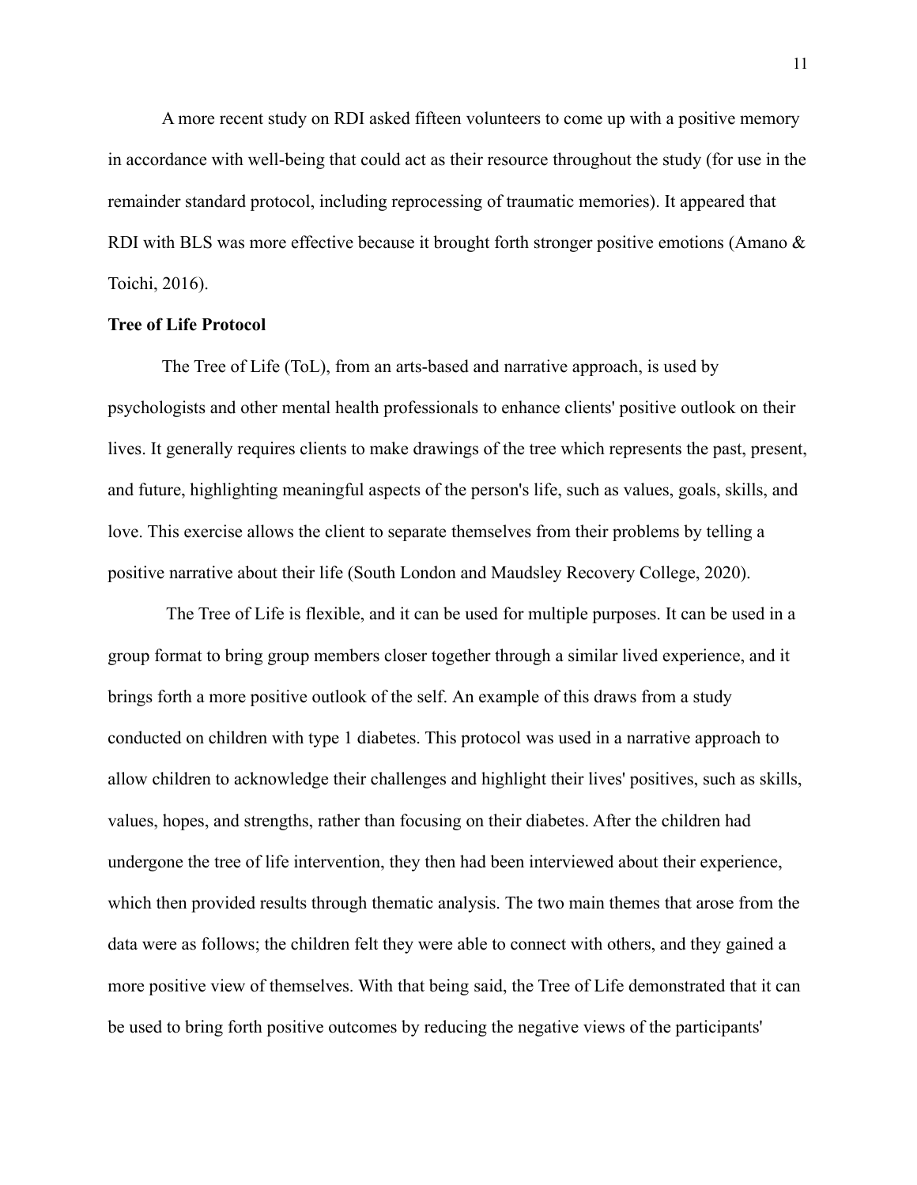A more recent study on RDI asked fifteen volunteers to come up with a positive memory in accordance with well-being that could act as their resource throughout the study (for use in the remainder standard protocol, including reprocessing of traumatic memories). It appeared that RDI with BLS was more effective because it brought forth stronger positive emotions (Amano & Toichi, 2016).

**Tree of Life Protocol**

The Tree of Life (ToL), from an arts-based and narrative approach, is used by psychologists and other mental health professionals to enhance clients' positive outlook on their lives. It generally requires clients to make drawings of the tree which represents the past, present, and future, highlighting meaningful aspects of the person's life, such as values, goals, skills, and love. This exercise allows the client to separate themselves from their problems by telling a positive narrative about their life (South London and Maudsley Recovery College, 2020).

The Tree of Life is flexible, and it can be used for multiple purposes. It can be used in a group format to bring group members closer together through a similar lived experience, and it brings forth a more positive outlook of the self. An example of this draws from a study conducted on children with type 1 diabetes. This protocol was used in a narrative approach to allow children to acknowledge their challenges and highlight their lives' positives, such as skills, values, hopes, and strengths, rather than focusing on their diabetes. After the children had undergone the tree of life intervention, they then had been interviewed about their experience, which then provided results through thematic analysis. The two main themes that arose from the data were as follows; the children felt they were able to connect with others, and they gained a more positive view of themselves. With that being said, the Tree of Life demonstrated that it can be used to bring forth positive outcomes by reducing the negative views of the participants'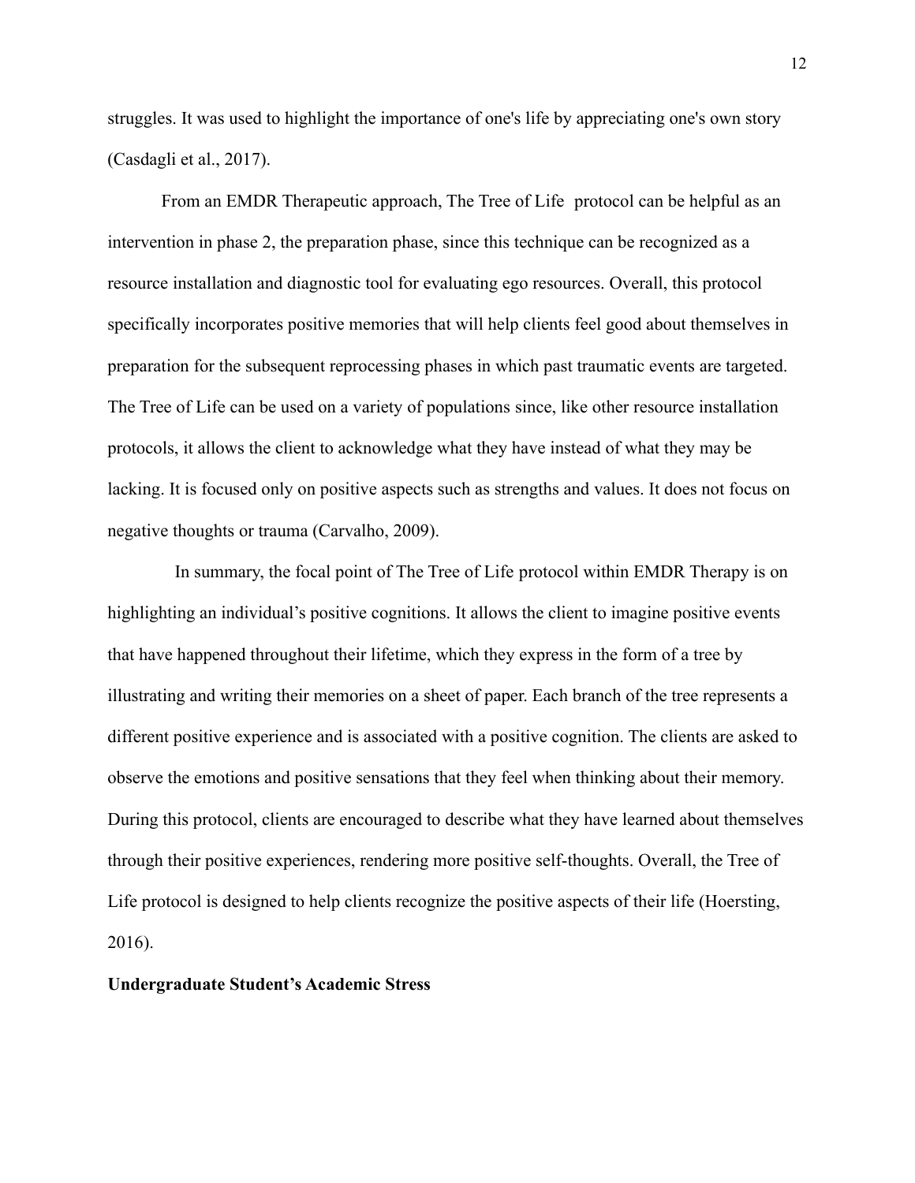struggles. It was used to highlight the importance of one's life by appreciating one's own story (Casdagli et al., 2017).

From an EMDR Therapeutic approach, The Tree of Life protocol can be helpful as an intervention in phase 2, the preparation phase, since this technique can be recognized as a resource installation and diagnostic tool for evaluating ego resources. Overall, this protocol specifically incorporates positive memories that will help clients feel good about themselves in preparation for the subsequent reprocessing phases in which past traumatic events are targeted. The Tree of Life can be used on a variety of populations since, like other resource installation protocols, it allows the client to acknowledge what they have instead of what they may be lacking. It is focused only on positive aspects such as strengths and values. It does not focus on negative thoughts or trauma (Carvalho, 2009).

In summary, the focal point of The Tree of Life protocol within EMDR Therapy is on highlighting an individual's positive cognitions. It allows the client to imagine positive events that have happened throughout their lifetime, which they express in the form of a tree by illustrating and writing their memories on a sheet of paper. Each branch of the tree represents a different positive experience and is associated with a positive cognition. The clients are asked to observe the emotions and positive sensations that they feel when thinking about their memory. During this protocol, clients are encouraged to describe what they have learned about themselves through their positive experiences, rendering more positive self-thoughts. Overall, the Tree of Life protocol is designed to help clients recognize the positive aspects of their life (Hoersting, 2016).

**Undergraduate Student's Academic Stress**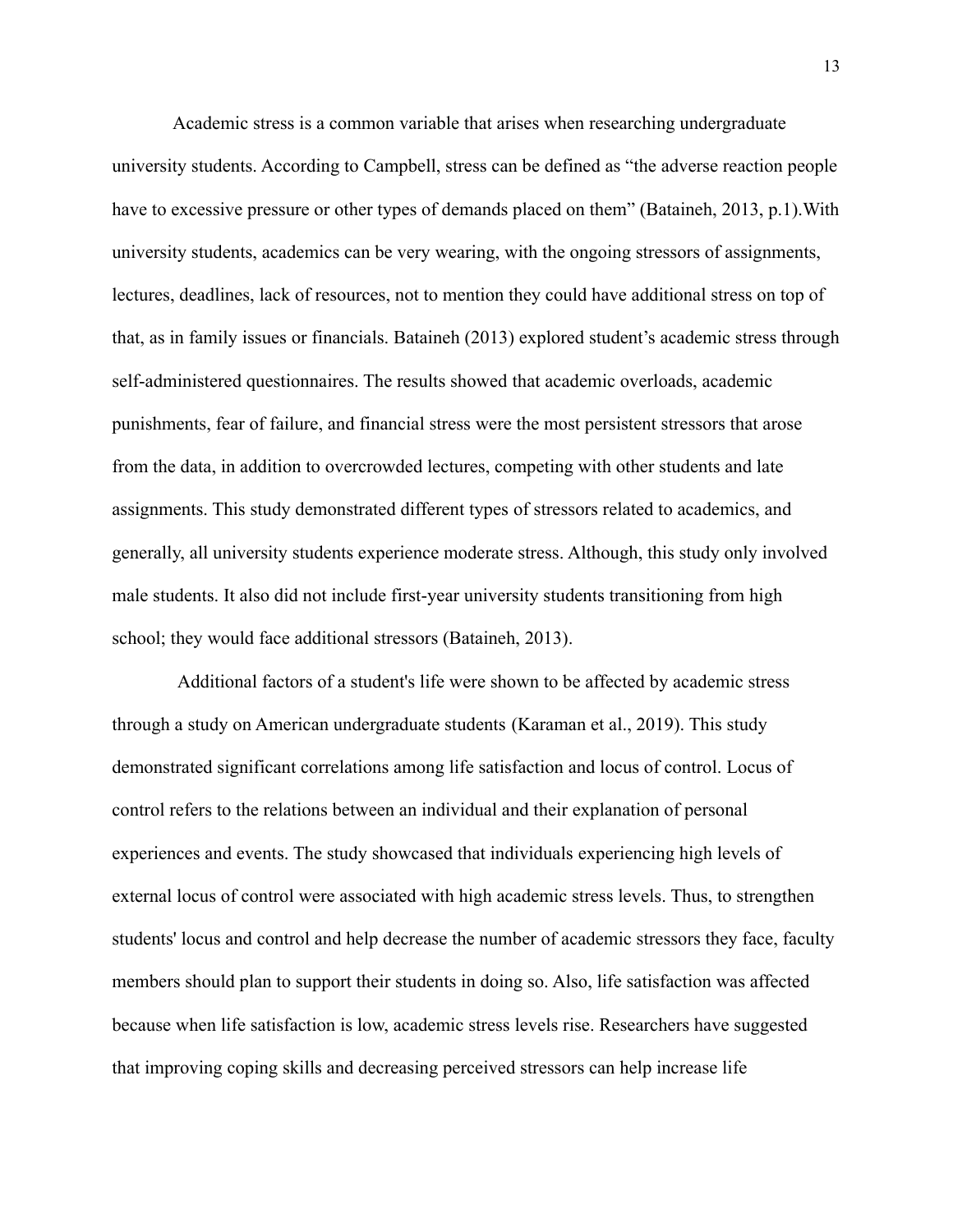Academic stress is a common variable that arises when researching undergraduate university students. According to Campbell, stress can be defined as "the adverse reaction people have to excessive pressure or other types of demands placed on them" (Bataineh, 2013, p.1).With university students, academics can be very wearing, with the ongoing stressors of assignments, lectures, deadlines, lack of resources, not to mention they could have additional stress on top of that, as in family issues or financials. Bataineh (2013) explored student's academic stress through self-administered questionnaires. The results showed that academic overloads, academic punishments, fear of failure, and financial stress were the most persistent stressors that arose from the data, in addition to overcrowded lectures, competing with other students and late assignments. This study demonstrated different types of stressors related to academics, and generally, all university students experience moderate stress. Although, this study only involved male students. It also did not include first-year university students transitioning from high school; they would face additional stressors (Bataineh, 2013).

Additional factors of a student's life were shown to be affected by academic stress through a study on American undergraduate students (Karaman et al., 2019). This study demonstrated significant correlations among life satisfaction and locus of control. Locus of control refers to the relations between an individual and their explanation of personal experiences and events. The study showcased that individuals experiencing high levels of external locus of control were associated with high academic stress levels. Thus, to strengthen students' locus and control and help decrease the number of academic stressors they face, faculty members should plan to support their students in doing so. Also, life satisfaction was affected because when life satisfaction is low, academic stress levels rise. Researchers have suggested that improving coping skills and decreasing perceived stressors can help increase life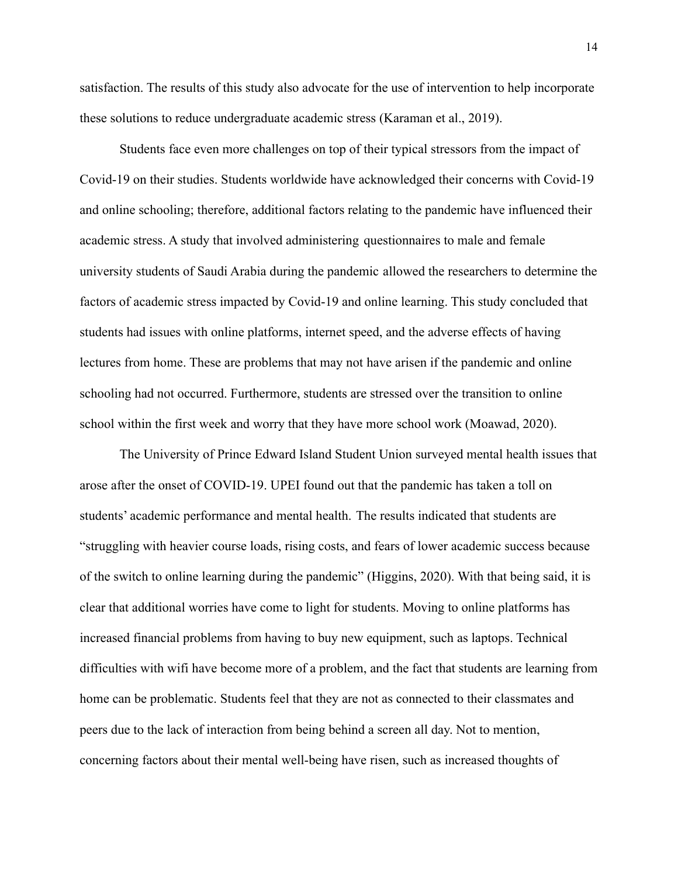satisfaction. The results of this study also advocate for the use of intervention to help incorporate these solutions to reduce undergraduate academic stress (Karaman et al., 2019).

Students face even more challenges on top of their typical stressors from the impact of Covid-19 on their studies. Students worldwide have acknowledged their concerns with Covid-19 and online schooling; therefore, additional factors relating to the pandemic have influenced their academic stress. A study that involved administering questionnaires to male and female university students of Saudi Arabia during the pandemic allowed the researchers to determine the factors of academic stress impacted by Covid-19 and online learning. This study concluded that students had issues with online platforms, internet speed, and the adverse effects of having lectures from home. These are problems that may not have arisen if the pandemic and online schooling had not occurred. Furthermore, students are stressed over the transition to online school within the first week and worry that they have more school work (Moawad, 2020).

The University of Prince Edward Island Student Union surveyed mental health issues that arose after the onset of COVID-19. UPEI found out that the pandemic has taken a toll on students' academic performance and mental health. The results indicated that students are "struggling with heavier course loads, rising costs, and fears of lower academic success because of the switch to online learning during the pandemic" (Higgins, 2020). With that being said, it is clear that additional worries have come to light for students. Moving to online platforms has increased financial problems from having to buy new equipment, such as laptops. Technical difficulties with wifi have become more of a problem, and the fact that students are learning from home can be problematic. Students feel that they are not as connected to their classmates and peers due to the lack of interaction from being behind a screen all day. Not to mention, concerning factors about their mental well-being have risen, such as increased thoughts of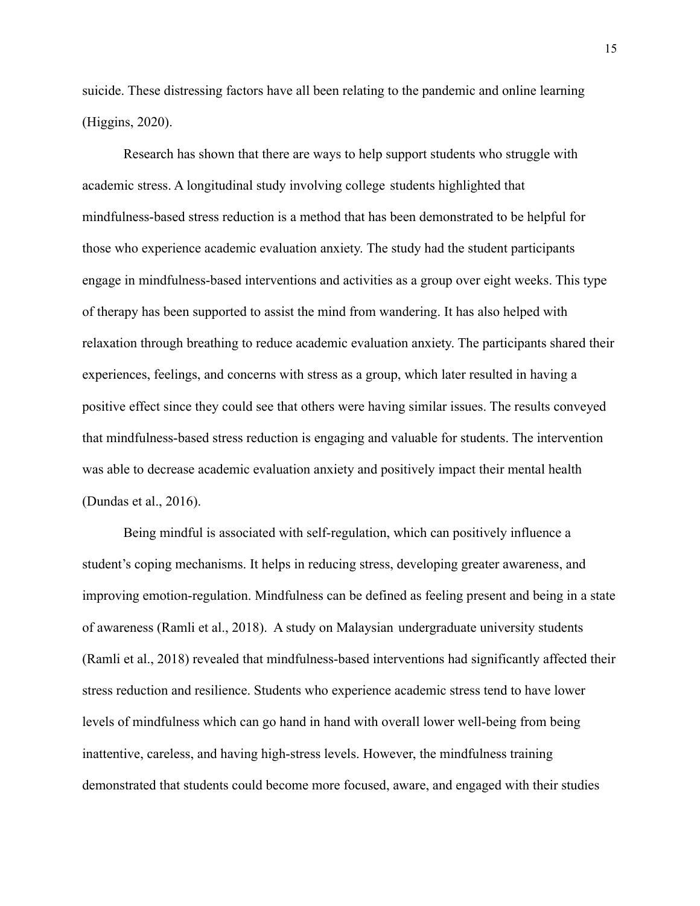suicide. These distressing factors have all been relating to the pandemic and online learning (Higgins, 2020).

Research has shown that there are ways to help support students who struggle with academic stress. A longitudinal study involving college students highlighted that mindfulness-based stress reduction is a method that has been demonstrated to be helpful for those who experience academic evaluation anxiety. The study had the student participants engage in mindfulness-based interventions and activities as a group over eight weeks. This type of therapy has been supported to assist the mind from wandering. It has also helped with relaxation through breathing to reduce academic evaluation anxiety. The participants shared their experiences, feelings, and concerns with stress as a group, which later resulted in having a positive effect since they could see that others were having similar issues. The results conveyed that mindfulness-based stress reduction is engaging and valuable for students. The intervention was able to decrease academic evaluation anxiety and positively impact their mental health (Dundas et al., 2016).

Being mindful is associated with self-regulation, which can positively influence a student's coping mechanisms. It helps in reducing stress, developing greater awareness, and improving emotion-regulation. Mindfulness can be defined as feeling present and being in a state of awareness (Ramli et al., 2018). A study on Malaysian undergraduate university students (Ramli et al., 2018) revealed that mindfulness-based interventions had significantly affected their stress reduction and resilience. Students who experience academic stress tend to have lower levels of mindfulness which can go hand in hand with overall lower well-being from being inattentive, careless, and having high-stress levels. However, the mindfulness training demonstrated that students could become more focused, aware, and engaged with their studies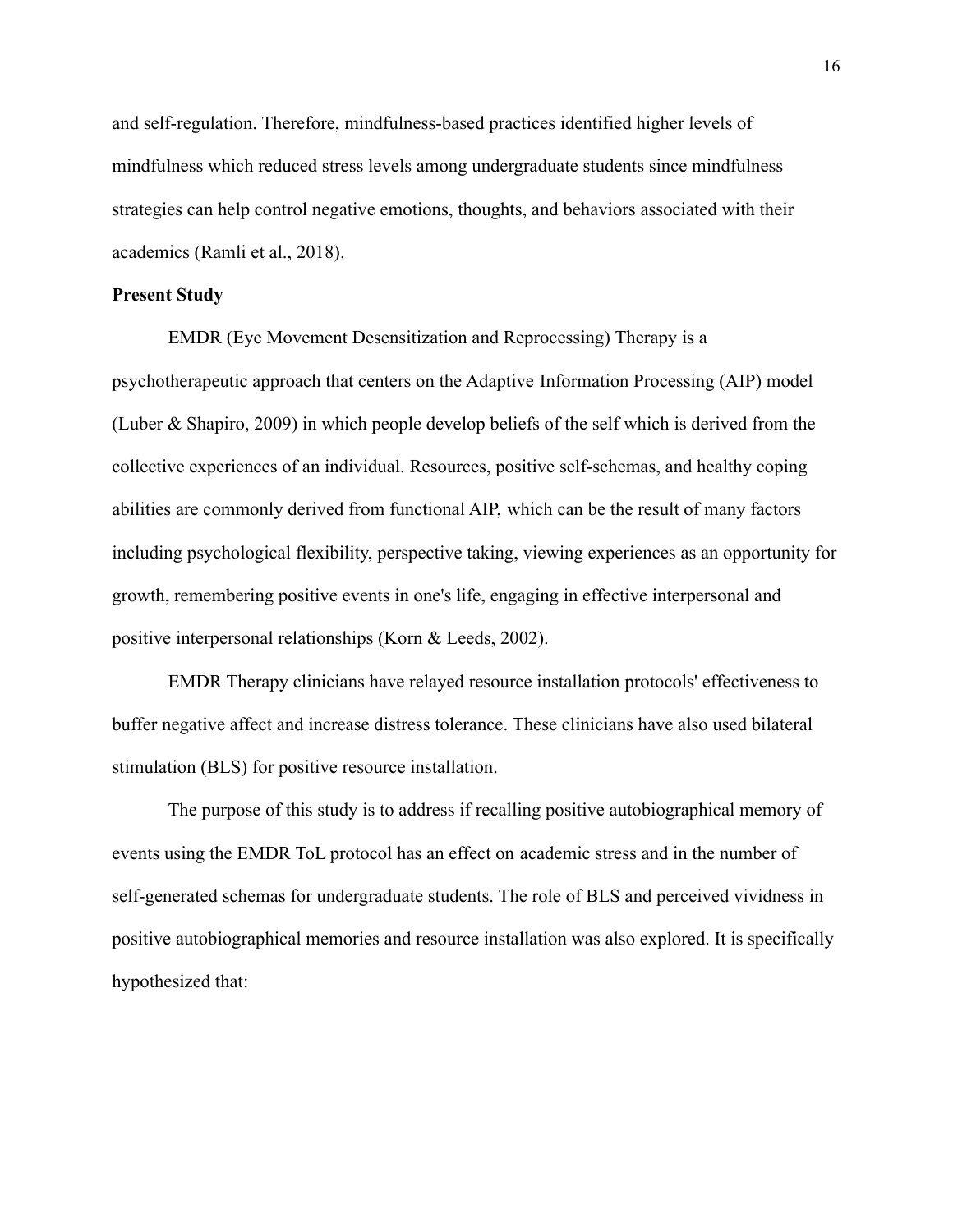and self-regulation. Therefore, mindfulness-based practices identified higher levels of mindfulness which reduced stress levels among undergraduate students since mindfulness strategies can help control negative emotions, thoughts, and behaviors associated with their academics (Ramli et al., 2018).

**Present Study**

EMDR (Eye Movement Desensitization and Reprocessing) Therapy is a psychotherapeutic approach that centers on the Adaptive Information Processing (AIP) model (Luber & Shapiro, 2009) in which people develop beliefs of the self which is derived from the collective experiences of an individual. Resources, positive self-schemas, and healthy coping abilities are commonly derived from functional AIP, which can be the result of many factors including psychological flexibility, perspective taking, viewing experiences as an opportunity for growth, remembering positive events in one's life, engaging in effective interpersonal and positive interpersonal relationships (Korn & Leeds, 2002).

EMDR Therapy clinicians have relayed resource installation protocols' effectiveness to buffer negative affect and increase distress tolerance. These clinicians have also used bilateral stimulation (BLS) for positive resource installation.

The purpose of this study is to address if recalling positive autobiographical memory of events using the EMDR ToL protocol has an effect on academic stress and in the number of self-generated schemas for undergraduate students. The role of BLS and perceived vividness in positive autobiographical memories and resource installation was also explored. It is specifically hypothesized that: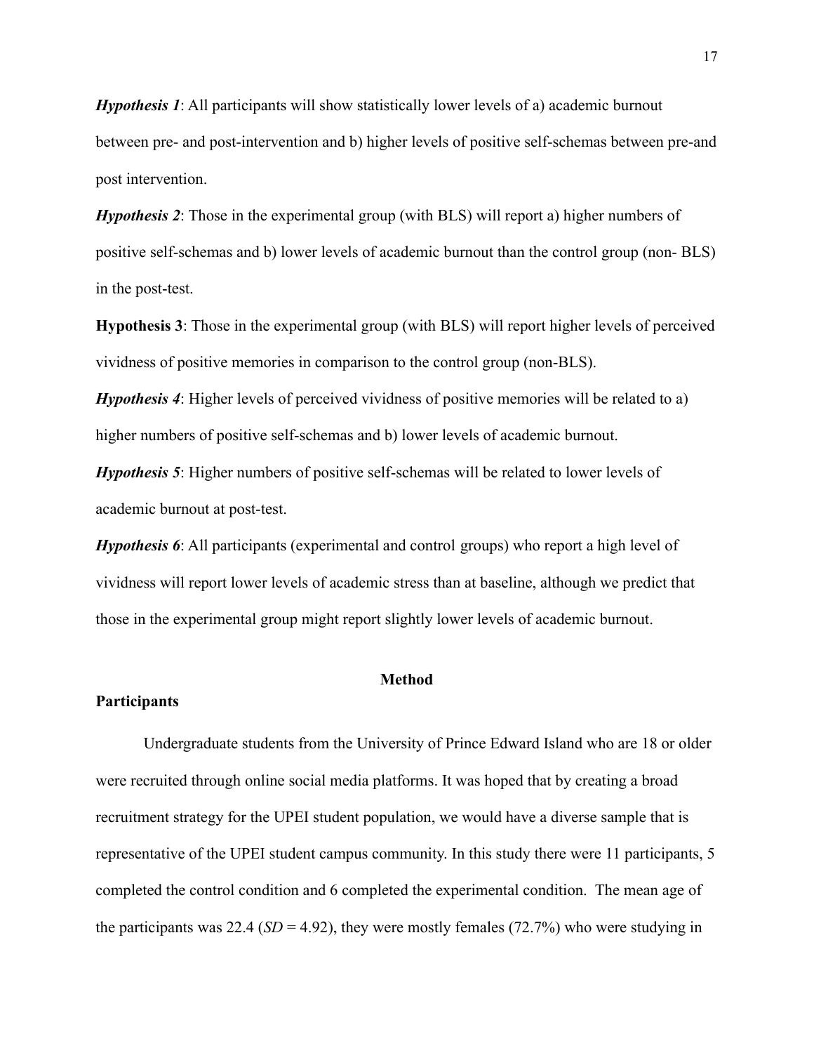***Hypothesis 1***: All participants will show statistically lower levels of a) academic burnout between pre- and post-intervention and b) higher levels of positive self-schemas between pre-and post intervention.

***Hypothesis 2***: Those in the experimental group (with BLS) will report a) higher numbers of positive self-schemas and b) lower levels of academic burnout than the control group (non- BLS) in the post-test.

**Hypothesis 3**: Those in the experimental group (with BLS) will report higher levels of perceived vividness of positive memories in comparison to the control group (non-BLS).

***Hypothesis 4***: Higher levels of perceived vividness of positive memories will be related to a) higher numbers of positive self-schemas and b) lower levels of academic burnout.

***Hypothesis 5***: Higher numbers of positive self-schemas will be related to lower levels of academic burnout at post-test.

***Hypothesis 6***: All participants (experimental and control groups) who report a high level of vividness will report lower levels of academic stress than at baseline, although we predict that those in the experimental group might report slightly lower levels of academic burnout.

## Method

### Participants

Undergraduate students from the University of Prince Edward Island who are 18 or older were recruited through online social media platforms. It was hoped that by creating a broad recruitment strategy for the UPEI student population, we would have a diverse sample that is representative of the UPEI student campus community. In this study there were 11 participants, 5 completed the control condition and 6 completed the experimental condition. The mean age of the participants was 22.4 (*SD* = 4.92), they were mostly females (72.7%) who were studying in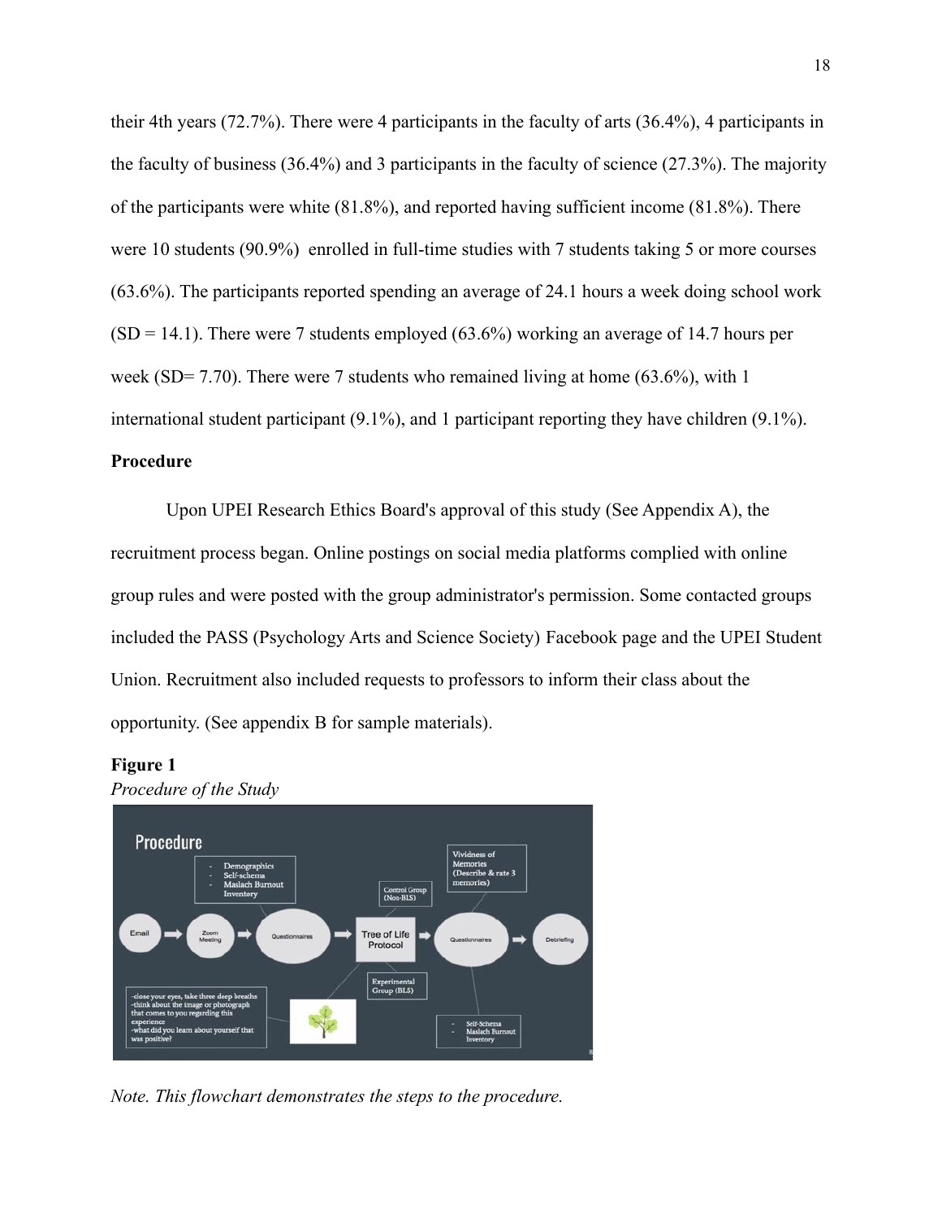their 4th years (72.7%). There were 4 participants in the faculty of arts (36.4%), 4 participants in the faculty of business (36.4%) and 3 participants in the faculty of science (27.3%). The majority of the participants were white (81.8%), and reported having sufficient income (81.8%). There were 10 students (90.9%) enrolled in full-time studies with 7 students taking 5 or more courses (63.6%). The participants reported spending an average of 24.1 hours a week doing school work (SD = 14.1). There were 7 students employed (63.6%) working an average of 14.7 hours per week (SD= 7.70). There were 7 students who remained living at home (63.6%), with 1 international student participant (9.1%), and 1 participant reporting they have children (9.1%).

**Procedure**

Upon UPEI Research Ethics Board's approval of this study (See Appendix A), the recruitment process began. Online postings on social media platforms complied with online group rules and were posted with the group administrator's permission. Some contacted groups included the PASS (Psychology Arts and Science Society) Facebook page and the UPEI Student Union. Recruitment also included requests to professors to inform their class about the opportunity. (See appendix B for sample materials).

**Figure 1**

*Procedure of the Study*

*Note. This flowchart demonstrates the steps to the procedure.*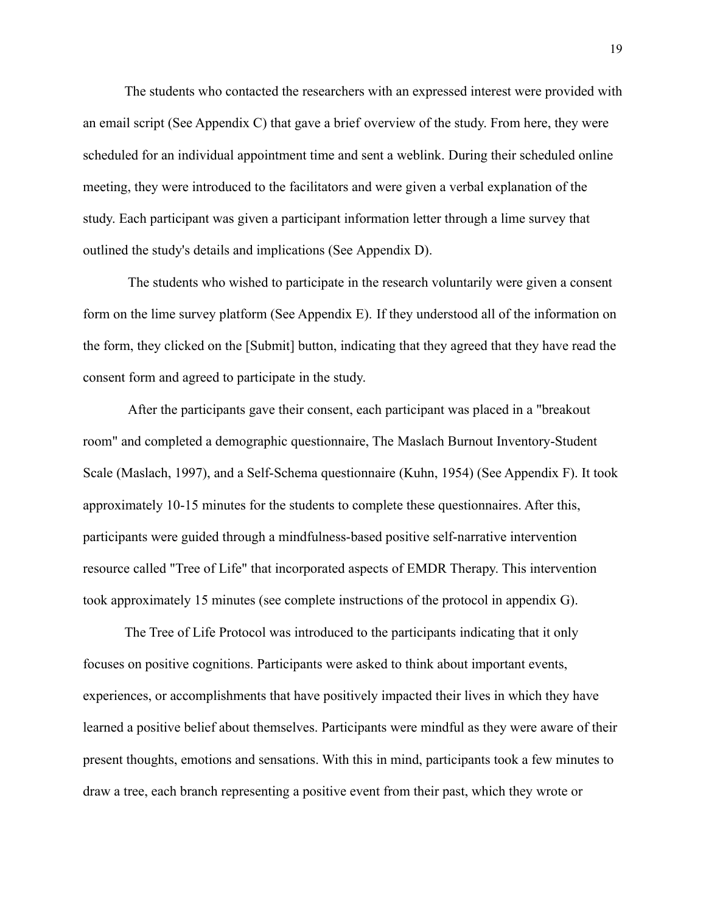The students who contacted the researchers with an expressed interest were provided with an email script (See Appendix C) that gave a brief overview of the study. From here, they were scheduled for an individual appointment time and sent a weblink. During their scheduled online meeting, they were introduced to the facilitators and were given a verbal explanation of the study. Each participant was given a participant information letter through a lime survey that outlined the study's details and implications (See Appendix D).

The students who wished to participate in the research voluntarily were given a consent form on the lime survey platform (See Appendix E). If they understood all of the information on the form, they clicked on the [Submit] button, indicating that they agreed that they have read the consent form and agreed to participate in the study.

After the participants gave their consent, each participant was placed in a "breakout room" and completed a demographic questionnaire, The Maslach Burnout Inventory-Student Scale (Maslach, 1997), and a Self-Schema questionnaire (Kuhn, 1954) (See Appendix F). It took approximately 10-15 minutes for the students to complete these questionnaires. After this, participants were guided through a mindfulness-based positive self-narrative intervention resource called "Tree of Life" that incorporated aspects of EMDR Therapy. This intervention took approximately 15 minutes (see complete instructions of the protocol in appendix G).

The Tree of Life Protocol was introduced to the participants indicating that it only focuses on positive cognitions. Participants were asked to think about important events, experiences, or accomplishments that have positively impacted their lives in which they have learned a positive belief about themselves. Participants were mindful as they were aware of their present thoughts, emotions and sensations. With this in mind, participants took a few minutes to draw a tree, each branch representing a positive event from their past, which they wrote or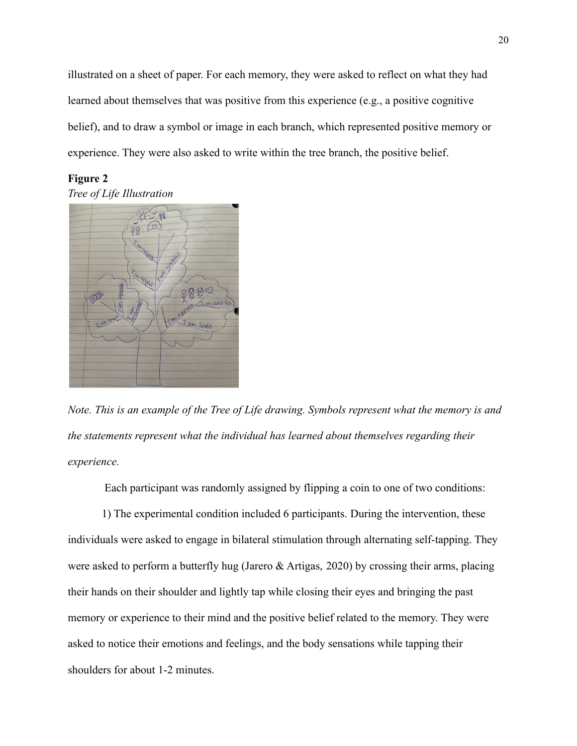illustrated on a sheet of paper. For each memory, they were asked to reflect on what they had learned about themselves that was positive from this experience (e.g., a positive cognitive belief), and to draw a symbol or image in each branch, which represented positive memory or experience. They were also asked to write within the tree branch, the positive belief.

**Figure 2**

*Tree of Life Illustration*

*Note. This is an example of the Tree of Life drawing. Symbols represent what the memory is and the statements represent what the individual has learned about themselves regarding their experience.*

Each participant was randomly assigned by flipping a coin to one of two conditions:

1) The experimental condition included 6 participants. During the intervention, these individuals were asked to engage in bilateral stimulation through alternating self-tapping. They were asked to perform a butterfly hug (Jarero & Artigas, 2020) by crossing their arms, placing their hands on their shoulder and lightly tap while closing their eyes and bringing the past memory or experience to their mind and the positive belief related to the memory. They were asked to notice their emotions and feelings, and the body sensations while tapping their shoulders for about 1-2 minutes.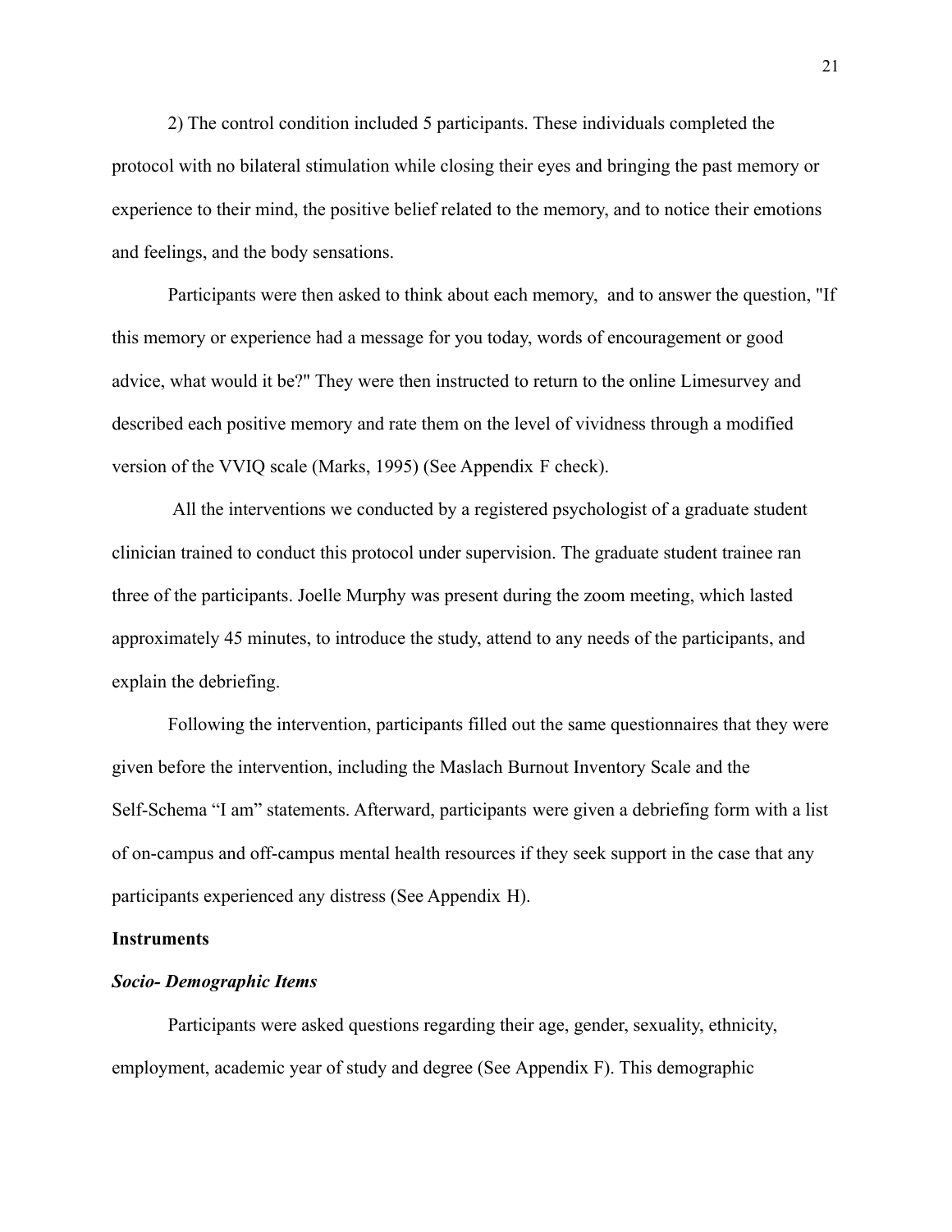2) The control condition included 5 participants. These individuals completed the protocol with no bilateral stimulation while closing their eyes and bringing the past memory or experience to their mind, the positive belief related to the memory, and to notice their emotions and feelings, and the body sensations.

Participants were then asked to think about each memory,  and to answer the question, "If this memory or experience had a message for you today, words of encouragement or good advice, what would it be?" They were then instructed to return to the online Limesurvey and described each positive memory and rate them on the level of vividness through a modified version of the VVIQ scale (Marks, 1995) (See Appendix F check).

All the interventions we conducted by a registered psychologist of a graduate student clinician trained to conduct this protocol under supervision. The graduate student trainee ran three of the participants. Joelle Murphy was present during the zoom meeting, which lasted approximately 45 minutes, to introduce the study, attend to any needs of the participants, and explain the debriefing.

Following the intervention, participants filled out the same questionnaires that they were given before the intervention, including the Maslach Burnout Inventory Scale and the Self-Schema “I am” statements. Afterward, participants were given a debriefing form with a list of on-campus and off-campus mental health resources if they seek support in the case that any participants experienced any distress (See Appendix H).

**Instruments**

***Socio- Demographic Items***

Participants were asked questions regarding their age, gender, sexuality, ethnicity, employment, academic year of study and degree (See Appendix F). This demographic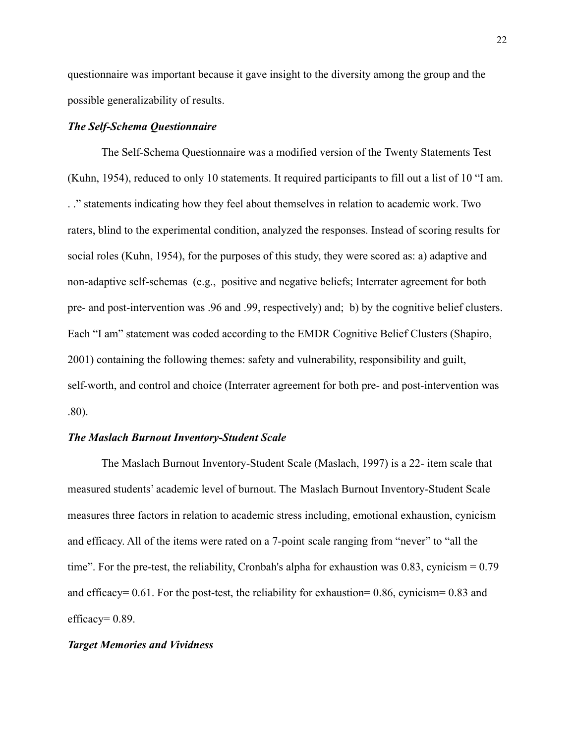questionnaire was important because it gave insight to the diversity among the group and the possible generalizability of results.

***The Self-Schema Questionnaire***

The Self-Schema Questionnaire was a modified version of the Twenty Statements Test (Kuhn, 1954), reduced to only 10 statements. It required participants to fill out a list of 10 "I am. . ." statements indicating how they feel about themselves in relation to academic work. Two raters, blind to the experimental condition, analyzed the responses. Instead of scoring results for social roles (Kuhn, 1954), for the purposes of this study, they were scored as: a) adaptive and non-adaptive self-schemas (e.g., positive and negative beliefs; Interrater agreement for both pre- and post-intervention was .96 and .99, respectively) and; b) by the cognitive belief clusters. Each "I am" statement was coded according to the EMDR Cognitive Belief Clusters (Shapiro, 2001) containing the following themes: safety and vulnerability, responsibility and guilt, self-worth, and control and choice (Interrater agreement for both pre- and post-intervention was .80).

***The Maslach Burnout Inventory-Student Scale***

The Maslach Burnout Inventory-Student Scale (Maslach, 1997) is a 22- item scale that measured students' academic level of burnout. The Maslach Burnout Inventory-Student Scale measures three factors in relation to academic stress including, emotional exhaustion, cynicism and efficacy. All of the items were rated on a 7-point scale ranging from "never" to "all the time". For the pre-test, the reliability, Cronbah's alpha for exhaustion was 0.83, cynicism = 0.79 and efficacy= 0.61. For the post-test, the reliability for exhaustion= 0.86, cynicism= 0.83 and efficacy= 0.89.

***Target Memories and Vividness***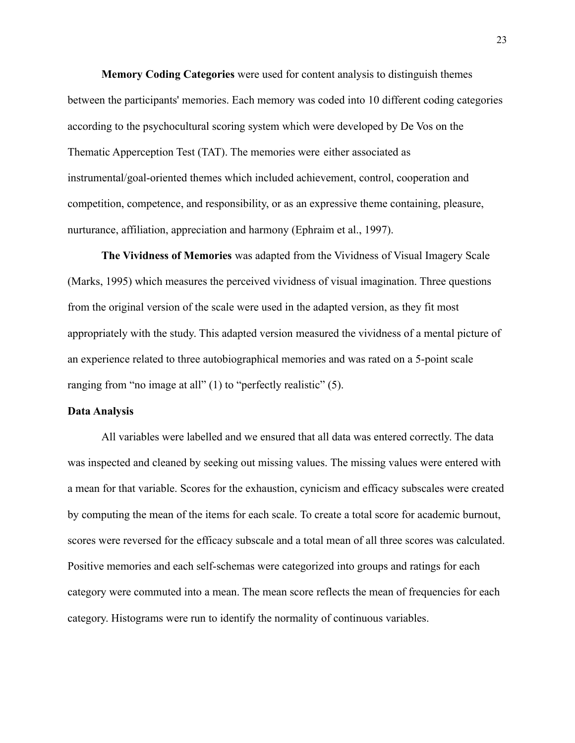**Memory Coding Categories** were used for content analysis to distinguish themes between the participants' memories. Each memory was coded into 10 different coding categories according to the psychocultural scoring system which were developed by De Vos on the Thematic Apperception Test (TAT). The memories were either associated as instrumental/goal-oriented themes which included achievement, control, cooperation and competition, competence, and responsibility, or as an expressive theme containing, pleasure, nurturance, affiliation, appreciation and harmony (Ephraim et al., 1997).

**The Vividness of Memories** was adapted from the Vividness of Visual Imagery Scale (Marks, 1995) which measures the perceived vividness of visual imagination. Three questions from the original version of the scale were used in the adapted version, as they fit most appropriately with the study. This adapted version measured the vividness of a mental picture of an experience related to three autobiographical memories and was rated on a 5-point scale ranging from "no image at all" (1) to "perfectly realistic" (5).

**Data Analysis**

All variables were labelled and we ensured that all data was entered correctly. The data was inspected and cleaned by seeking out missing values. The missing values were entered with a mean for that variable. Scores for the exhaustion, cynicism and efficacy subscales were created by computing the mean of the items for each scale. To create a total score for academic burnout, scores were reversed for the efficacy subscale and a total mean of all three scores was calculated. Positive memories and each self-schemas were categorized into groups and ratings for each category were commuted into a mean. The mean score reflects the mean of frequencies for each category. Histograms were run to identify the normality of continuous variables.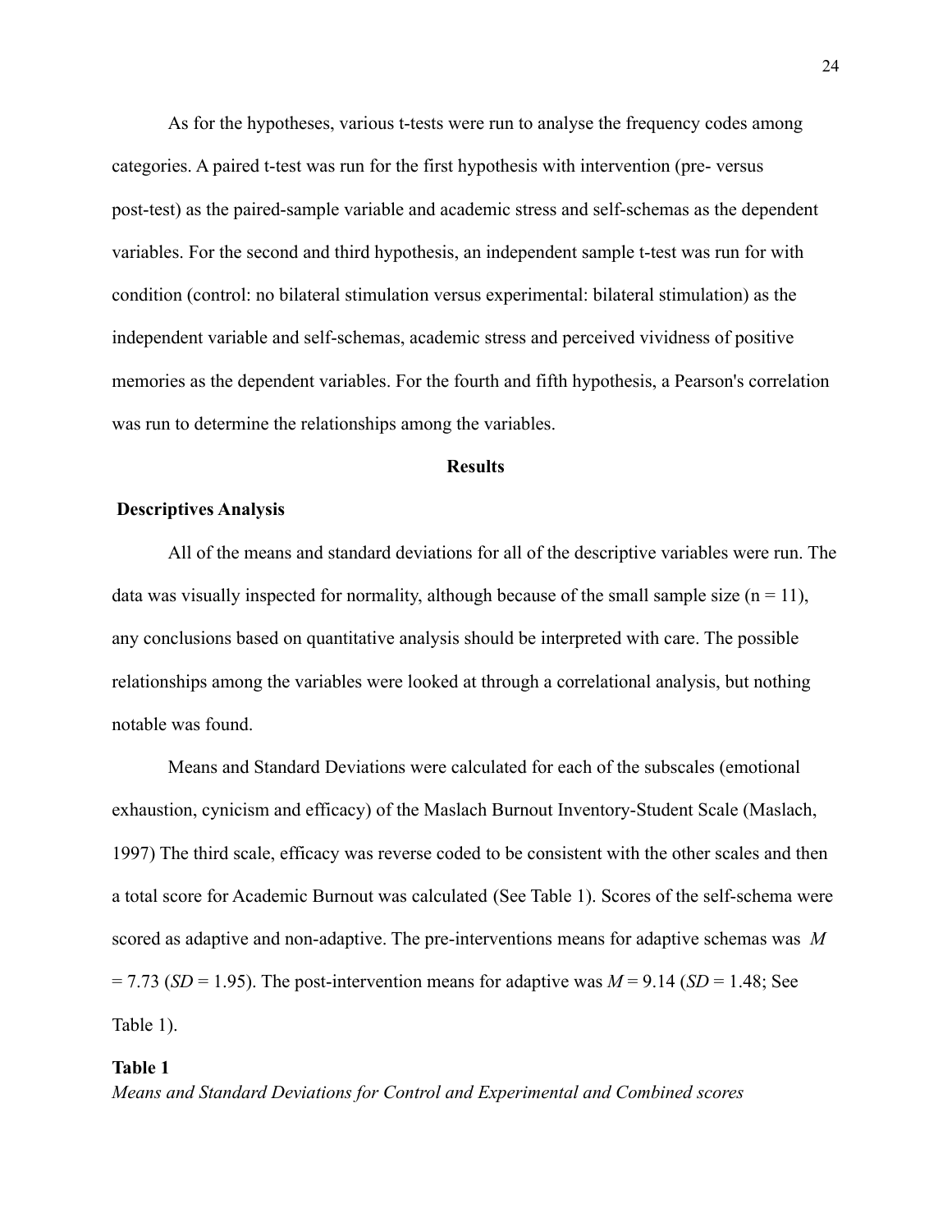As for the hypotheses, various t-tests were run to analyse the frequency codes among categories. A paired t-test was run for the first hypothesis with intervention (pre- versus post-test) as the paired-sample variable and academic stress and self-schemas as the dependent variables. For the second and third hypothesis, an independent sample t-test was run for with condition (control: no bilateral stimulation versus experimental: bilateral stimulation) as the independent variable and self-schemas, academic stress and perceived vividness of positive memories as the dependent variables. For the fourth and fifth hypothesis, a Pearson's correlation was run to determine the relationships among the variables.

## Results

### Descriptives Analysis

All of the means and standard deviations for all of the descriptive variables were run. The data was visually inspected for normality, although because of the small sample size ($n = 11$), any conclusions based on quantitative analysis should be interpreted with care. The possible relationships among the variables were looked at through a correlational analysis, but nothing notable was found.

Means and Standard Deviations were calculated for each of the subscales (emotional exhaustion, cynicism and efficacy) of the Maslach Burnout Inventory-Student Scale (Maslach, 1997) The third scale, efficacy was reverse coded to be consistent with the other scales and then a total score for Academic Burnout was calculated (See Table 1). Scores of the self-schema were scored as adaptive and non-adaptive. The pre-interventions means for adaptive schemas was $M = 7.73$ ($SD = 1.95$). The post-intervention means for adaptive was $M = 9.14$ ($SD = 1.48$; See Table 1).

**Table 1**

*Means and Standard Deviations for Control and Experimental and Combined scores*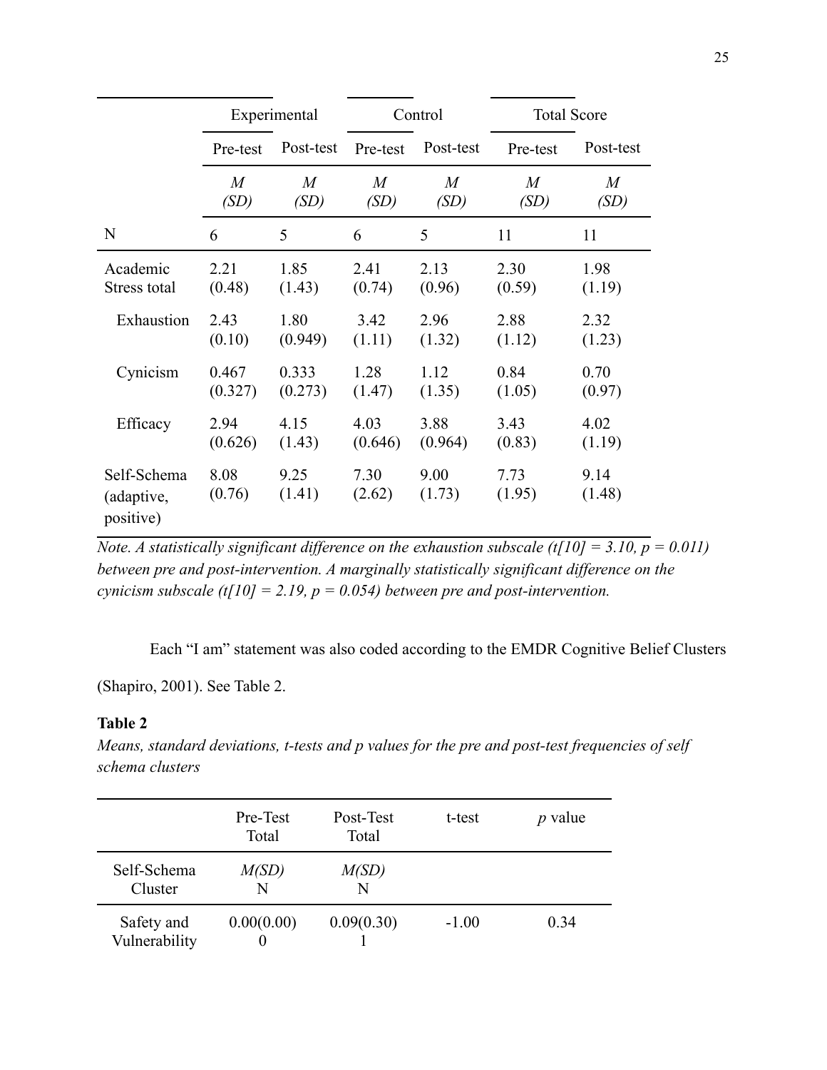| | Experimental | | Control | | Total Score | |
|---|---|---|---|---|---|---|
| | Pre-test | Post-test | Pre-test | Post-test | Pre-test | Post-test |
| | *M* *(SD)* | *M* *(SD)* | *M* *(SD)* | *M* *(SD)* | *M* *(SD)* | *M* *(SD)* |
| N | 6 | 5 | 6 | 5 | 11 | 11 |
| Academic Stress total | 2.21 (0.48) | 1.85 (1.43) | 2.41 (0.74) | 2.13 (0.96) | 2.30 (0.59) | 1.98 (1.19) |
| Exhaustion | 2.43 (0.10) | 1.80 (0.949) | 3.42 (1.11) | 2.96 (1.32) | 2.88 (1.12) | 2.32 (1.23) |
| Cynicism | 0.467 (0.327) | 0.333 (0.273) | 1.28 (1.47) | 1.12 (1.35) | 0.84 (1.05) | 0.70 (0.97) |
| Efficacy | 2.94 (0.626) | 4.15 (1.43) | 4.03 (0.646) | 3.88 (0.964) | 3.43 (0.83) | 4.02 (1.19) |
| Self-Schema (adaptive, positive) | 8.08 (0.76) | 9.25 (1.41) | 7.30 (2.62) | 9.00 (1.73) | 7.73 (1.95) | 9.14 (1.48) |

*Note. A statistically significant difference on the exhaustion subscale ($t[10] = 3.10$, $p = 0.011$) between pre and post-intervention. A marginally statistically significant difference on the cynicism subscale ($t[10] = 2.19$, $p = 0.054$) between pre and post-intervention.*

Each "I am" statement was also coded according to the EMDR Cognitive Belief Clusters (Shapiro, 2001). See Table 2.

**Table 2**

*Means, standard deviations, t-tests and p values for the pre and post-test frequencies of self schema clusters*

| | Pre-Test Total | Post-Test Total | t-test | *p* value |
|---|---|---|---|---|
| Self-Schema Cluster | *M(SD)* N | *M(SD)* N | | |
| Safety and Vulnerability | 0.00(0.00) 0 | 0.09(0.30) 1 | -1.00 | 0.34 |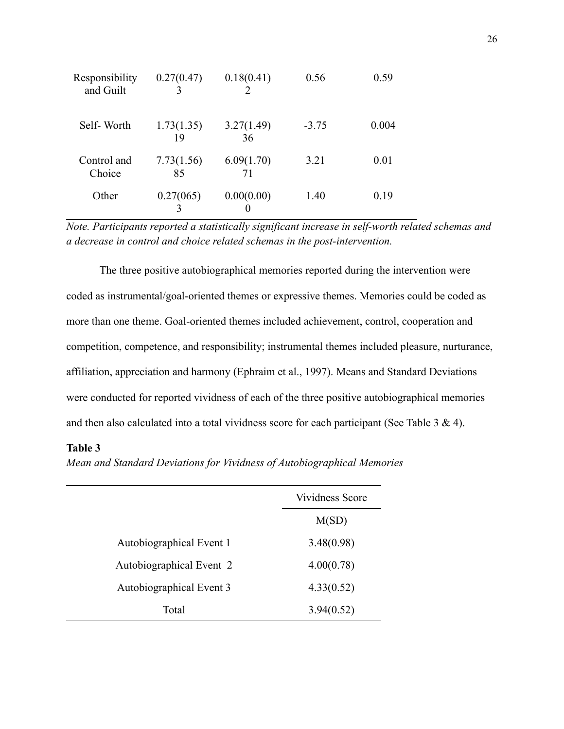| | | | | |
|---|---|---|---|---|
| Responsibility and Guilt | 0.27(0.47) 3 | 0.18(0.41) 2 | 0.56 | 0.59 |
| Self- Worth | 1.73(1.35) 19 | 3.27(1.49) 36 | -3.75 | 0.004 |
| Control and Choice | 7.73(1.56) 85 | 6.09(1.70) 71 | 3.21 | 0.01 |
| Other | 0.27(065) 3 | 0.00(0.00) 0 | 1.40 | 0.19 |

*Note. Participants reported a statistically significant increase in self-worth related schemas and a decrease in control and choice related schemas in the post-intervention.*

The three positive autobiographical memories reported during the intervention were coded as instrumental/goal-oriented themes or expressive themes. Memories could be coded as more than one theme. Goal-oriented themes included achievement, control, cooperation and competition, competence, and responsibility; instrumental themes included pleasure, nurturance, affiliation, appreciation and harmony (Ephraim et al., 1997). Means and Standard Deviations were conducted for reported vividness of each of the three positive autobiographical memories and then also calculated into a total vividness score for each participant (See Table 3 & 4).

**Table 3**

*Mean and Standard Deviations for Vividness of Autobiographical Memories*

| | Vividness Score |
|---|---|
| | M(SD) |
| Autobiographical Event 1 | 3.48(0.98) |
| Autobiographical Event 2 | 4.00(0.78) |
| Autobiographical Event 3 | 4.33(0.52) |
| Total | 3.94(0.52) |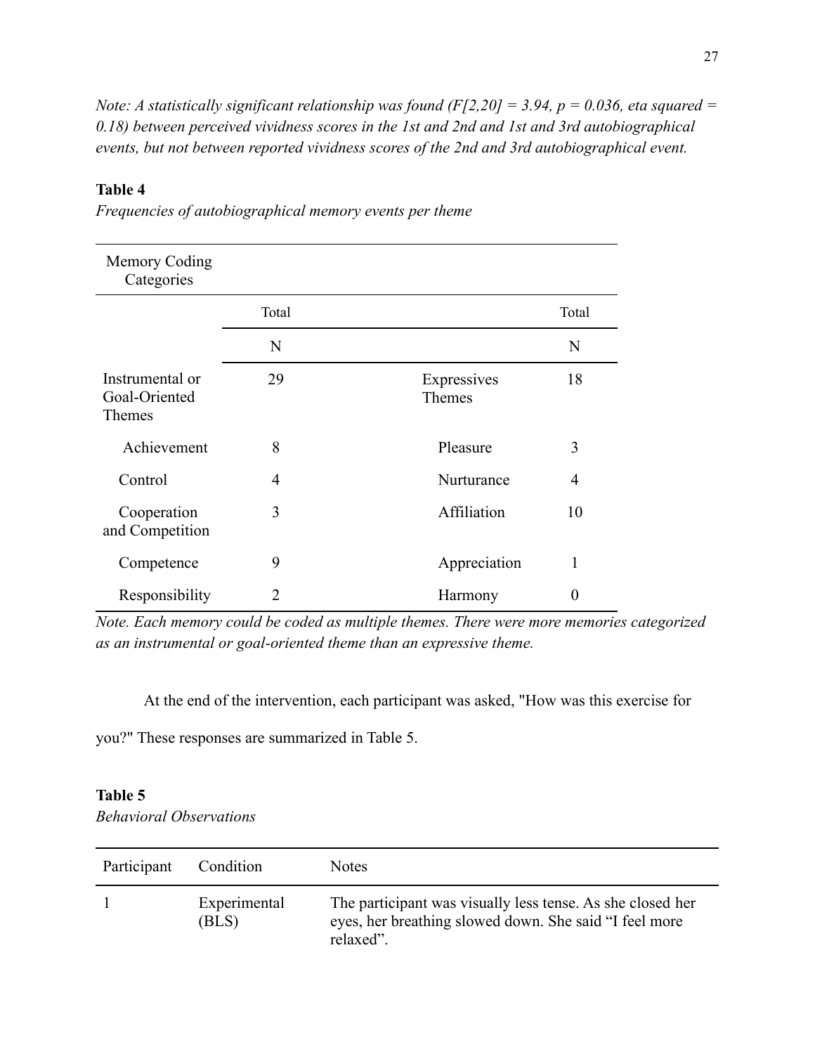*Note: A statistically significant relationship was found ($F[2,20] = 3.94$, $p = 0.036$, eta squared = 0.18) between perceived vividness scores in the 1st and 2nd and 1st and 3rd autobiographical events, but not between reported vividness scores of the 2nd and 3rd autobiographical event.*

**Table 4**

*Frequencies of autobiographical memory events per theme*

| Memory Coding Categories | | | |
|---|---|---|---|
| | Total | | Total |
| | N | | N |
| Instrumental or Goal-Oriented Themes | 29 | Expressives Themes | 18 |
| Achievement | 8 | Pleasure | 3 |
| Control | 4 | Nurturance | 4 |
| Cooperation and Competition | 3 | Affiliation | 10 |
| Competence | 9 | Appreciation | 1 |
| Responsibility | 2 | Harmony | 0 |

*Note. Each memory could be coded as multiple themes. There were more memories categorized as an instrumental or goal-oriented theme than an expressive theme.*

At the end of the intervention, each participant was asked, "How was this exercise for you?" These responses are summarized in Table 5.

**Table 5**

*Behavioral Observations*

| Participant | Condition | Notes |
|---|---|---|
| 1 | Experimental (BLS) | The participant was visually less tense. As she closed her eyes, her breathing slowed down. She said "I feel more relaxed". |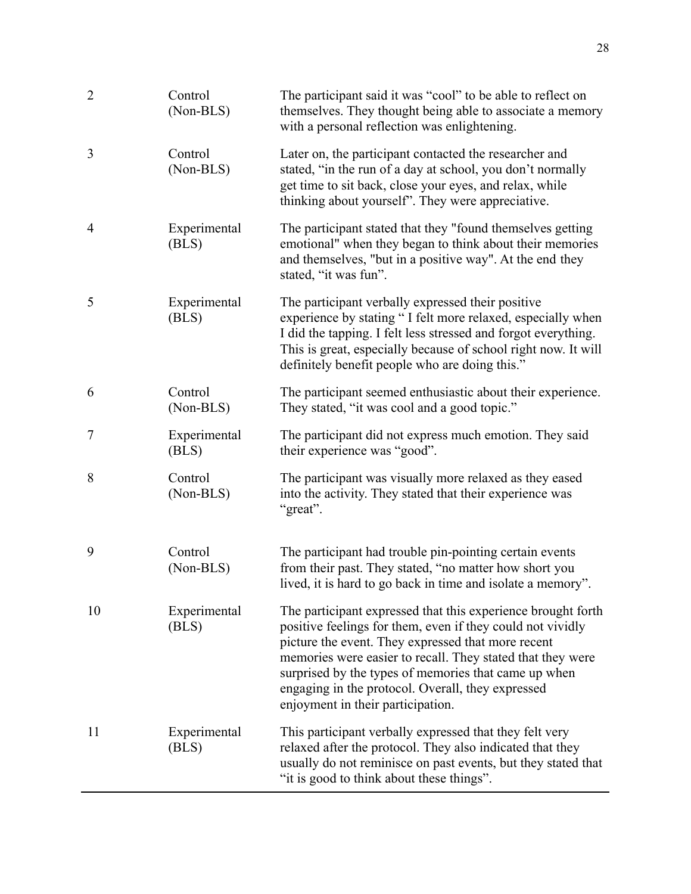| | | |
|---|---|---|
| 2 | Control (Non-BLS) | The participant said it was “cool” to be able to reflect on themselves. They thought being able to associate a memory with a personal reflection was enlightening. |
| 3 | Control (Non-BLS) | Later on, the participant contacted the researcher and stated, “in the run of a day at school, you don’t normally get time to sit back, close your eyes, and relax, while thinking about yourself”. They were appreciative. |
| 4 | Experimental (BLS) | The participant stated that they "found themselves getting emotional" when they began to think about their memories and themselves, "but in a positive way". At the end they stated, “it was fun”. |
| 5 | Experimental (BLS) | The participant verbally expressed their positive experience by stating “ I felt more relaxed, especially when I did the tapping. I felt less stressed and forgot everything. This is great, especially because of school right now. It will definitely benefit people who are doing this.” |
| 6 | Control (Non-BLS) | The participant seemed enthusiastic about their experience. They stated, “it was cool and a good topic.” |
| 7 | Experimental (BLS) | The participant did not express much emotion. They said their experience was “good”. |
| 8 | Control (Non-BLS) | The participant was visually more relaxed as they eased into the activity. They stated that their experience was “great”. |
| 9 | Control (Non-BLS) | The participant had trouble pin-pointing certain events from their past. They stated, “no matter how short you lived, it is hard to go back in time and isolate a memory”. |
| 10 | Experimental (BLS) | The participant expressed that this experience brought forth positive feelings for them, even if they could not vividly picture the event. They expressed that more recent memories were easier to recall. They stated that they were surprised by the types of memories that came up when engaging in the protocol. Overall, they expressed enjoyment in their participation. |
| 11 | Experimental (BLS) | This participant verbally expressed that they felt very relaxed after the protocol. They also indicated that they usually do not reminisce on past events, but they stated that “it is good to think about these things”. |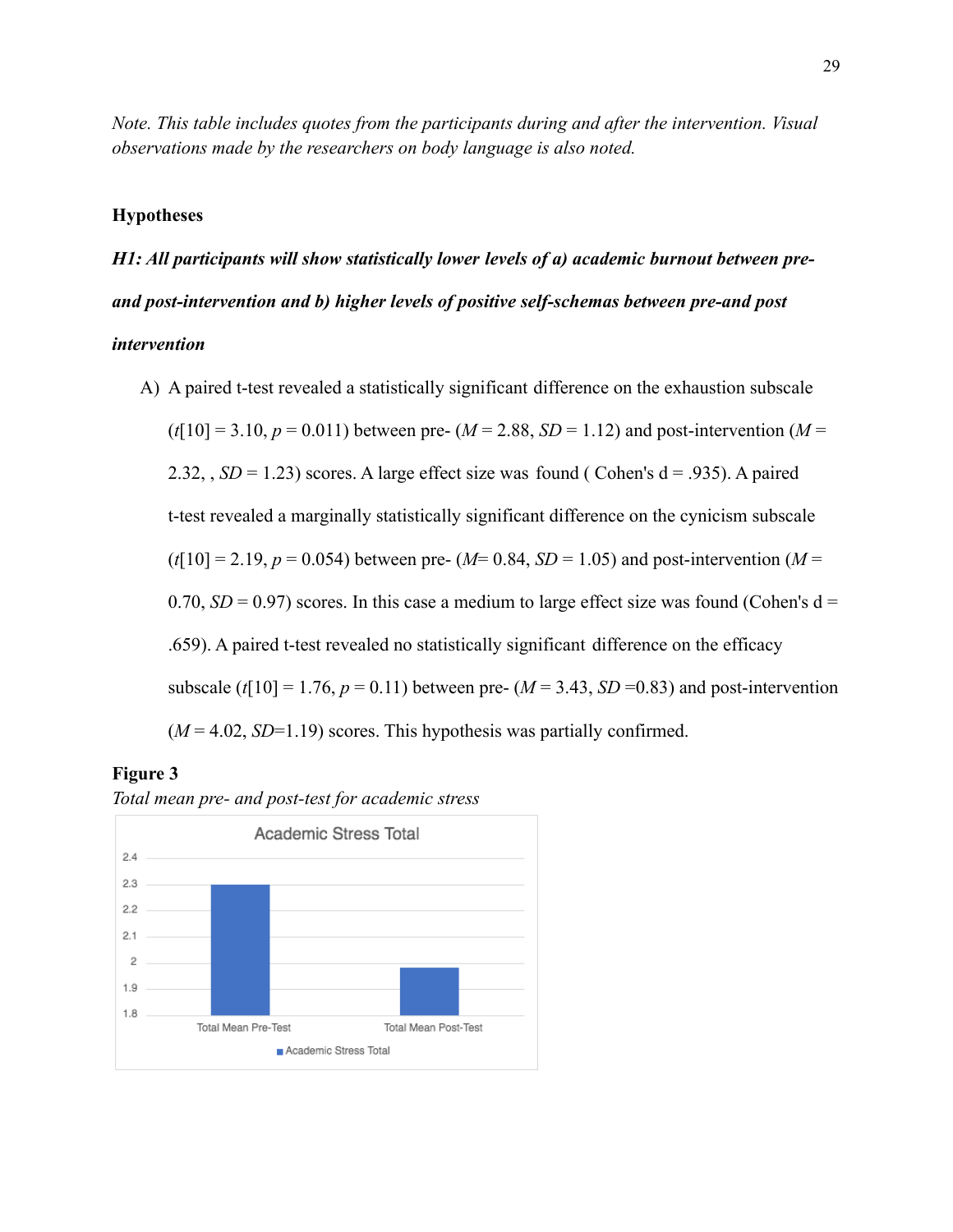*Note. This table includes quotes from the participants during and after the intervention. Visual observations made by the researchers on body language is also noted.*

### Hypotheses

***H1: All participants will show statistically lower levels of a) academic burnout between pre- and post-intervention and b) higher levels of positive self-schemas between pre-and post intervention***

A) A paired t-test revealed a statistically significant difference on the exhaustion subscale ($t[10] = 3.10$, $p = 0.011$) between pre- ($M = 2.88$, $SD = 1.12$) and post-intervention ($M = 2.32$, , $SD = 1.23$) scores. A large effect size was found ( Cohen's d = .935). A paired t-test revealed a marginally statistically significant difference on the cynicism subscale ($t[10] = 2.19$, $p = 0.054$) between pre- ($M = 0.84$, $SD = 1.05$) and post-intervention ($M = 0.70$, $SD = 0.97$) scores. In this case a medium to large effect size was found (Cohen's d = .659). A paired t-test revealed no statistically significant difference on the efficacy subscale ($t[10] = 1.76$, $p = 0.11$) between pre- ($M = 3.43$, $SD = 0.83$) and post-intervention ($M = 4.02$, $SD = 1.19$) scores. This hypothesis was partially confirmed.

**Figure 3**

*Total mean pre- and post-test for academic stress*

Academic Stress Total

| | Academic Stress Total |
|---|---|
| Total Mean Pre-Test | 2.3 |
| Total Mean Post-Test | 1.98 |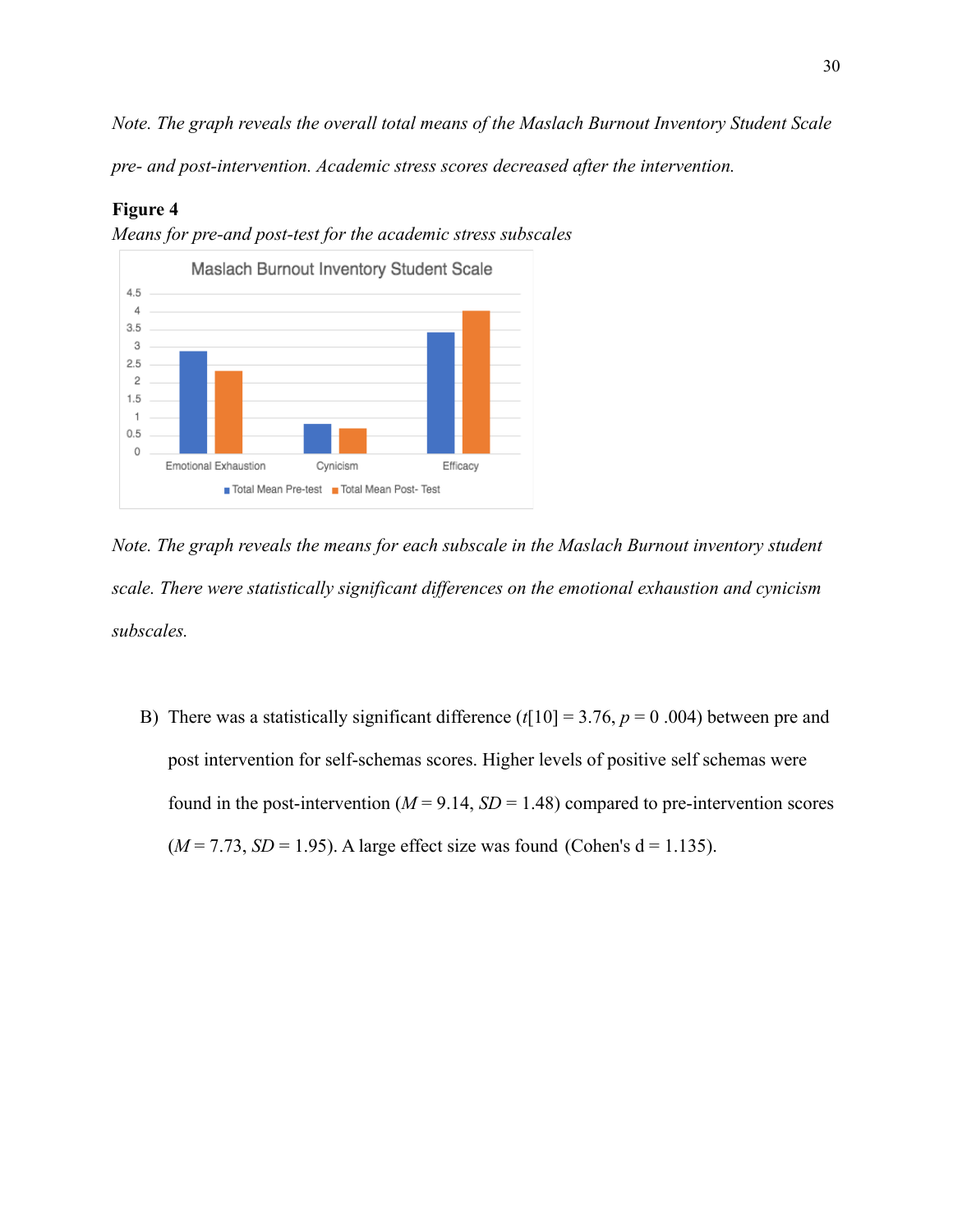*Note. The graph reveals the overall total means of the Maslach Burnout Inventory Student Scale pre- and post-intervention. Academic stress scores decreased after the intervention.*

**Figure 4**

*Means for pre-and post-test for the academic stress subscales*

*Note. The graph reveals the means for each subscale in the Maslach Burnout inventory student scale. There were statistically significant differences on the emotional exhaustion and cynicism subscales.*

B) There was a statistically significant difference ($t$[10] = 3.76, $p$ = 0 .004) between pre and post intervention for self-schemas scores. Higher levels of positive self schemas were found in the post-intervention ($M$ = 9.14, $SD$ = 1.48) compared to pre-intervention scores ($M$ = 7.73, $SD$ = 1.95). A large effect size was found (Cohen's d = 1.135).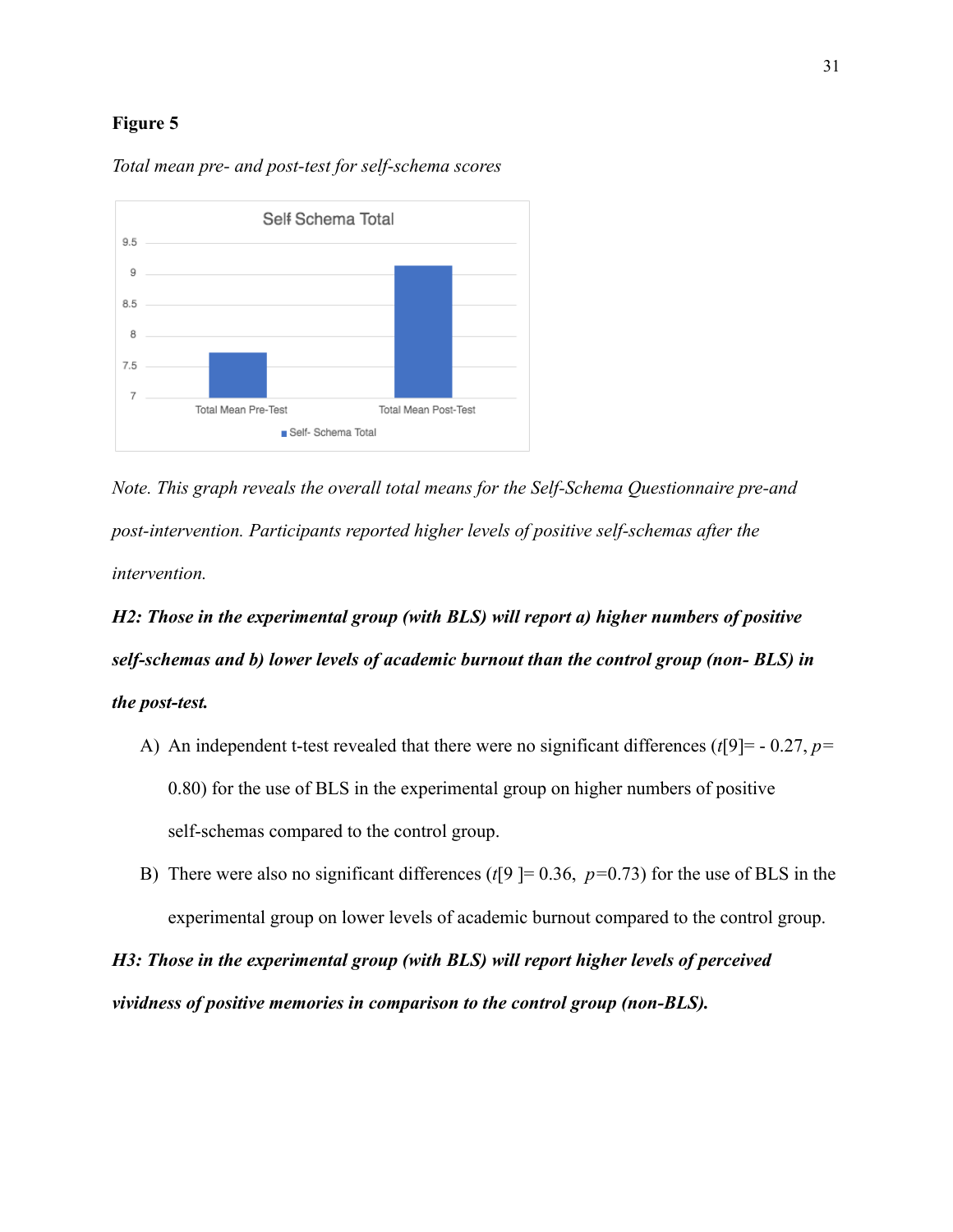**Figure 5**

*Total mean pre- and post-test for self-schema scores*

*Note. This graph reveals the overall total means for the Self-Schema Questionnaire pre-and post-intervention. Participants reported higher levels of positive self-schemas after the intervention.*

***H2: Those in the experimental group (with BLS) will report a) higher numbers of positive self-schemas and b) lower levels of academic burnout than the control group (non- BLS) in the post-test.***

A) An independent t-test revealed that there were no significant differences ($t[9] = -0.27$, $p = 0.80$) for the use of BLS in the experimental group on higher numbers of positive self-schemas compared to the control group.

B) There were also no significant differences ($t[9] = 0.36$, $p = 0.73$) for the use of BLS in the experimental group on lower levels of academic burnout compared to the control group.

***H3: Those in the experimental group (with BLS) will report higher levels of perceived vividness of positive memories in comparison to the control group (non-BLS).***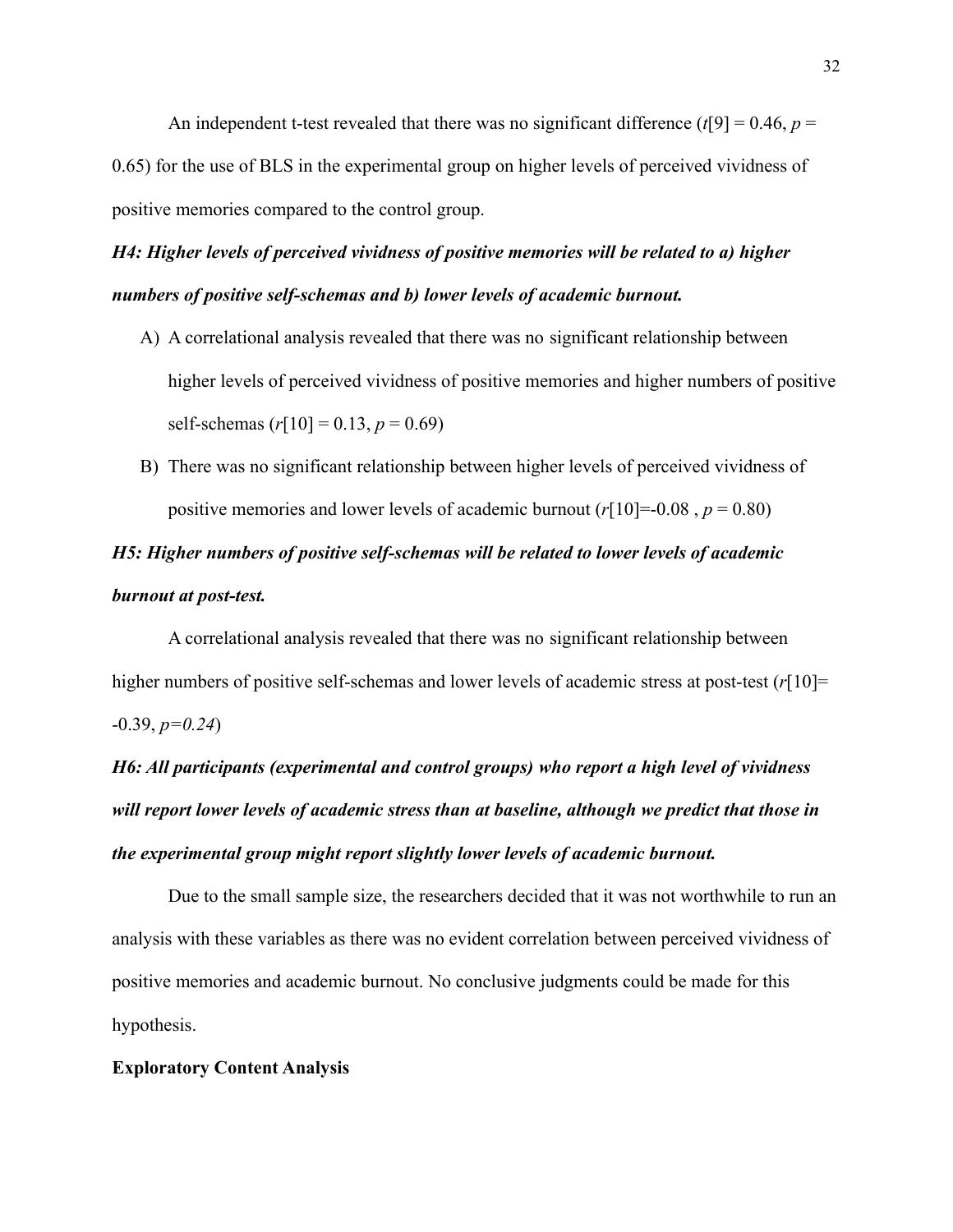An independent t-test revealed that there was no significant difference ($t[9] = 0.46$, $p = 0.65$) for the use of BLS in the experimental group on higher levels of perceived vividness of positive memories compared to the control group.

***H4: Higher levels of perceived vividness of positive memories will be related to a) higher numbers of positive self-schemas and b) lower levels of academic burnout.***

A) A correlational analysis revealed that there was no significant relationship between higher levels of perceived vividness of positive memories and higher numbers of positive self-schemas ($r[10] = 0.13$, $p = 0.69$)

B) There was no significant relationship between higher levels of perceived vividness of positive memories and lower levels of academic burnout ($r[10] = -0.08$ , $p = 0.80$)

***H5: Higher numbers of positive self-schemas will be related to lower levels of academic burnout at post-test.***

A correlational analysis revealed that there was no significant relationship between higher numbers of positive self-schemas and lower levels of academic stress at post-test ($r[10] = -0.39$, $p=0.24$)

***H6: All participants (experimental and control groups) who report a high level of vividness will report lower levels of academic stress than at baseline, although we predict that those in the experimental group might report slightly lower levels of academic burnout.***

Due to the small sample size, the researchers decided that it was not worthwhile to run an analysis with these variables as there was no evident correlation between perceived vividness of positive memories and academic burnout. No conclusive judgments could be made for this hypothesis.

**Exploratory Content Analysis**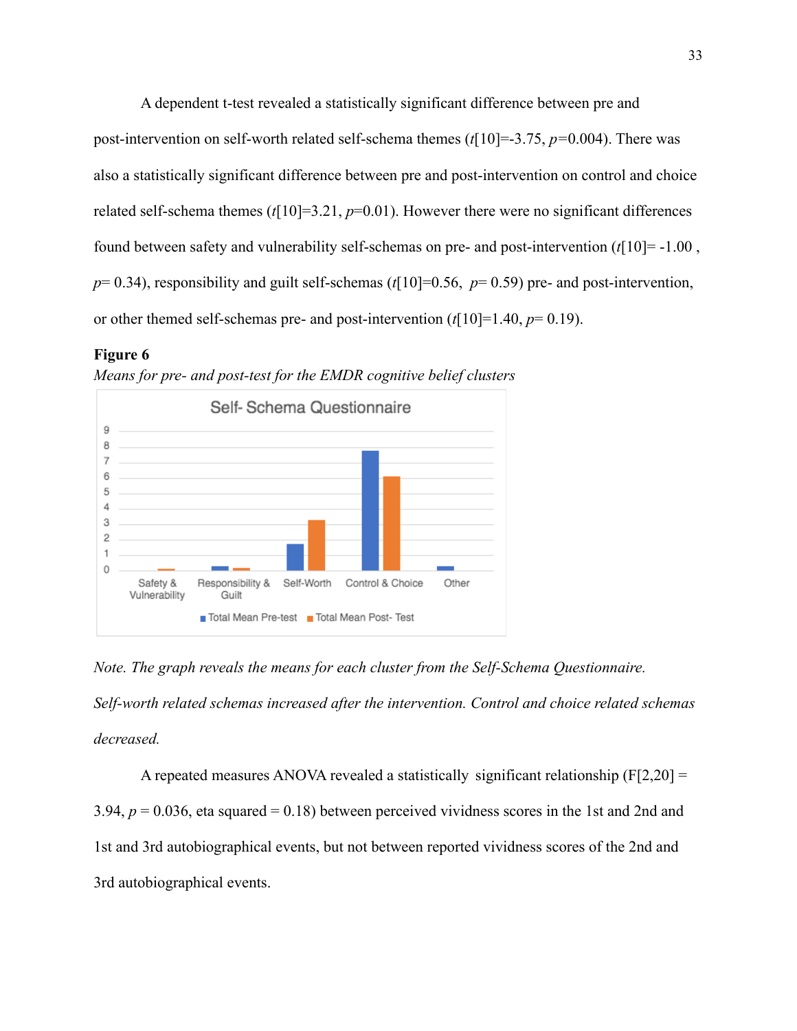A dependent t-test revealed a statistically significant difference between pre and post-intervention on self-worth related self-schema themes ($t[10]=-3.75$, $p=0.004$). There was also a statistically significant difference between pre and post-intervention on control and choice related self-schema themes ($t[10]=3.21$, $p=0.01$). However there were no significant differences found between safety and vulnerability self-schemas on pre- and post-intervention ($t[10]= -1.00$ , $p= 0.34$), responsibility and guilt self-schemas ($t[10]=0.56$, $p= 0.59$) pre- and post-intervention, or other themed self-schemas pre- and post-intervention ($t[10]=1.40$, $p= 0.19$).

**Figure 6**

*Means for pre- and post-test for the EMDR cognitive belief clusters*

*Note. The graph reveals the means for each cluster from the Self-Schema Questionnaire. Self-worth related schemas increased after the intervention. Control and choice related schemas decreased.*

A repeated measures ANOVA revealed a statistically significant relationship ($F[2,20] = 3.94$, $p = 0.036$, eta squared = 0.18) between perceived vividness scores in the 1st and 2nd and 1st and 3rd autobiographical events, but not between reported vividness scores of the 2nd and 3rd autobiographical events.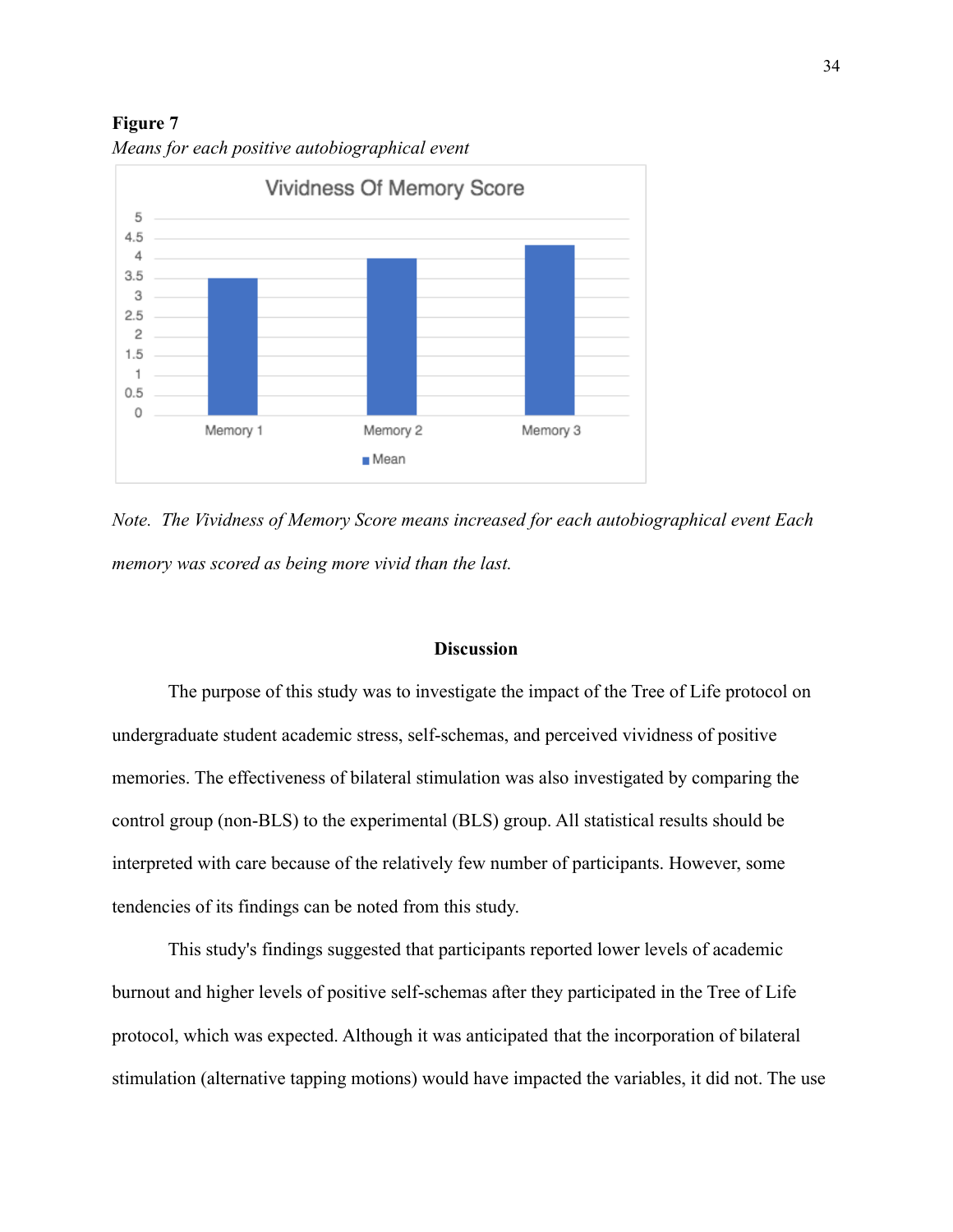**Figure 7**

*Means for each positive autobiographical event*

*Note.* *The Vividness of Memory Score means increased for each autobiographical event Each memory was scored as being more vivid than the last.*

## Discussion

The purpose of this study was to investigate the impact of the Tree of Life protocol on undergraduate student academic stress, self-schemas, and perceived vividness of positive memories. The effectiveness of bilateral stimulation was also investigated by comparing the control group (non-BLS) to the experimental (BLS) group. All statistical results should be interpreted with care because of the relatively few number of participants. However, some tendencies of its findings can be noted from this study.

This study's findings suggested that participants reported lower levels of academic burnout and higher levels of positive self-schemas after they participated in the Tree of Life protocol, which was expected. Although it was anticipated that the incorporation of bilateral stimulation (alternative tapping motions) would have impacted the variables, it did not. The use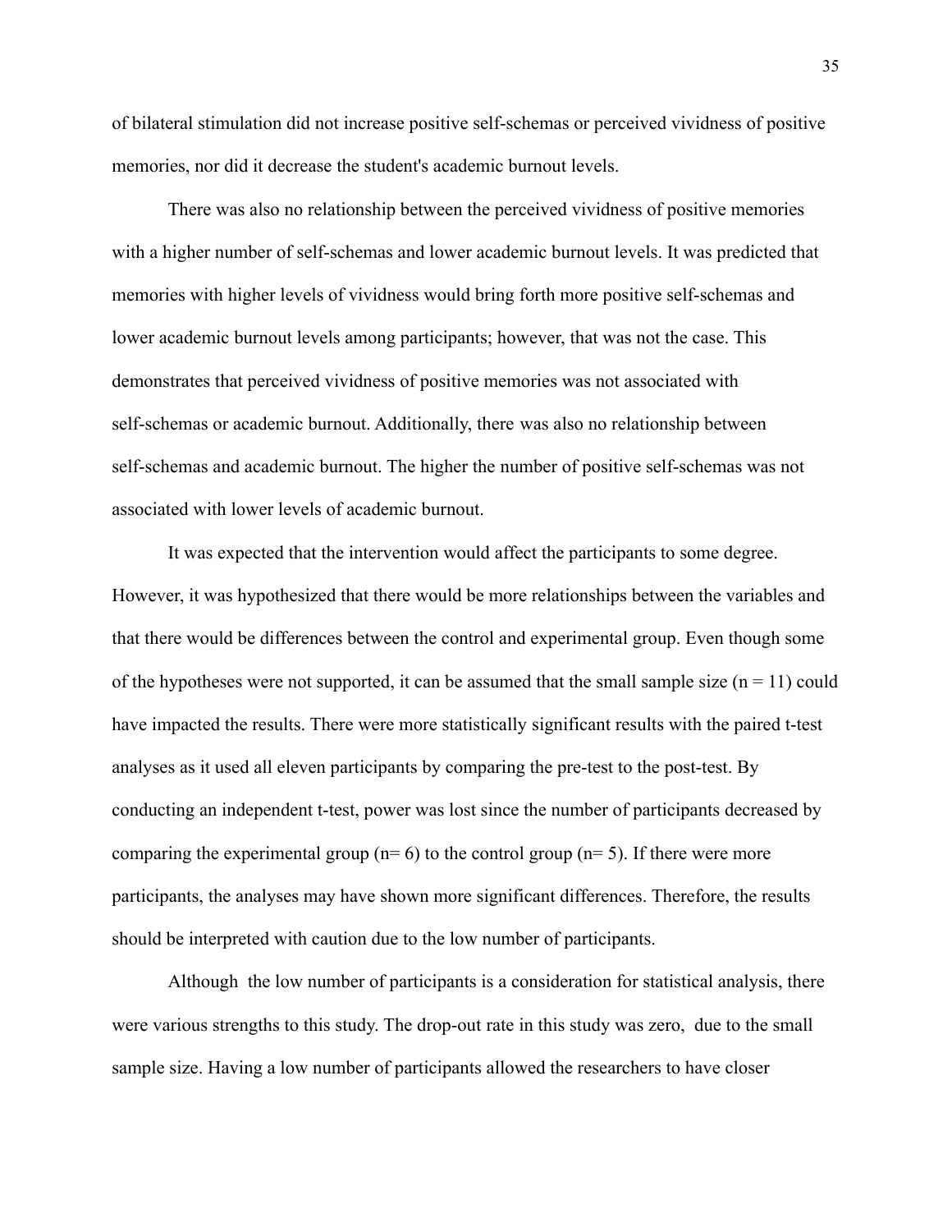of bilateral stimulation did not increase positive self-schemas or perceived vividness of positive memories, nor did it decrease the student's academic burnout levels.

There was also no relationship between the perceived vividness of positive memories with a higher number of self-schemas and lower academic burnout levels. It was predicted that memories with higher levels of vividness would bring forth more positive self-schemas and lower academic burnout levels among participants; however, that was not the case. This demonstrates that perceived vividness of positive memories was not associated with self-schemas or academic burnout. Additionally, there was also no relationship between self-schemas and academic burnout. The higher the number of positive self-schemas was not associated with lower levels of academic burnout.

It was expected that the intervention would affect the participants to some degree. However, it was hypothesized that there would be more relationships between the variables and that there would be differences between the control and experimental group. Even though some of the hypotheses were not supported, it can be assumed that the small sample size ($n = 11$) could have impacted the results. There were more statistically significant results with the paired t-test analyses as it used all eleven participants by comparing the pre-test to the post-test. By conducting an independent t-test, power was lost since the number of participants decreased by comparing the experimental group ($n= 6$) to the control group ($n= 5$). If there were more participants, the analyses may have shown more significant differences. Therefore, the results should be interpreted with caution due to the low number of participants.

Although the low number of participants is a consideration for statistical analysis, there were various strengths to this study. The drop-out rate in this study was zero, due to the small sample size. Having a low number of participants allowed the researchers to have closer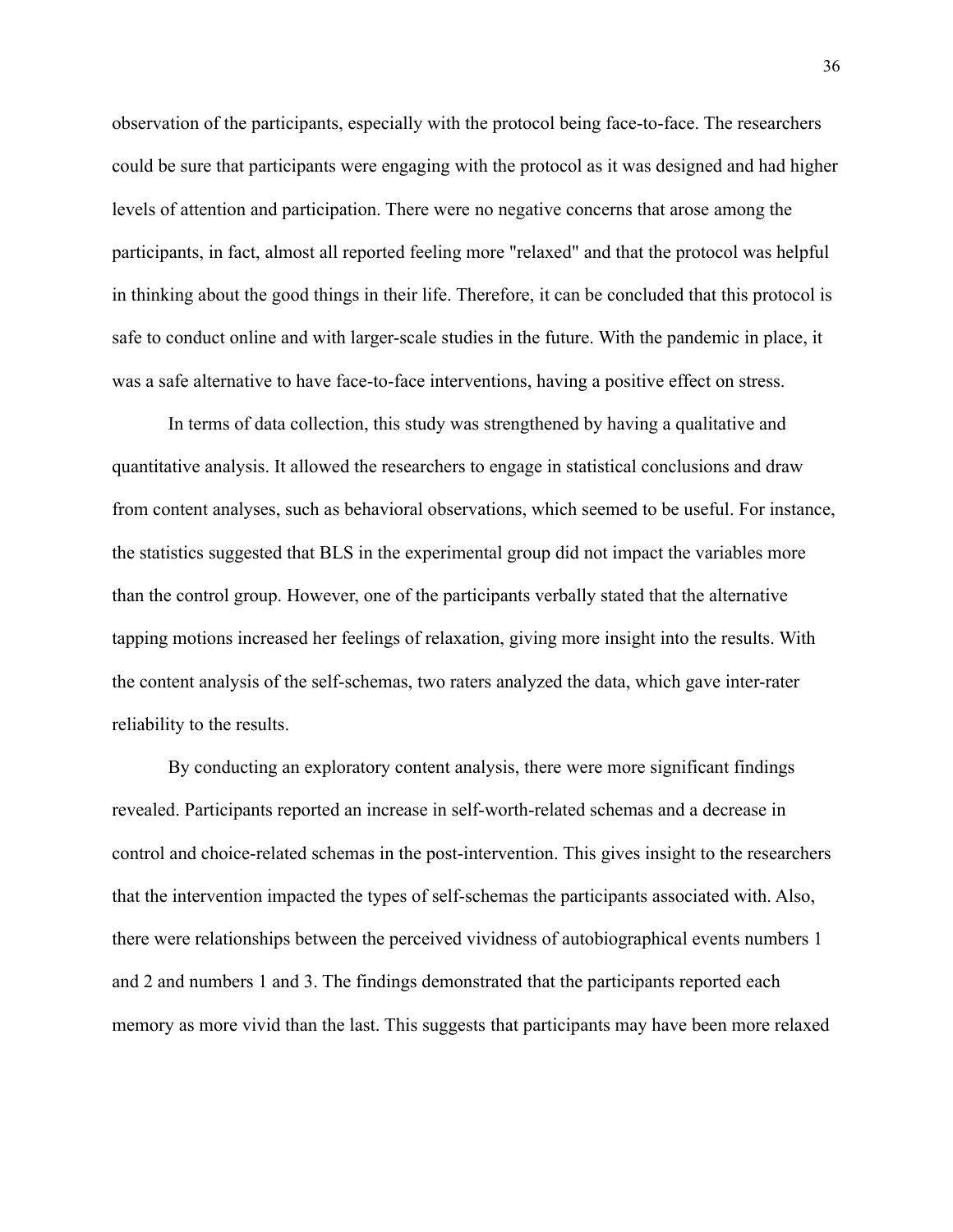observation of the participants, especially with the protocol being face-to-face. The researchers could be sure that participants were engaging with the protocol as it was designed and had higher levels of attention and participation. There were no negative concerns that arose among the participants, in fact, almost all reported feeling more "relaxed" and that the protocol was helpful in thinking about the good things in their life. Therefore, it can be concluded that this protocol is safe to conduct online and with larger-scale studies in the future. With the pandemic in place, it was a safe alternative to have face-to-face interventions, having a positive effect on stress.

In terms of data collection, this study was strengthened by having a qualitative and quantitative analysis. It allowed the researchers to engage in statistical conclusions and draw from content analyses, such as behavioral observations, which seemed to be useful. For instance, the statistics suggested that BLS in the experimental group did not impact the variables more than the control group. However, one of the participants verbally stated that the alternative tapping motions increased her feelings of relaxation, giving more insight into the results. With the content analysis of the self-schemas, two raters analyzed the data, which gave inter-rater reliability to the results.

By conducting an exploratory content analysis, there were more significant findings revealed. Participants reported an increase in self-worth-related schemas and a decrease in control and choice-related schemas in the post-intervention. This gives insight to the researchers that the intervention impacted the types of self-schemas the participants associated with. Also, there were relationships between the perceived vividness of autobiographical events numbers 1 and 2 and numbers 1 and 3. The findings demonstrated that the participants reported each memory as more vivid than the last. This suggests that participants may have been more relaxed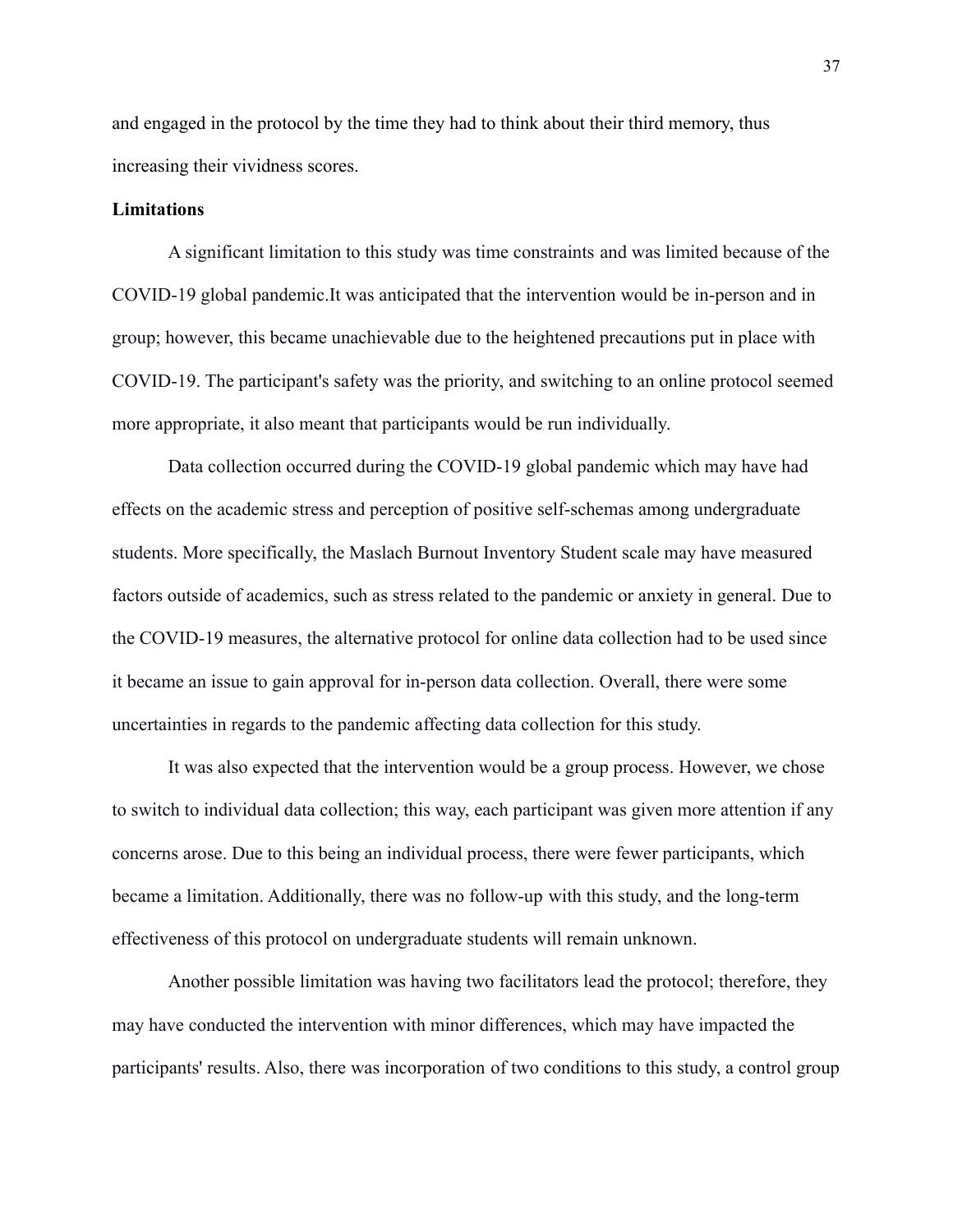and engaged in the protocol by the time they had to think about their third memory, thus increasing their vividness scores.

**Limitations**

A significant limitation to this study was time constraints and was limited because of the COVID-19 global pandemic.It was anticipated that the intervention would be in-person and in group; however, this became unachievable due to the heightened precautions put in place with COVID-19. The participant's safety was the priority, and switching to an online protocol seemed more appropriate, it also meant that participants would be run individually.

Data collection occurred during the COVID-19 global pandemic which may have had effects on the academic stress and perception of positive self-schemas among undergraduate students. More specifically, the Maslach Burnout Inventory Student scale may have measured factors outside of academics, such as stress related to the pandemic or anxiety in general. Due to the COVID-19 measures, the alternative protocol for online data collection had to be used since it became an issue to gain approval for in-person data collection. Overall, there were some uncertainties in regards to the pandemic affecting data collection for this study.

It was also expected that the intervention would be a group process. However, we chose to switch to individual data collection; this way, each participant was given more attention if any concerns arose. Due to this being an individual process, there were fewer participants, which became a limitation. Additionally, there was no follow-up with this study, and the long-term effectiveness of this protocol on undergraduate students will remain unknown.

Another possible limitation was having two facilitators lead the protocol; therefore, they may have conducted the intervention with minor differences, which may have impacted the participants' results. Also, there was incorporation of two conditions to this study, a control group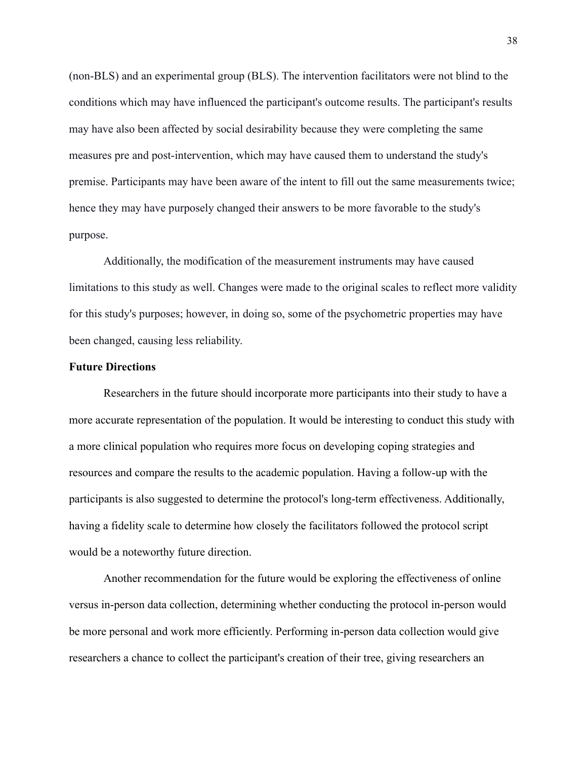(non-BLS) and an experimental group (BLS). The intervention facilitators were not blind to the conditions which may have influenced the participant's outcome results. The participant's results may have also been affected by social desirability because they were completing the same measures pre and post-intervention, which may have caused them to understand the study's premise. Participants may have been aware of the intent to fill out the same measurements twice; hence they may have purposely changed their answers to be more favorable to the study's purpose.

Additionally, the modification of the measurement instruments may have caused limitations to this study as well. Changes were made to the original scales to reflect more validity for this study's purposes; however, in doing so, some of the psychometric properties may have been changed, causing less reliability.

**Future Directions**

Researchers in the future should incorporate more participants into their study to have a more accurate representation of the population. It would be interesting to conduct this study with a more clinical population who requires more focus on developing coping strategies and resources and compare the results to the academic population. Having a follow-up with the participants is also suggested to determine the protocol's long-term effectiveness. Additionally, having a fidelity scale to determine how closely the facilitators followed the protocol script would be a noteworthy future direction.

Another recommendation for the future would be exploring the effectiveness of online versus in-person data collection, determining whether conducting the protocol in-person would be more personal and work more efficiently. Performing in-person data collection would give researchers a chance to collect the participant's creation of their tree, giving researchers an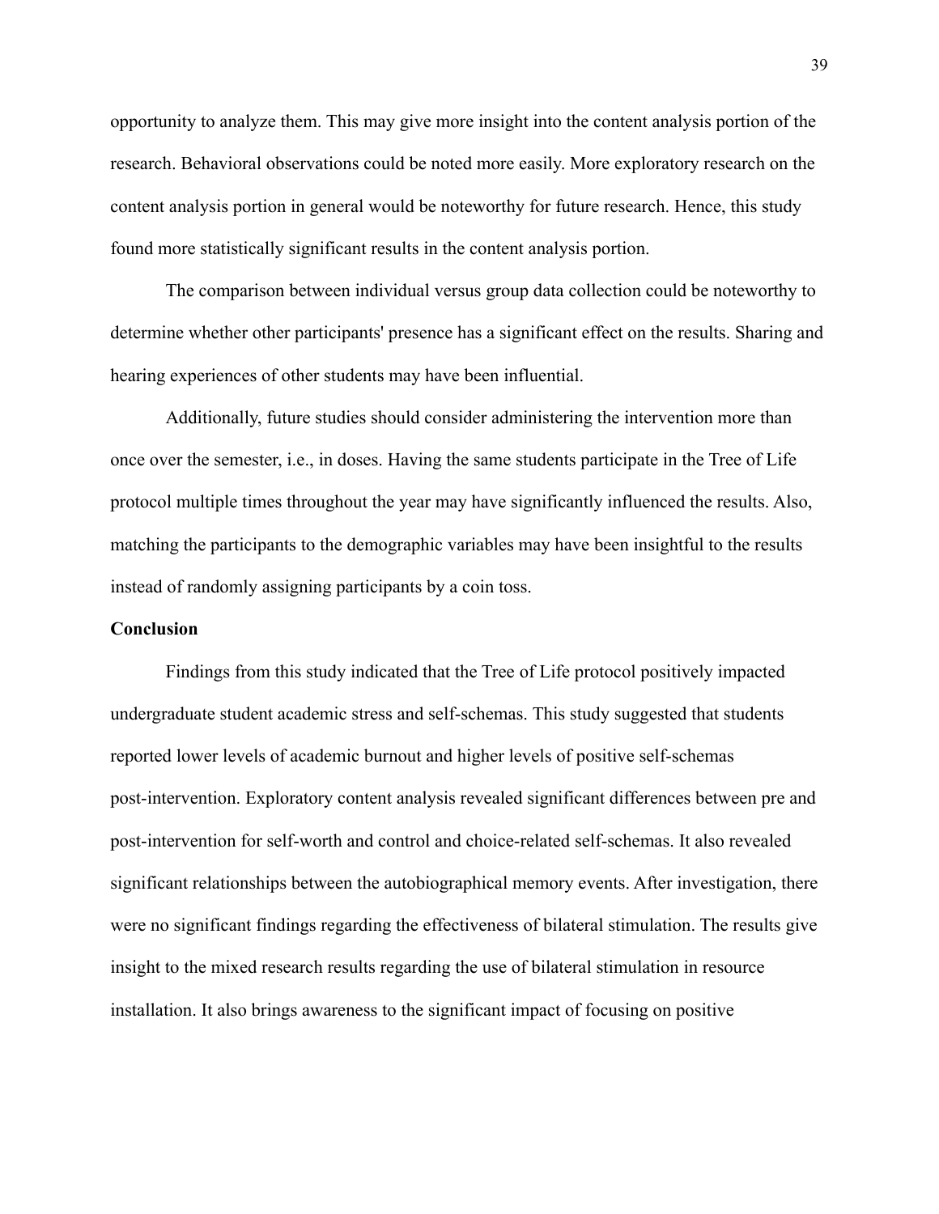opportunity to analyze them. This may give more insight into the content analysis portion of the research. Behavioral observations could be noted more easily. More exploratory research on the content analysis portion in general would be noteworthy for future research. Hence, this study found more statistically significant results in the content analysis portion.

The comparison between individual versus group data collection could be noteworthy to determine whether other participants' presence has a significant effect on the results. Sharing and hearing experiences of other students may have been influential.

Additionally, future studies should consider administering the intervention more than once over the semester, i.e., in doses. Having the same students participate in the Tree of Life protocol multiple times throughout the year may have significantly influenced the results. Also, matching the participants to the demographic variables may have been insightful to the results instead of randomly assigning participants by a coin toss.

**Conclusion**

Findings from this study indicated that the Tree of Life protocol positively impacted undergraduate student academic stress and self-schemas. This study suggested that students reported lower levels of academic burnout and higher levels of positive self-schemas post-intervention. Exploratory content analysis revealed significant differences between pre and post-intervention for self-worth and control and choice-related self-schemas. It also revealed significant relationships between the autobiographical memory events. After investigation, there were no significant findings regarding the effectiveness of bilateral stimulation. The results give insight to the mixed research results regarding the use of bilateral stimulation in resource installation. It also brings awareness to the significant impact of focusing on positive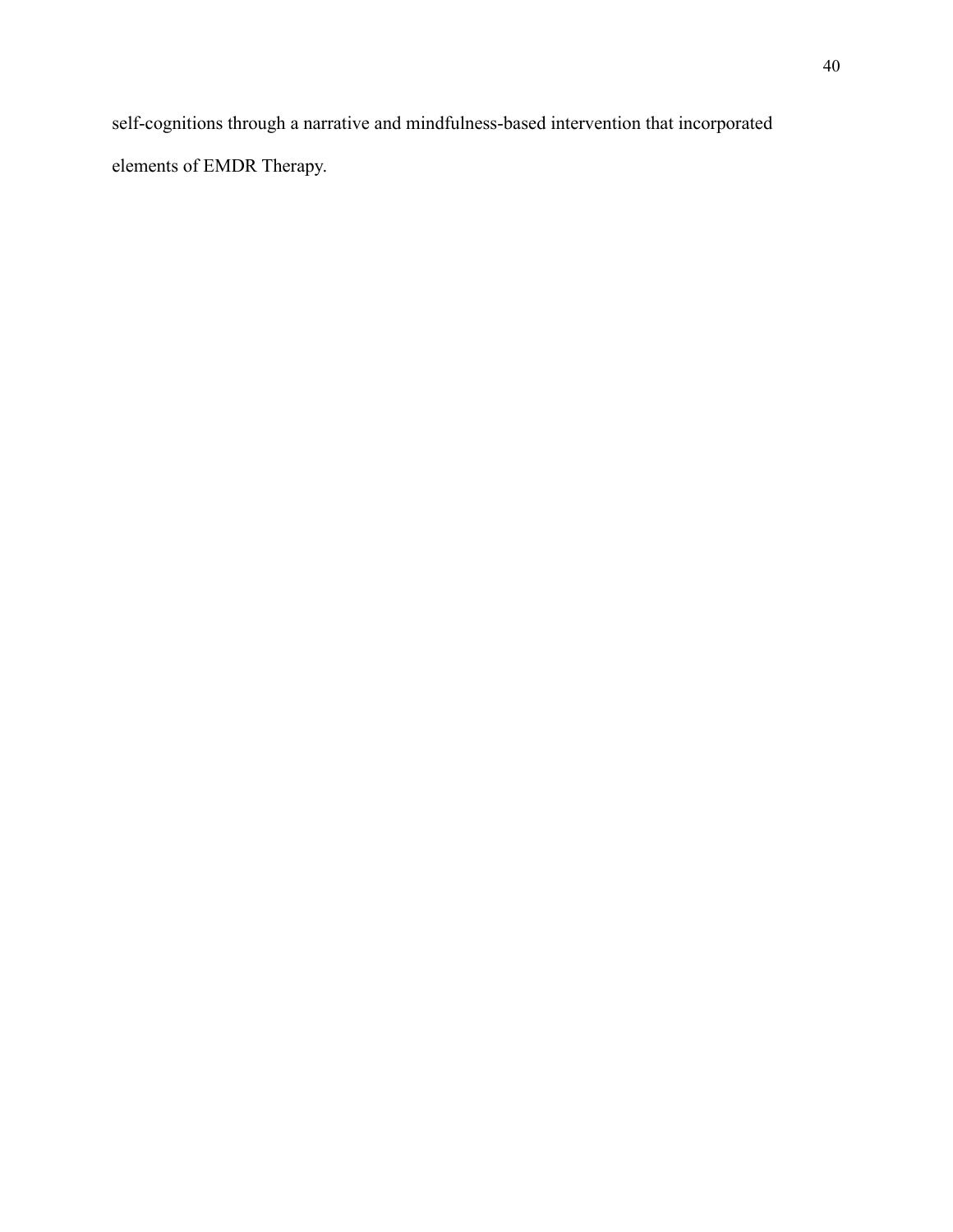self-cognitions through a narrative and mindfulness-based intervention that incorporated elements of EMDR Therapy.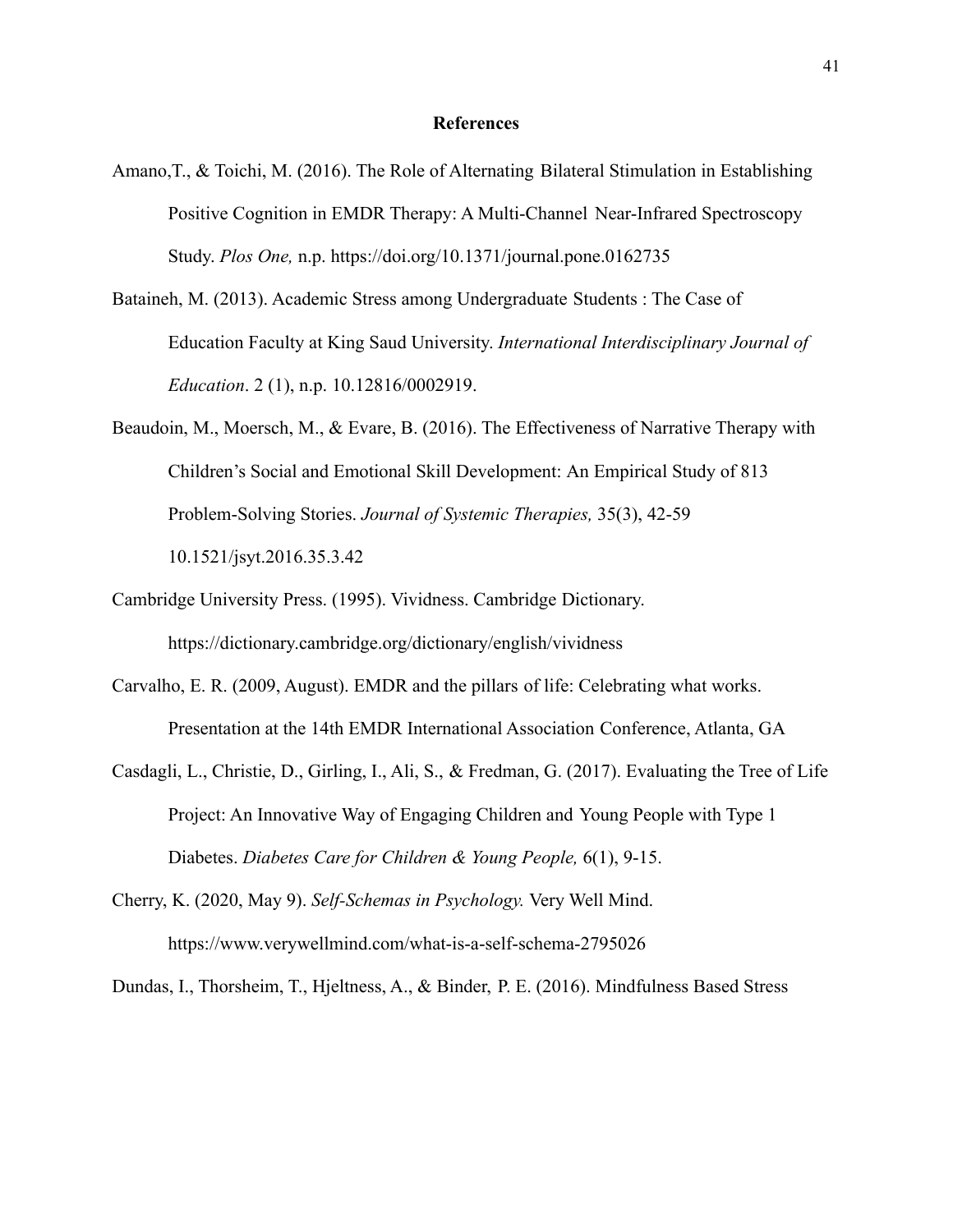**References**

Amano,T., & Toichi, M. (2016). The Role of Alternating Bilateral Stimulation in Establishing Positive Cognition in EMDR Therapy: A Multi-Channel Near-Infrared Spectroscopy Study. *Plos One,* n.p. https://doi.org/10.1371/journal.pone.0162735

Bataineh, M. (2013). Academic Stress among Undergraduate Students : The Case of Education Faculty at King Saud University. *International Interdisciplinary Journal of Education*. 2 (1), n.p. 10.12816/0002919.

Beaudoin, M., Moersch, M., & Evare, B. (2016). The Effectiveness of Narrative Therapy with Children's Social and Emotional Skill Development: An Empirical Study of 813 Problem-Solving Stories. *Journal of Systemic Therapies,* 35(3), 42-59 10.1521/jsyt.2016.35.3.42

Cambridge University Press. (1995). Vividness. Cambridge Dictionary. https://dictionary.cambridge.org/dictionary/english/vividness

Carvalho, E. R. (2009, August). EMDR and the pillars of life: Celebrating what works. Presentation at the 14th EMDR International Association Conference, Atlanta, GA

Casdagli, L., Christie, D., Girling, I., Ali, S., & Fredman, G. (2017). Evaluating the Tree of Life Project: An Innovative Way of Engaging Children and Young People with Type 1 Diabetes. *Diabetes Care for Children & Young People,* 6(1), 9-15.

Cherry, K. (2020, May 9). *Self-Schemas in Psychology.* Very Well Mind. https://www.verywellmind.com/what-is-a-self-schema-2795026

Dundas, I., Thorsheim, T., Hjeltness, A., & Binder, P. E. (2016). Mindfulness Based Stress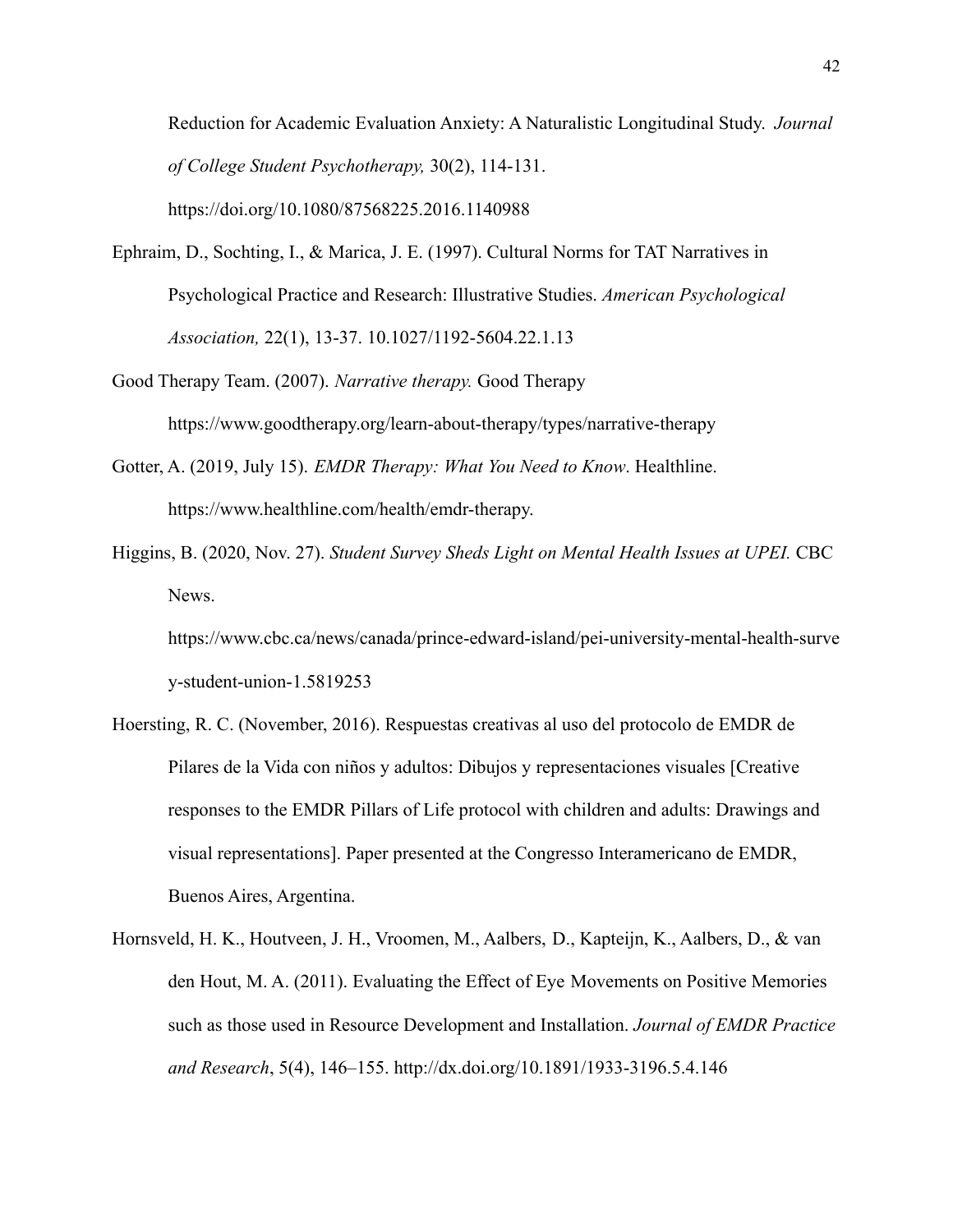Reduction for Academic Evaluation Anxiety: A Naturalistic Longitudinal Study. *Journal of College Student Psychotherapy,* 30(2), 114-131. https://doi.org/10.1080/87568225.2016.1140988

Ephraim, D., Sochting, I., & Marica, J. E. (1997). Cultural Norms for TAT Narratives in Psychological Practice and Research: Illustrative Studies. *American Psychological Association,* 22(1), 13-37. 10.1027/1192-5604.22.1.13

Good Therapy Team. (2007). *Narrative therapy.* Good Therapy https://www.goodtherapy.org/learn-about-therapy/types/narrative-therapy

Gotter, A. (2019, July 15). *EMDR Therapy: What You Need to Know*. Healthline. https://www.healthline.com/health/emdr-therapy.

Higgins, B. (2020, Nov. 27). *Student Survey Sheds Light on Mental Health Issues at UPEI.* CBC News. https://www.cbc.ca/news/canada/prince-edward-island/pei-university-mental-health-survey-student-union-1.5819253

Hoersting, R. C. (November, 2016). Respuestas creativas al uso del protocolo de EMDR de Pilares de la Vida con niños y adultos: Dibujos y representaciones visuales [Creative responses to the EMDR Pillars of Life protocol with children and adults: Drawings and visual representations]. Paper presented at the Congresso Interamericano de EMDR, Buenos Aires, Argentina.

Hornsveld, H. K., Houtveen, J. H., Vroomen, M., Aalbers, D., Kapteijn, K., Aalbers, D., & van den Hout, M. A. (2011). Evaluating the Effect of Eye Movements on Positive Memories such as those used in Resource Development and Installation. *Journal of EMDR Practice and Research*, 5(4), 146–155. http://dx.doi.org/10.1891/1933-3196.5.4.146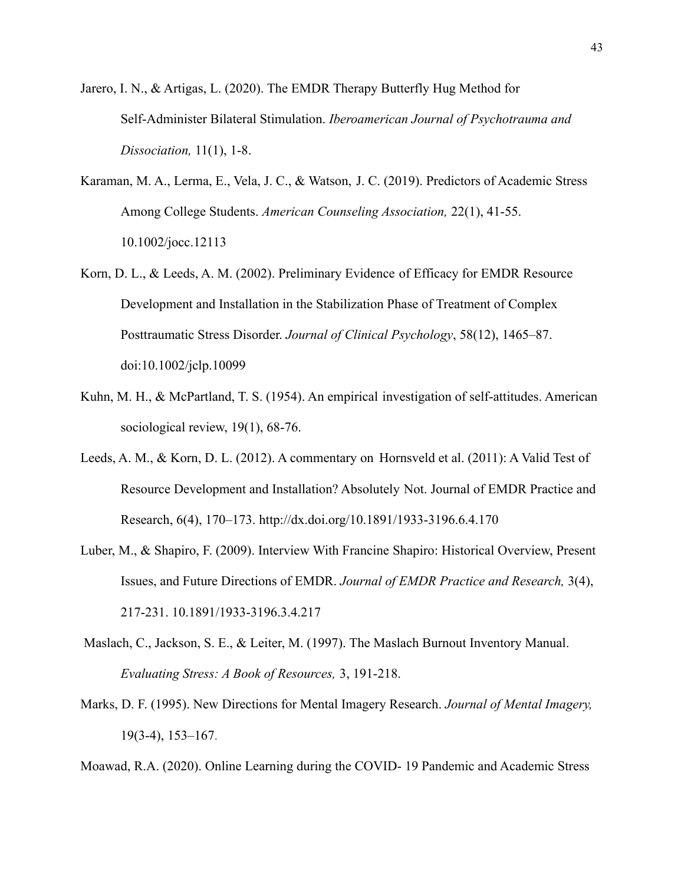Jarero, I. N., & Artigas, L. (2020). The EMDR Therapy Butterfly Hug Method for Self-Administer Bilateral Stimulation. *Iberoamerican Journal of Psychotrauma and Dissociation,* 11(1), 1-8.

Karaman, M. A., Lerma, E., Vela, J. C., & Watson, J. C. (2019). Predictors of Academic Stress Among College Students. *American Counseling Association,* 22(1), 41-55. 10.1002/jocc.12113

Korn, D. L., & Leeds, A. M. (2002). Preliminary Evidence of Efficacy for EMDR Resource Development and Installation in the Stabilization Phase of Treatment of Complex Posttraumatic Stress Disorder. *Journal of Clinical Psychology*, 58(12), 1465–87. doi:10.1002/jclp.10099

Kuhn, M. H., & McPartland, T. S. (1954). An empirical investigation of self-attitudes. American sociological review, 19(1), 68-76.

Leeds, A. M., & Korn, D. L. (2012). A commentary on Hornsveld et al. (2011): A Valid Test of Resource Development and Installation? Absolutely Not. Journal of EMDR Practice and Research, 6(4), 170–173. http://dx.doi.org/10.1891/1933-3196.6.4.170

Luber, M., & Shapiro, F. (2009). Interview With Francine Shapiro: Historical Overview, Present Issues, and Future Directions of EMDR. *Journal of EMDR Practice and Research,* 3(4), 217-231. 10.1891/1933-3196.3.4.217

Maslach, C., Jackson, S. E., & Leiter, M. (1997). The Maslach Burnout Inventory Manual. *Evaluating Stress: A Book of Resources,* 3, 191-218.

Marks, D. F. (1995). New Directions for Mental Imagery Research. *Journal of Mental Imagery,* 19(3-4), 153–167.

Moawad, R.A. (2020). Online Learning during the COVID- 19 Pandemic and Academic Stress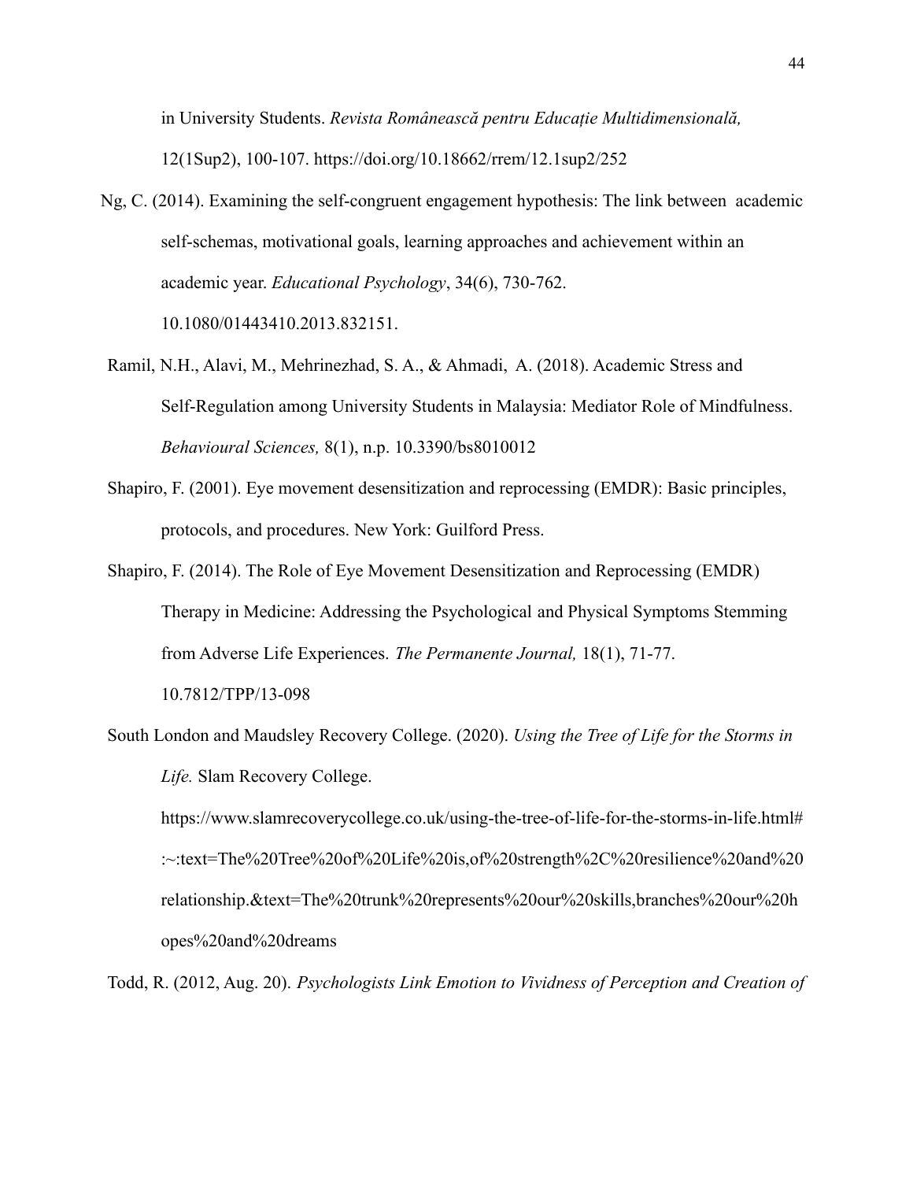in University Students. *Revista Românească pentru Educație Multidimensională,* 12(1Sup2), 100-107. https://doi.org/10.18662/rrem/12.1sup2/252

Ng, C. (2014). Examining the self-congruent engagement hypothesis: The link between academic self-schemas, motivational goals, learning approaches and achievement within an academic year. *Educational Psychology*, 34(6), 730-762. 10.1080/01443410.2013.832151.

Ramil, N.H., Alavi, M., Mehrinezhad, S. A., & Ahmadi, A. (2018). Academic Stress and Self-Regulation among University Students in Malaysia: Mediator Role of Mindfulness. *Behavioural Sciences,* 8(1), n.p. 10.3390/bs8010012

Shapiro, F. (2001). Eye movement desensitization and reprocessing (EMDR): Basic principles, protocols, and procedures. New York: Guilford Press.

Shapiro, F. (2014). The Role of Eye Movement Desensitization and Reprocessing (EMDR) Therapy in Medicine: Addressing the Psychological and Physical Symptoms Stemming from Adverse Life Experiences. *The Permanente Journal,* 18(1), 71-77. 10.7812/TPP/13-098

South London and Maudsley Recovery College. (2020). *Using the Tree of Life for the Storms in Life.* Slam Recovery College. https://www.slamrecoverycollege.co.uk/using-the-tree-of-life-for-the-storms-in-life.html#:~:text=The%20Tree%20of%20Life%20is,of%20strength%2C%20resilience%20and%20relationship.&text=The%20trunk%20represents%20our%20skills,branches%20our%20hopes%20and%20dreams

Todd, R. (2012, Aug. 20). *Psychologists Link Emotion to Vividness of Perception and Creation of*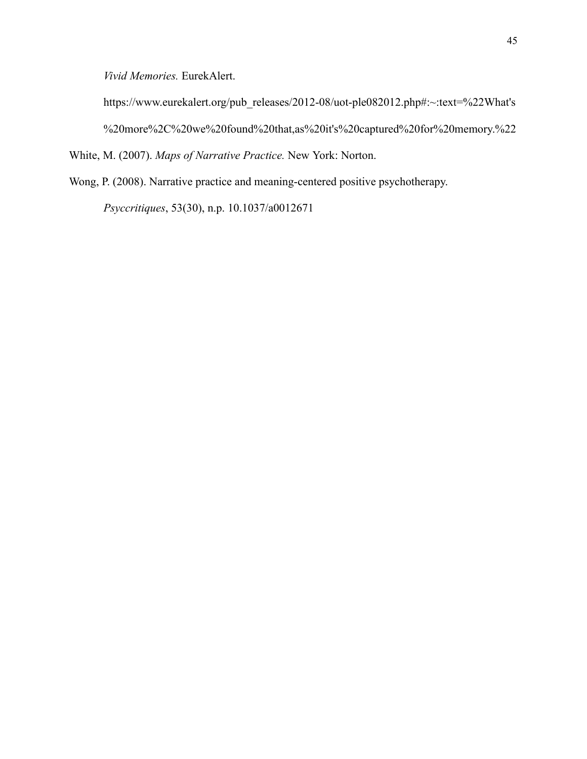*Vivid Memories.* EurekAlert. https://www.eurekalert.org/pub_releases/2012-08/uot-ple082012.php#:~:text=%22What's%20more%2C%20we%20found%20that,as%20it's%20captured%20for%20memory.%22

White, M. (2007). *Maps of Narrative Practice.* New York: Norton.

Wong, P. (2008). Narrative practice and meaning-centered positive psychotherapy. *Psyccritiques*, 53(30), n.p. 10.1037/a0012671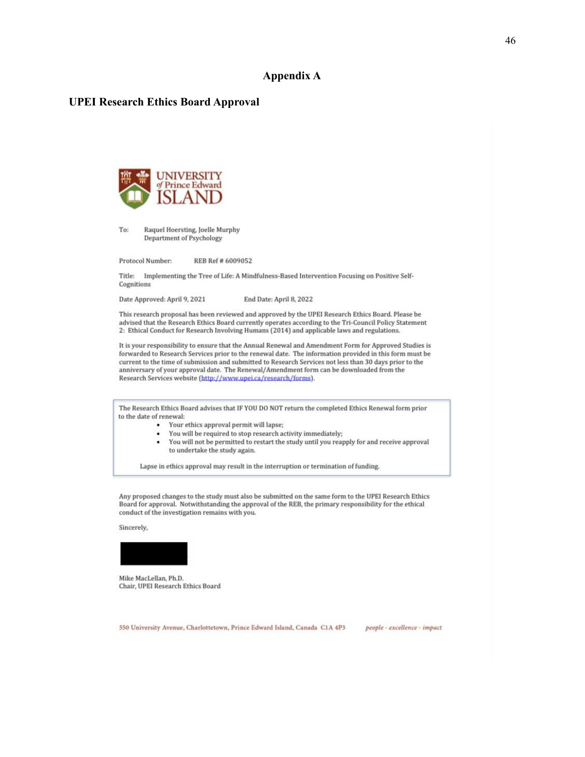# Appendix A

## UPEI Research Ethics Board Approval

UNIVERSITY of Prince Edward ISLAND

To: Raquel Hoersting, Joelle Murphy
Department of Psychology

Protocol Number: REB Ref # 6009052

Title: Implementing the Tree of Life: A Mindfulness-Based Intervention Focusing on Positive Self-Cognitions

Date Approved: April 9, 2021 End Date: April 8, 2022

This research proposal has been reviewed and approved by the UPEI Research Ethics Board. Please be advised that the Research Ethics Board currently operates according to the Tri-Council Policy Statement 2: Ethical Conduct for Research Involving Humans (2014) and applicable laws and regulations.

It is your responsibility to ensure that the Annual Renewal and Amendment Form for Approved Studies is forwarded to Research Services prior to the renewal date. The information provided in this form must be current to the time of submission and submitted to Research Services not less than 30 days prior to the anniversary of your approval date. The Renewal/Amendment form can be downloaded from the Research Services website (http://www.upei.ca/research/forms).

The Research Ethics Board advises that IF YOU DO NOT return the completed Ethics Renewal form prior to the date of renewal:

- Your ethics approval permit will lapse;
- You will be required to stop research activity immediately;
- You will not be permitted to restart the study until you reapply for and receive approval to undertake the study again.

Lapse in ethics approval may result in the interruption or termination of funding.

Any proposed changes to the study must also be submitted on the same form to the UPEI Research Ethics Board for approval. Notwithstanding the approval of the REB, the primary responsibility for the ethical conduct of the investigation remains with you.

Sincerely,

Mike MacLellan, Ph.D.
Chair, UPEI Research Ethics Board

550 University Avenue, Charlottetown, Prince Edward Island, Canada C1A 4P3 *people · excellence · impact*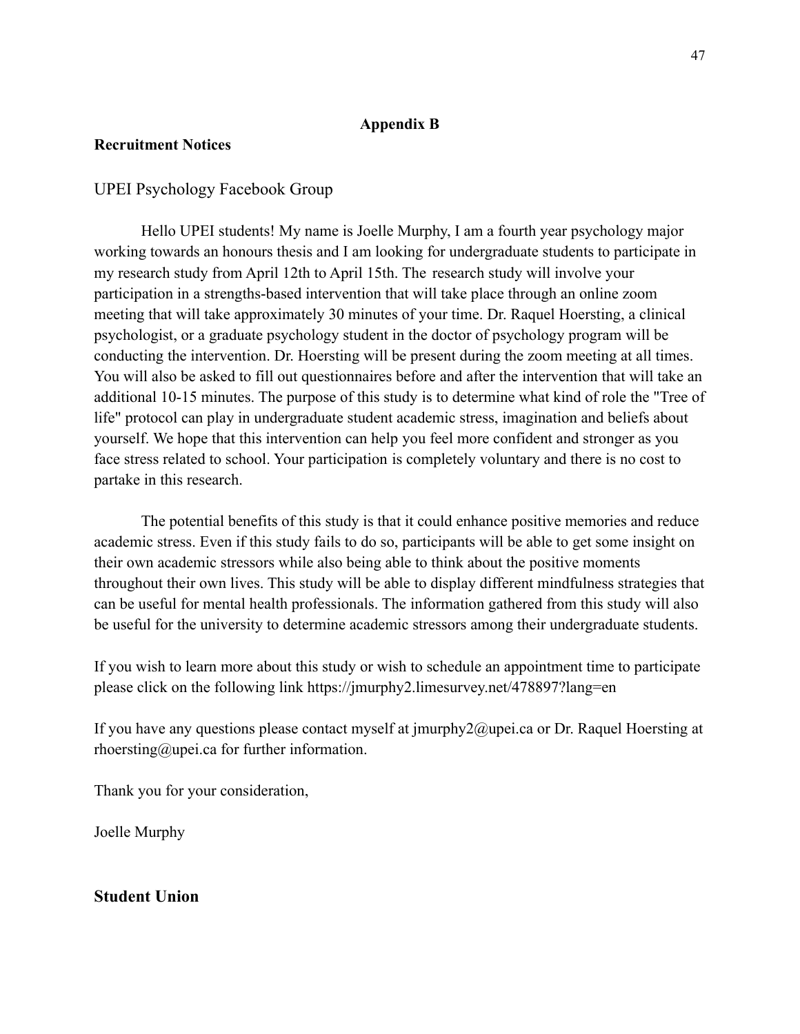## Appendix B

### Recruitment Notices

UPEI Psychology Facebook Group

Hello UPEI students! My name is Joelle Murphy, I am a fourth year psychology major working towards an honours thesis and I am looking for undergraduate students to participate in my research study from April 12th to April 15th. The research study will involve your participation in a strengths-based intervention that will take place through an online zoom meeting that will take approximately 30 minutes of your time. Dr. Raquel Hoersting, a clinical psychologist, or a graduate psychology student in the doctor of psychology program will be conducting the intervention. Dr. Hoersting will be present during the zoom meeting at all times. You will also be asked to fill out questionnaires before and after the intervention that will take an additional 10-15 minutes. The purpose of this study is to determine what kind of role the "Tree of life" protocol can play in undergraduate student academic stress, imagination and beliefs about yourself. We hope that this intervention can help you feel more confident and stronger as you face stress related to school. Your participation is completely voluntary and there is no cost to partake in this research.

The potential benefits of this study is that it could enhance positive memories and reduce academic stress. Even if this study fails to do so, participants will be able to get some insight on their own academic stressors while also being able to think about the positive moments throughout their own lives. This study will be able to display different mindfulness strategies that can be useful for mental health professionals. The information gathered from this study will also be useful for the university to determine academic stressors among their undergraduate students.

If you wish to learn more about this study or wish to schedule an appointment time to participate please click on the following link https://jmurphy2.limesurvey.net/478897?lang=en

If you have any questions please contact myself at jmurphy2@upei.ca or Dr. Raquel Hoersting at rhoersting@upei.ca for further information.

Thank you for your consideration,

Joelle Murphy

### Student Union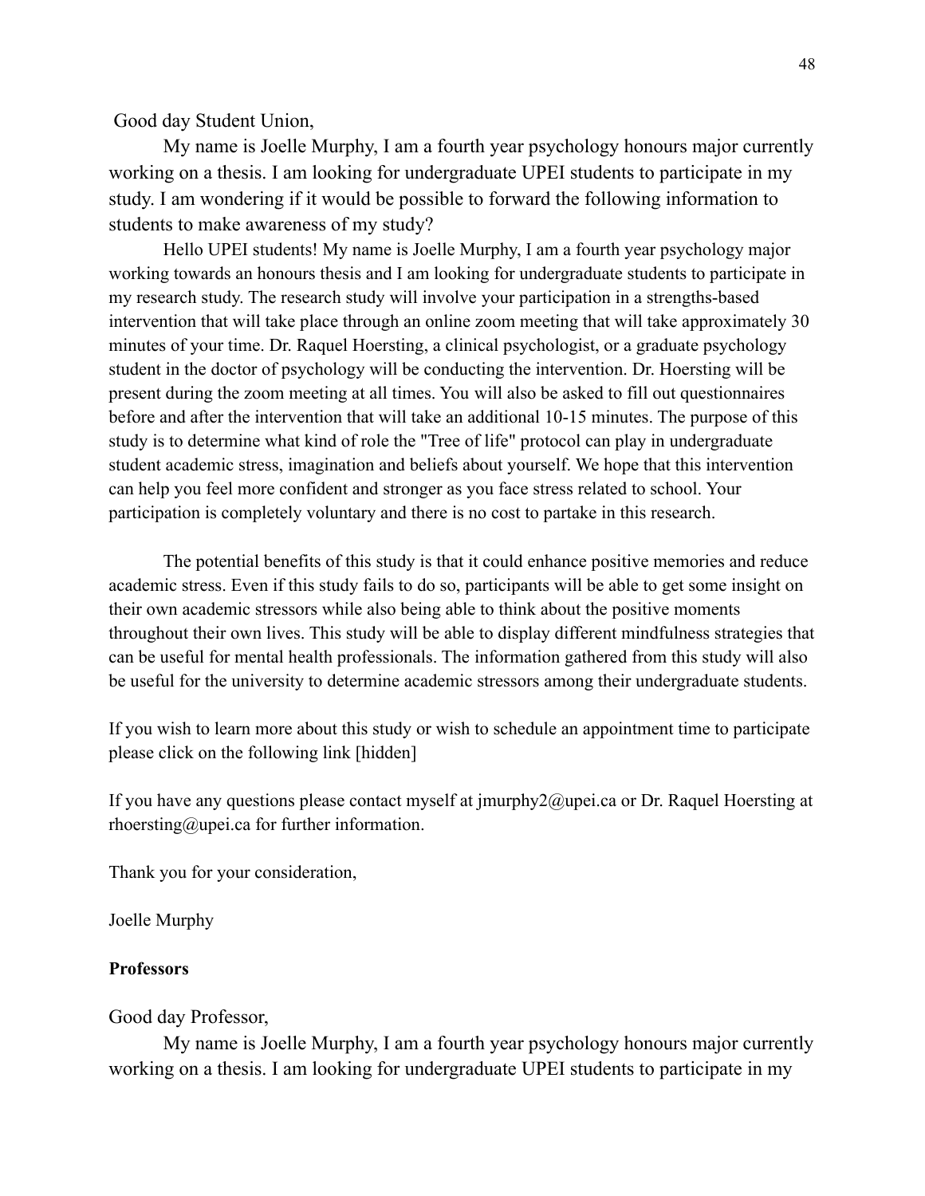Good day Student Union,

My name is Joelle Murphy, I am a fourth year psychology honours major currently working on a thesis. I am looking for undergraduate UPEI students to participate in my study. I am wondering if it would be possible to forward the following information to students to make awareness of my study?

Hello UPEI students! My name is Joelle Murphy, I am a fourth year psychology major working towards an honours thesis and I am looking for undergraduate students to participate in my research study. The research study will involve your participation in a strengths-based intervention that will take place through an online zoom meeting that will take approximately 30 minutes of your time. Dr. Raquel Hoersting, a clinical psychologist, or a graduate psychology student in the doctor of psychology will be conducting the intervention. Dr. Hoersting will be present during the zoom meeting at all times. You will also be asked to fill out questionnaires before and after the intervention that will take an additional 10-15 minutes. The purpose of this study is to determine what kind of role the "Tree of life" protocol can play in undergraduate student academic stress, imagination and beliefs about yourself. We hope that this intervention can help you feel more confident and stronger as you face stress related to school. Your participation is completely voluntary and there is no cost to partake in this research.

The potential benefits of this study is that it could enhance positive memories and reduce academic stress. Even if this study fails to do so, participants will be able to get some insight on their own academic stressors while also being able to think about the positive moments throughout their own lives. This study will be able to display different mindfulness strategies that can be useful for mental health professionals. The information gathered from this study will also be useful for the university to determine academic stressors among their undergraduate students.

If you wish to learn more about this study or wish to schedule an appointment time to participate please click on the following link [hidden]

If you have any questions please contact myself at jmurphy2@upei.ca or Dr. Raquel Hoersting at rhoersting@upei.ca for further information.

Thank you for your consideration,

Joelle Murphy

**Professors**

Good day Professor,

My name is Joelle Murphy, I am a fourth year psychology honours major currently working on a thesis. I am looking for undergraduate UPEI students to participate in my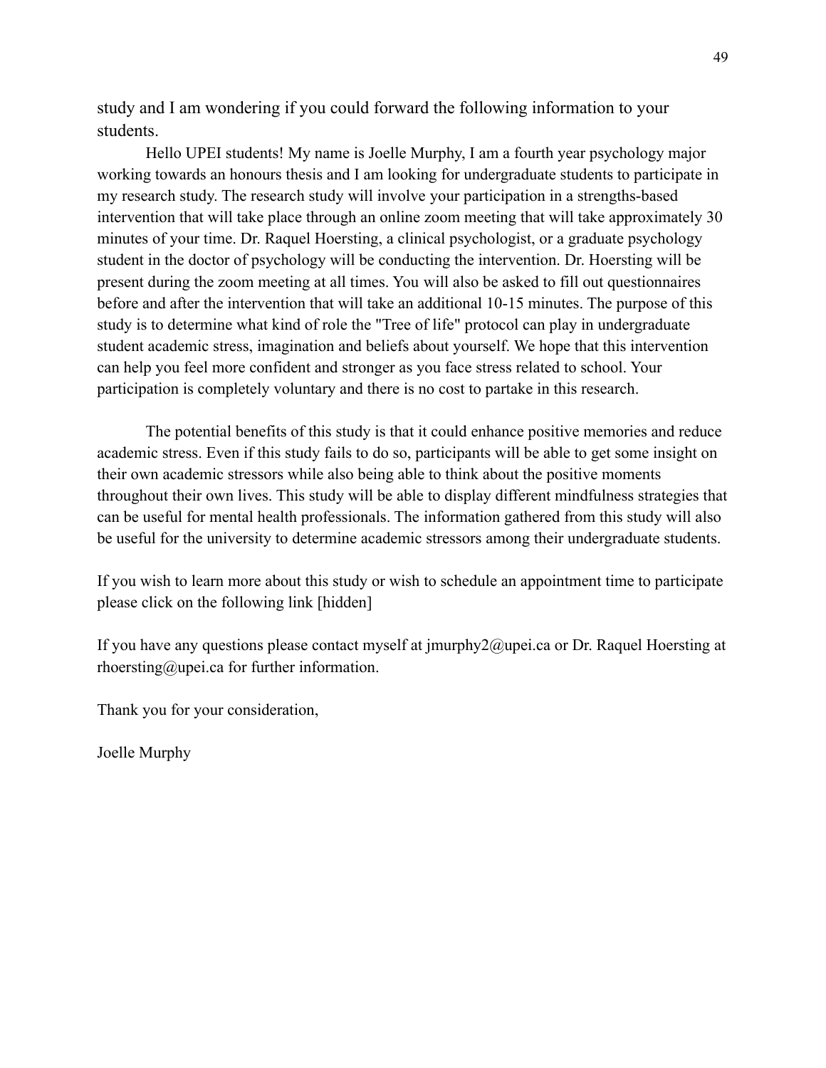study and I am wondering if you could forward the following information to your students.

Hello UPEI students! My name is Joelle Murphy, I am a fourth year psychology major working towards an honours thesis and I am looking for undergraduate students to participate in my research study. The research study will involve your participation in a strengths-based intervention that will take place through an online zoom meeting that will take approximately 30 minutes of your time. Dr. Raquel Hoersting, a clinical psychologist, or a graduate psychology student in the doctor of psychology will be conducting the intervention. Dr. Hoersting will be present during the zoom meeting at all times. You will also be asked to fill out questionnaires before and after the intervention that will take an additional 10-15 minutes. The purpose of this study is to determine what kind of role the "Tree of life" protocol can play in undergraduate student academic stress, imagination and beliefs about yourself. We hope that this intervention can help you feel more confident and stronger as you face stress related to school. Your participation is completely voluntary and there is no cost to partake in this research.

The potential benefits of this study is that it could enhance positive memories and reduce academic stress. Even if this study fails to do so, participants will be able to get some insight on their own academic stressors while also being able to think about the positive moments throughout their own lives. This study will be able to display different mindfulness strategies that can be useful for mental health professionals. The information gathered from this study will also be useful for the university to determine academic stressors among their undergraduate students.

If you wish to learn more about this study or wish to schedule an appointment time to participate please click on the following link [hidden]

If you have any questions please contact myself at jmurphy2@upei.ca or Dr. Raquel Hoersting at rhoersting@upei.ca for further information.

Thank you for your consideration,

Joelle Murphy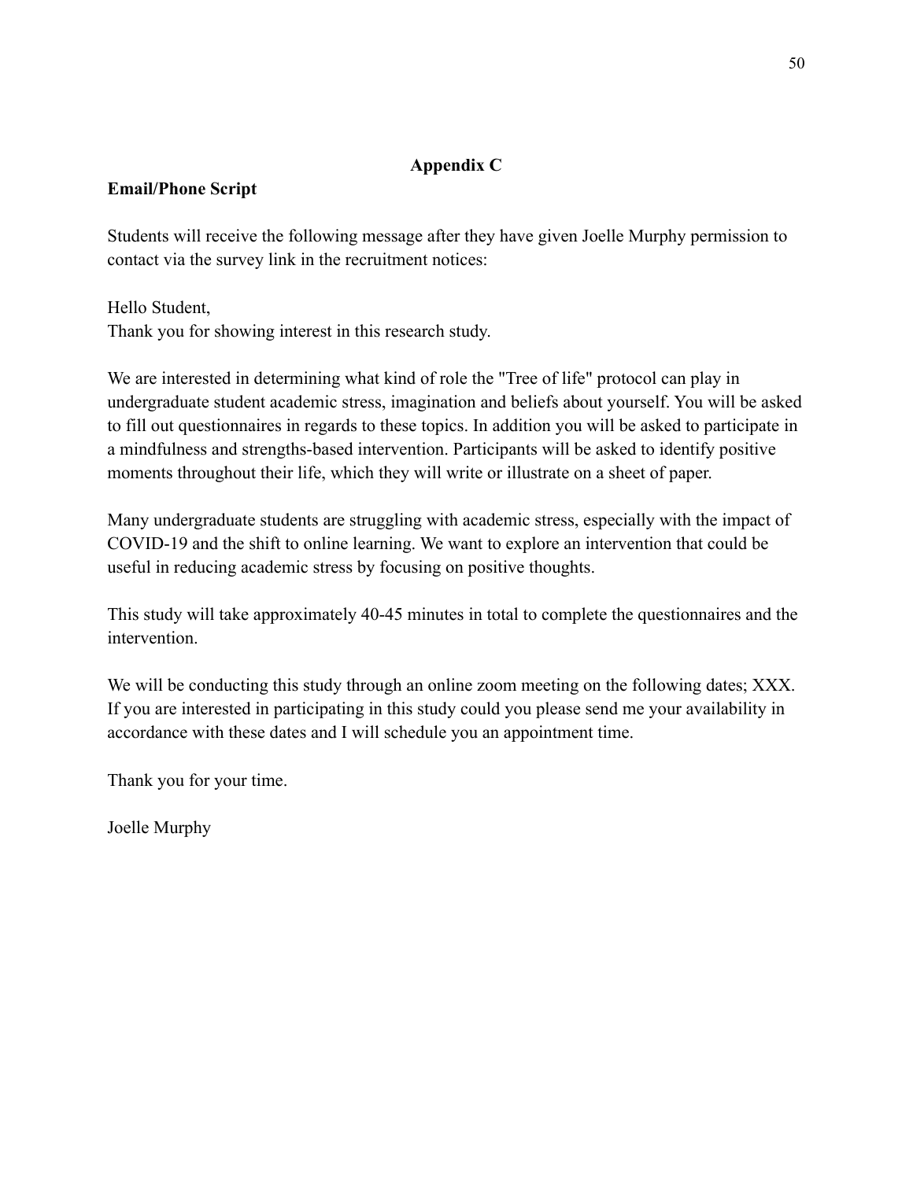## Appendix C

**Email/Phone Script**

Students will receive the following message after they have given Joelle Murphy permission to contact via the survey link in the recruitment notices:

Hello Student,
Thank you for showing interest in this research study.

We are interested in determining what kind of role the "Tree of life" protocol can play in undergraduate student academic stress, imagination and beliefs about yourself. You will be asked to fill out questionnaires in regards to these topics. In addition you will be asked to participate in a mindfulness and strengths-based intervention. Participants will be asked to identify positive moments throughout their life, which they will write or illustrate on a sheet of paper.

Many undergraduate students are struggling with academic stress, especially with the impact of COVID-19 and the shift to online learning. We want to explore an intervention that could be useful in reducing academic stress by focusing on positive thoughts.

This study will take approximately 40-45 minutes in total to complete the questionnaires and the intervention.

We will be conducting this study through an online zoom meeting on the following dates; XXX. If you are interested in participating in this study could you please send me your availability in accordance with these dates and I will schedule you an appointment time.

Thank you for your time.

Joelle Murphy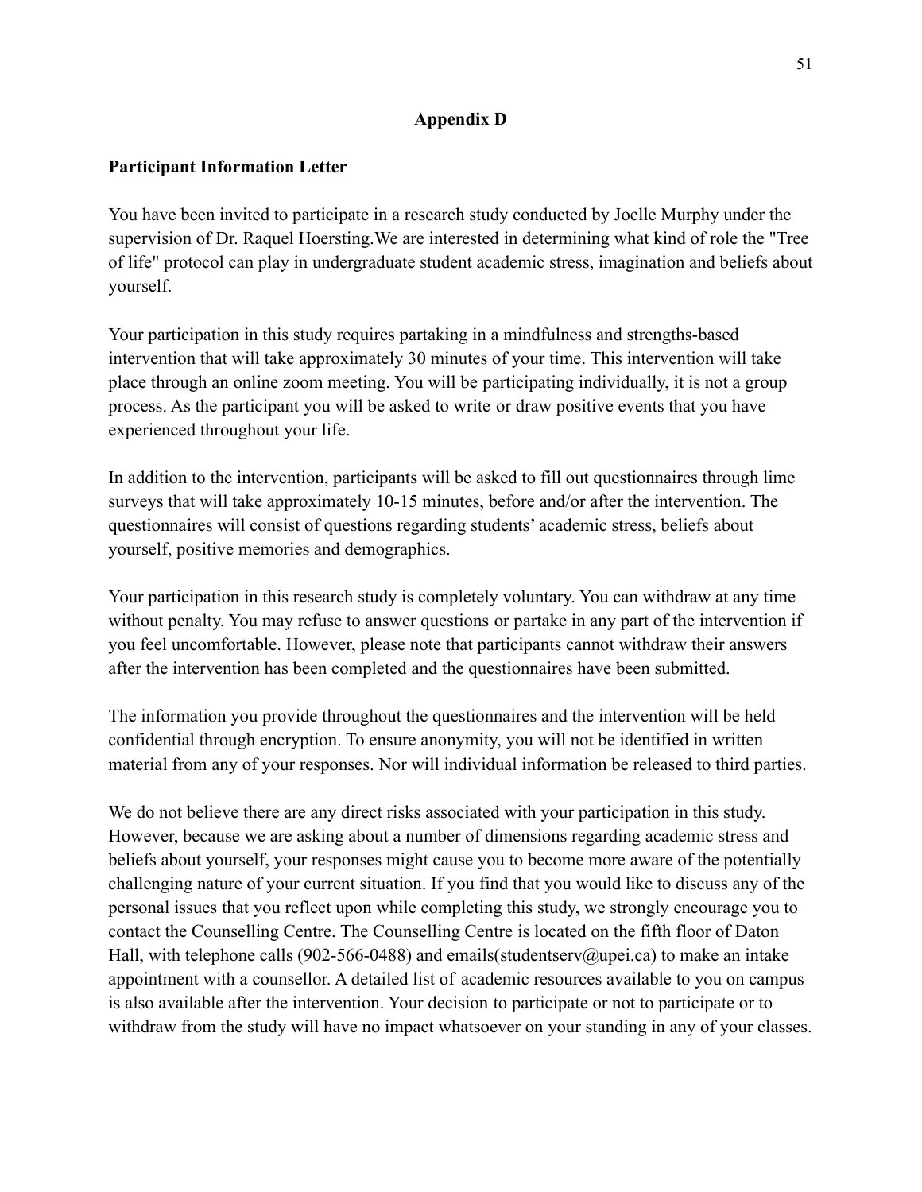## Appendix D

**Participant Information Letter**

You have been invited to participate in a research study conducted by Joelle Murphy under the supervision of Dr. Raquel Hoersting.We are interested in determining what kind of role the "Tree of life" protocol can play in undergraduate student academic stress, imagination and beliefs about yourself.

Your participation in this study requires partaking in a mindfulness and strengths-based intervention that will take approximately 30 minutes of your time. This intervention will take place through an online zoom meeting. You will be participating individually, it is not a group process. As the participant you will be asked to write or draw positive events that you have experienced throughout your life.

In addition to the intervention, participants will be asked to fill out questionnaires through lime surveys that will take approximately 10-15 minutes, before and/or after the intervention. The questionnaires will consist of questions regarding students' academic stress, beliefs about yourself, positive memories and demographics.

Your participation in this research study is completely voluntary. You can withdraw at any time without penalty. You may refuse to answer questions or partake in any part of the intervention if you feel uncomfortable. However, please note that participants cannot withdraw their answers after the intervention has been completed and the questionnaires have been submitted.

The information you provide throughout the questionnaires and the intervention will be held confidential through encryption. To ensure anonymity, you will not be identified in written material from any of your responses. Nor will individual information be released to third parties.

We do not believe there are any direct risks associated with your participation in this study. However, because we are asking about a number of dimensions regarding academic stress and beliefs about yourself, your responses might cause you to become more aware of the potentially challenging nature of your current situation. If you find that you would like to discuss any of the personal issues that you reflect upon while completing this study, we strongly encourage you to contact the Counselling Centre. The Counselling Centre is located on the fifth floor of Daton Hall, with telephone calls (902-566-0488) and emails(studentserv@upei.ca) to make an intake appointment with a counsellor. A detailed list of academic resources available to you on campus is also available after the intervention. Your decision to participate or not to participate or to withdraw from the study will have no impact whatsoever on your standing in any of your classes.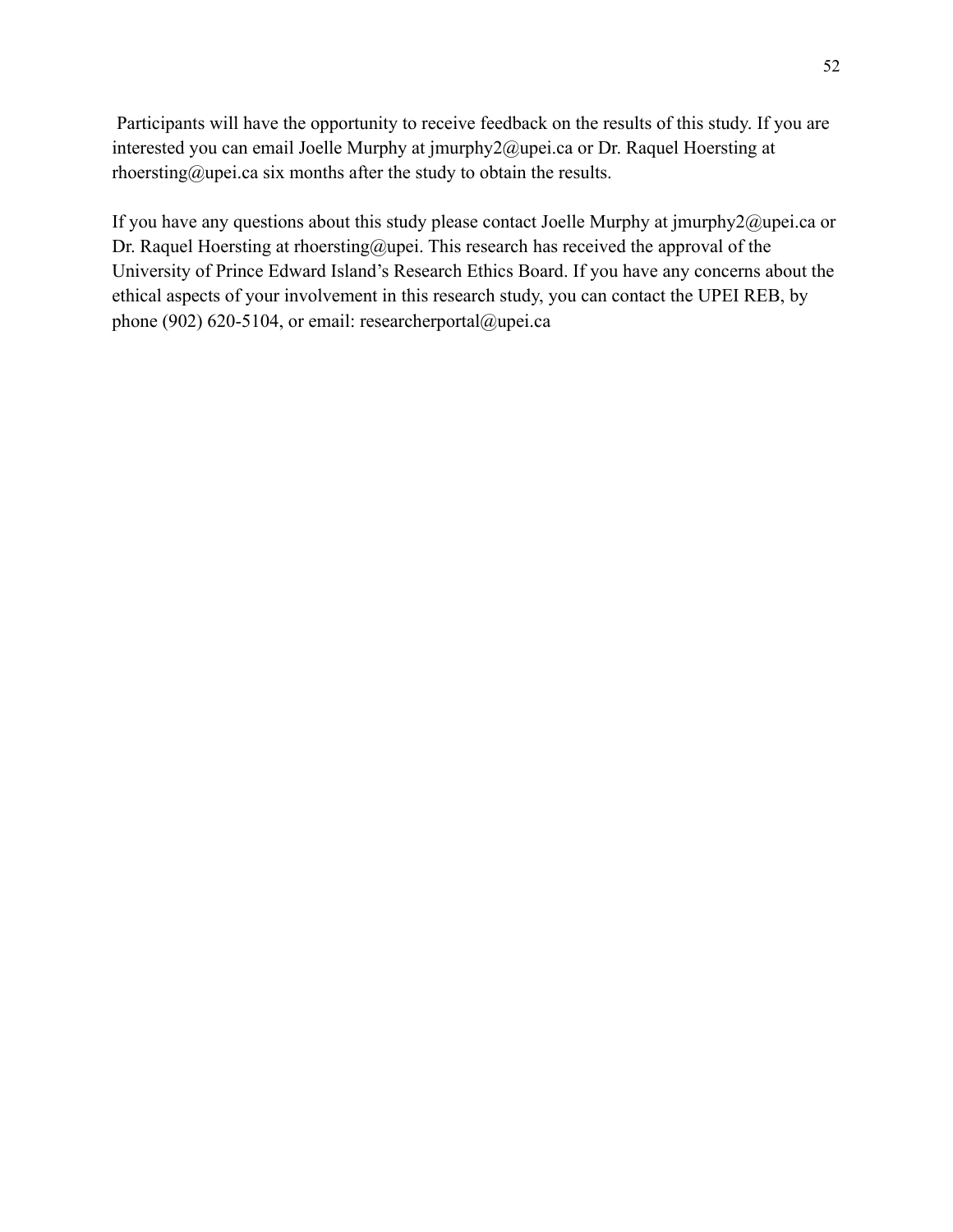Participants will have the opportunity to receive feedback on the results of this study. If you are interested you can email Joelle Murphy at jmurphy2@upei.ca or Dr. Raquel Hoersting at rhoersting@upei.ca six months after the study to obtain the results.

If you have any questions about this study please contact Joelle Murphy at jmurphy2@upei.ca or Dr. Raquel Hoersting at rhoersting@upei. This research has received the approval of the University of Prince Edward Island's Research Ethics Board. If you have any concerns about the ethical aspects of your involvement in this research study, you can contact the UPEI REB, by phone (902) 620-5104, or email: researcherportal@upei.ca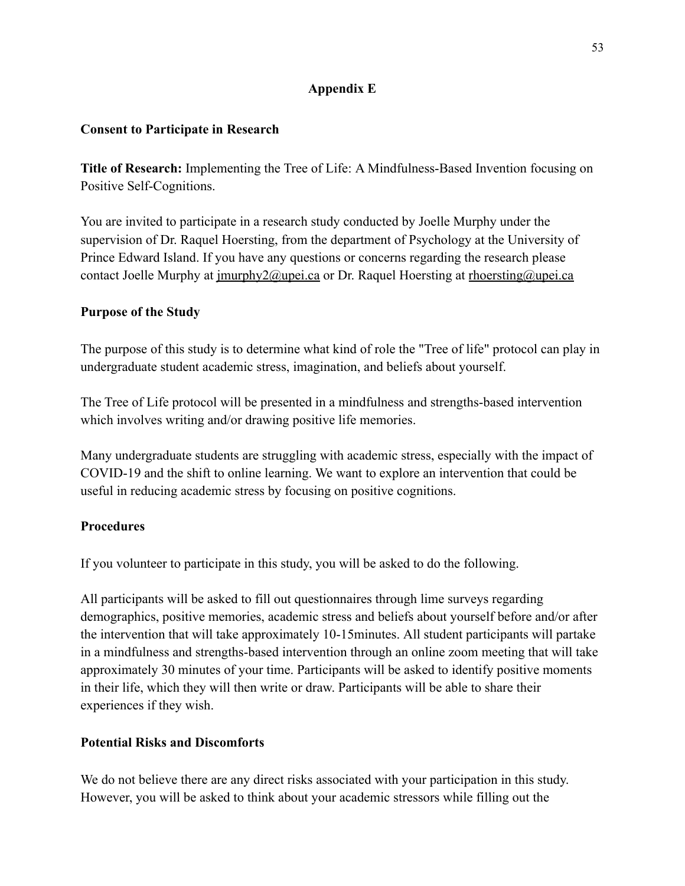## Appendix E

**Consent to Participate in Research**

**Title of Research:** Implementing the Tree of Life: A Mindfulness-Based Invention focusing on Positive Self-Cognitions.

You are invited to participate in a research study conducted by Joelle Murphy under the supervision of Dr. Raquel Hoersting, from the department of Psychology at the University of Prince Edward Island. If you have any questions or concerns regarding the research please contact Joelle Murphy at jmurphy2@upei.ca or Dr. Raquel Hoersting at rhoersting@upei.ca

**Purpose of the Study**

The purpose of this study is to determine what kind of role the "Tree of life" protocol can play in undergraduate student academic stress, imagination, and beliefs about yourself.

The Tree of Life protocol will be presented in a mindfulness and strengths-based intervention which involves writing and/or drawing positive life memories.

Many undergraduate students are struggling with academic stress, especially with the impact of COVID-19 and the shift to online learning. We want to explore an intervention that could be useful in reducing academic stress by focusing on positive cognitions.

**Procedures**

If you volunteer to participate in this study, you will be asked to do the following.

All participants will be asked to fill out questionnaires through lime surveys regarding demographics, positive memories, academic stress and beliefs about yourself before and/or after the intervention that will take approximately 10-15minutes. All student participants will partake in a mindfulness and strengths-based intervention through an online zoom meeting that will take approximately 30 minutes of your time. Participants will be asked to identify positive moments in their life, which they will then write or draw. Participants will be able to share their experiences if they wish.

**Potential Risks and Discomforts**

We do not believe there are any direct risks associated with your participation in this study. However, you will be asked to think about your academic stressors while filling out the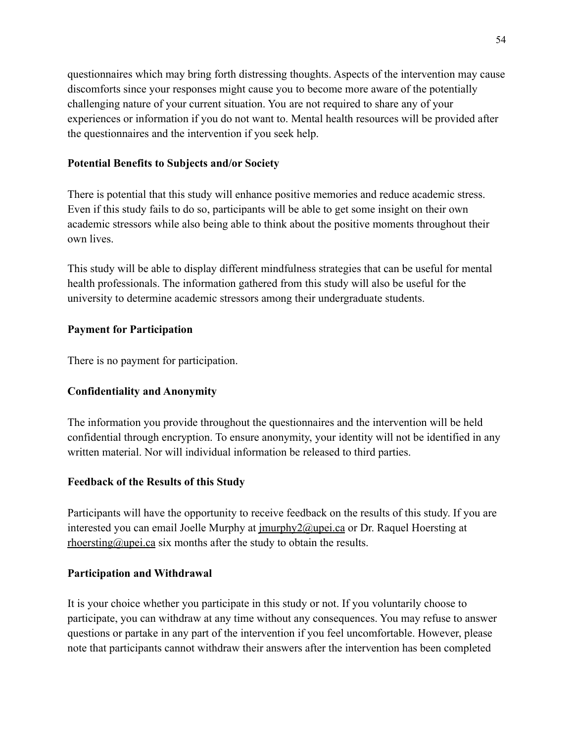questionnaires which may bring forth distressing thoughts. Aspects of the intervention may cause discomforts since your responses might cause you to become more aware of the potentially challenging nature of your current situation. You are not required to share any of your experiences or information if you do not want to. Mental health resources will be provided after the questionnaires and the intervention if you seek help.

**Potential Benefits to Subjects and/or Society**

There is potential that this study will enhance positive memories and reduce academic stress. Even if this study fails to do so, participants will be able to get some insight on their own academic stressors while also being able to think about the positive moments throughout their own lives.

This study will be able to display different mindfulness strategies that can be useful for mental health professionals. The information gathered from this study will also be useful for the university to determine academic stressors among their undergraduate students.

**Payment for Participation**

There is no payment for participation.

**Confidentiality and Anonymity**

The information you provide throughout the questionnaires and the intervention will be held confidential through encryption. To ensure anonymity, your identity will not be identified in any written material. Nor will individual information be released to third parties.

**Feedback of the Results of this Study**

Participants will have the opportunity to receive feedback on the results of this study. If you are interested you can email Joelle Murphy at jmurphy2@upei.ca or Dr. Raquel Hoersting at rhoersting@upei.ca six months after the study to obtain the results.

**Participation and Withdrawal**

It is your choice whether you participate in this study or not. If you voluntarily choose to participate, you can withdraw at any time without any consequences. You may refuse to answer questions or partake in any part of the intervention if you feel uncomfortable. However, please note that participants cannot withdraw their answers after the intervention has been completed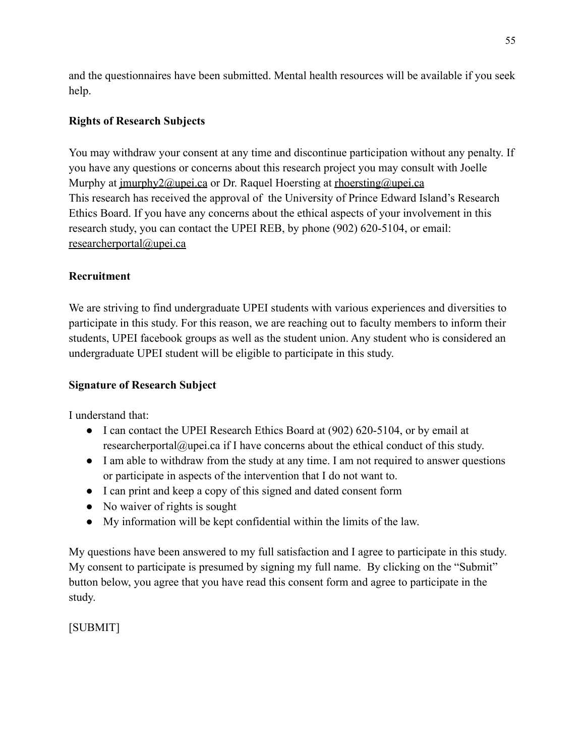and the questionnaires have been submitted. Mental health resources will be available if you seek help.

**Rights of Research Subjects**

You may withdraw your consent at any time and discontinue participation without any penalty. If you have any questions or concerns about this research project you may consult with Joelle Murphy at jmurphy2@upei.ca or Dr. Raquel Hoersting at rhoersting@upei.ca
This research has received the approval of  the University of Prince Edward Island's Research Ethics Board. If you have any concerns about the ethical aspects of your involvement in this research study, you can contact the UPEI REB, by phone (902) 620-5104, or email: researcherportal@upei.ca

**Recruitment**

We are striving to find undergraduate UPEI students with various experiences and diversities to participate in this study. For this reason, we are reaching out to faculty members to inform their students, UPEI facebook groups as well as the student union. Any student who is considered an undergraduate UPEI student will be eligible to participate in this study.

**Signature of Research Subject**

I understand that:

- I can contact the UPEI Research Ethics Board at (902) 620-5104, or by email at researcherportal@upei.ca if I have concerns about the ethical conduct of this study.
- I am able to withdraw from the study at any time. I am not required to answer questions or participate in aspects of the intervention that I do not want to.
- I can print and keep a copy of this signed and dated consent form
- No waiver of rights is sought
- My information will be kept confidential within the limits of the law.

My questions have been answered to my full satisfaction and I agree to participate in this study. My consent to participate is presumed by signing my full name.  By clicking on the "Submit" button below, you agree that you have read this consent form and agree to participate in the study.

[SUBMIT]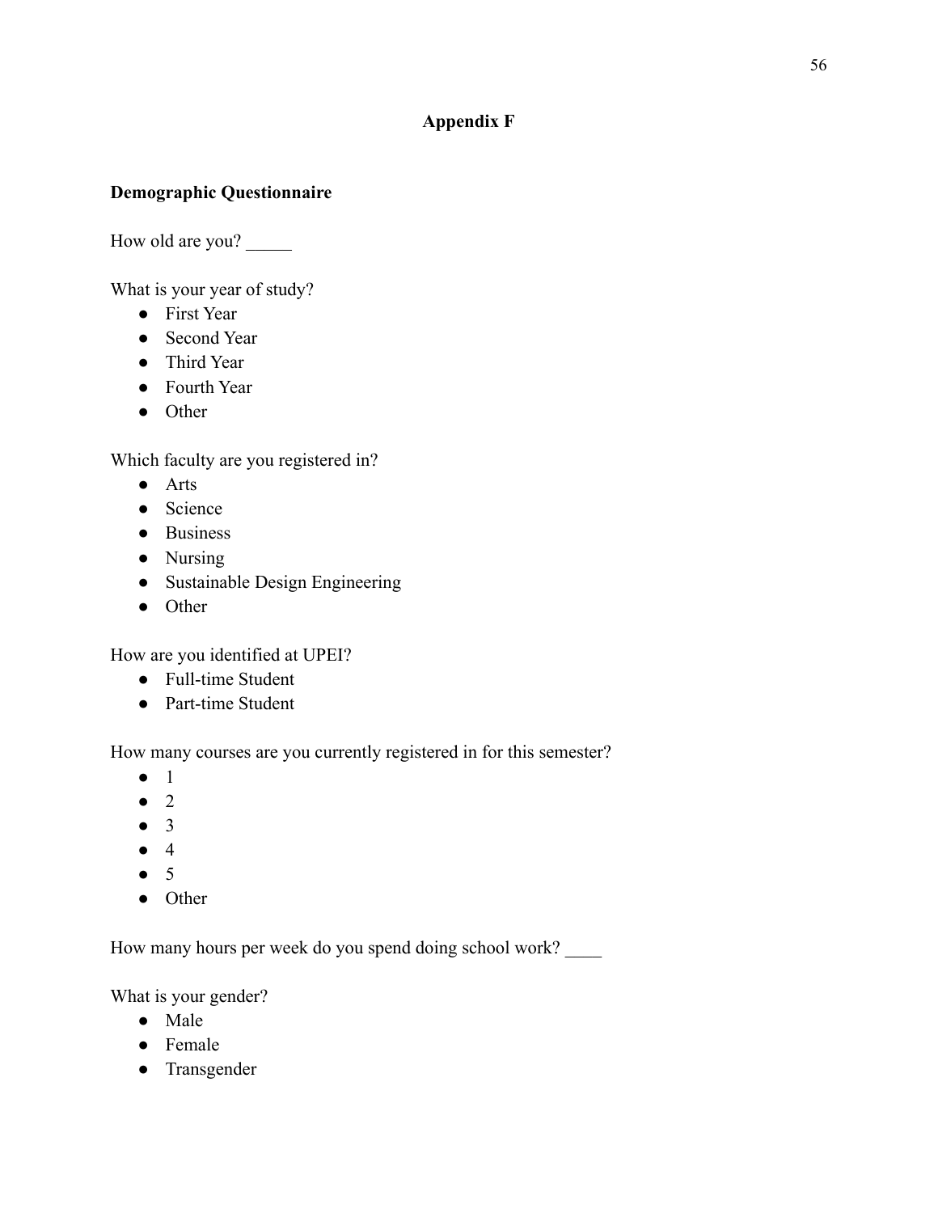# Appendix F

**Demographic Questionnaire**

How old are you? _____

What is your year of study?

- First Year
- Second Year
- Third Year
- Fourth Year
- Other

Which faculty are you registered in?

- Arts
- Science
- Business
- Nursing
- Sustainable Design Engineering
- Other

How are you identified at UPEI?

- Full-time Student
- Part-time Student

How many courses are you currently registered in for this semester?

- 1
- 2
- 3
- 4
- 5
- Other

How many hours per week do you spend doing school work? ____

What is your gender?

- Male
- Female
- Transgender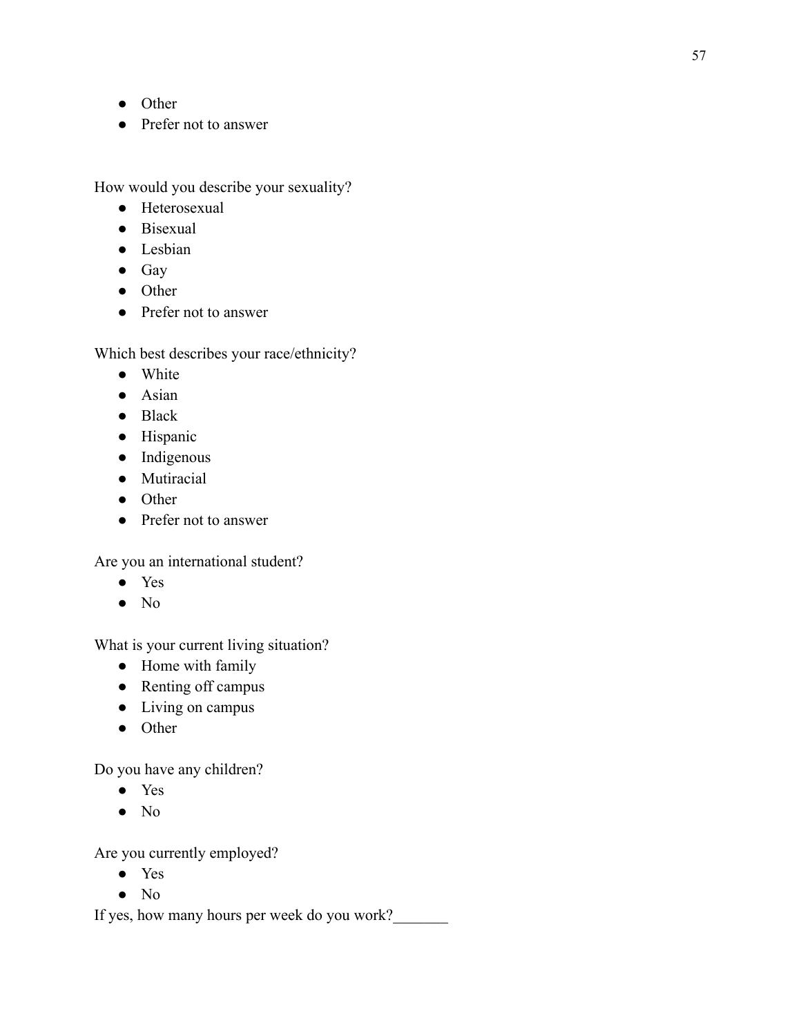- Other
- Prefer not to answer

How would you describe your sexuality?

- Heterosexual
- Bisexual
- Lesbian
- Gay
- Other
- Prefer not to answer

Which best describes your race/ethnicity?

- White
- Asian
- Black
- Hispanic
- Indigenous
- Mutiracial
- Other
- Prefer not to answer

Are you an international student?

- Yes
- No

What is your current living situation?

- Home with family
- Renting off campus
- Living on campus
- Other

Do you have any children?

- Yes
- No

Are you currently employed?

- Yes
- No

If yes, how many hours per week do you work?_______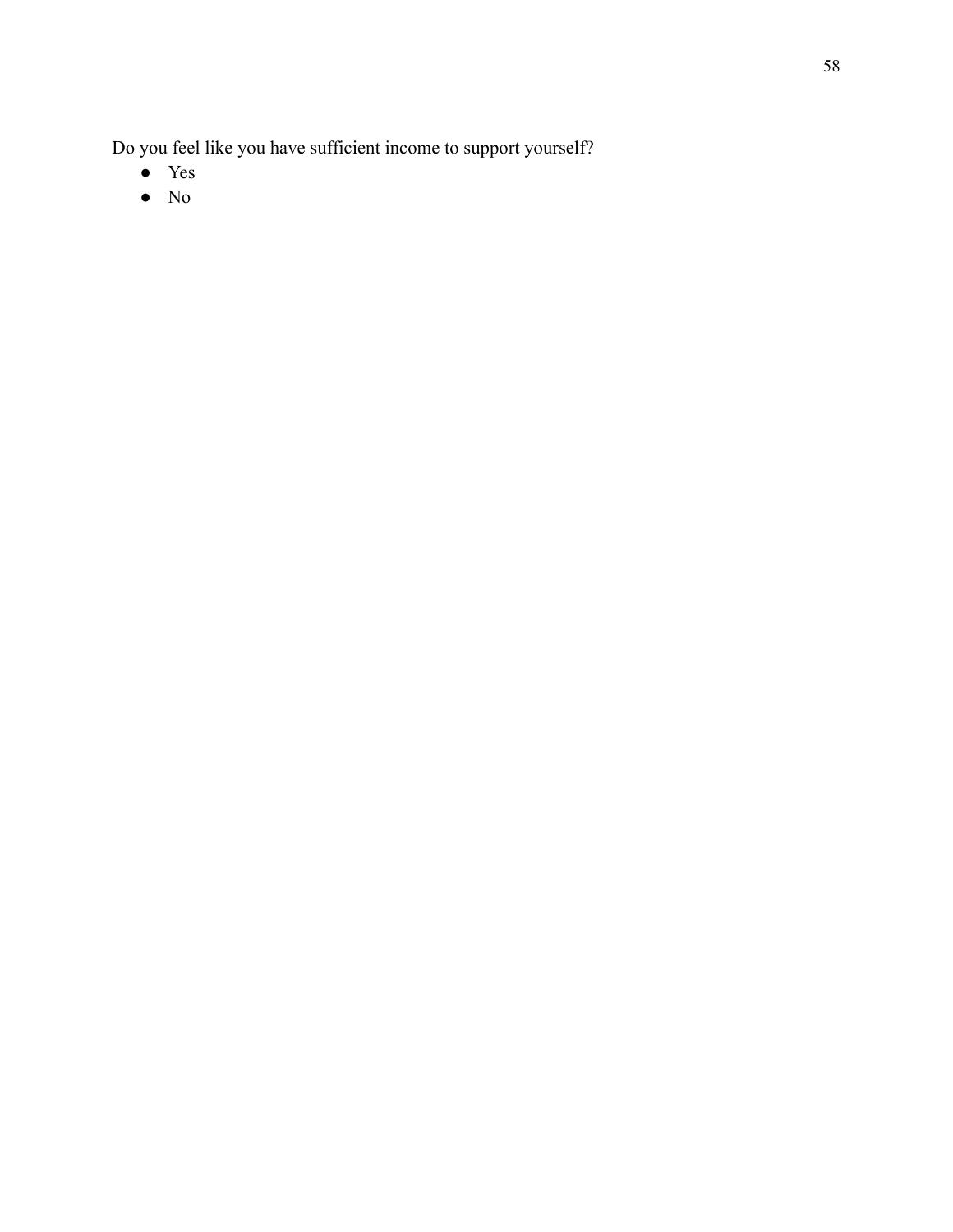Do you feel like you have sufficient income to support yourself?

- Yes
- No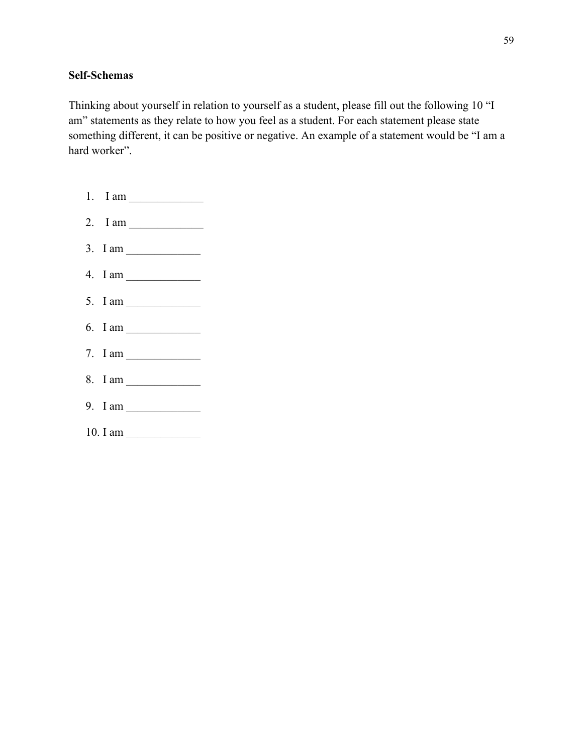**Self-Schemas**

Thinking about yourself in relation to yourself as a student, please fill out the following 10 "I am" statements as they relate to how you feel as a student. For each statement please state something different, it can be positive or negative. An example of a statement would be "I am a hard worker".

1. I am _____________
2. I am _____________
3. I am _____________
4. I am _____________
5. I am _____________
6. I am _____________
7. I am _____________
8. I am _____________
9. I am _____________
10. I am _____________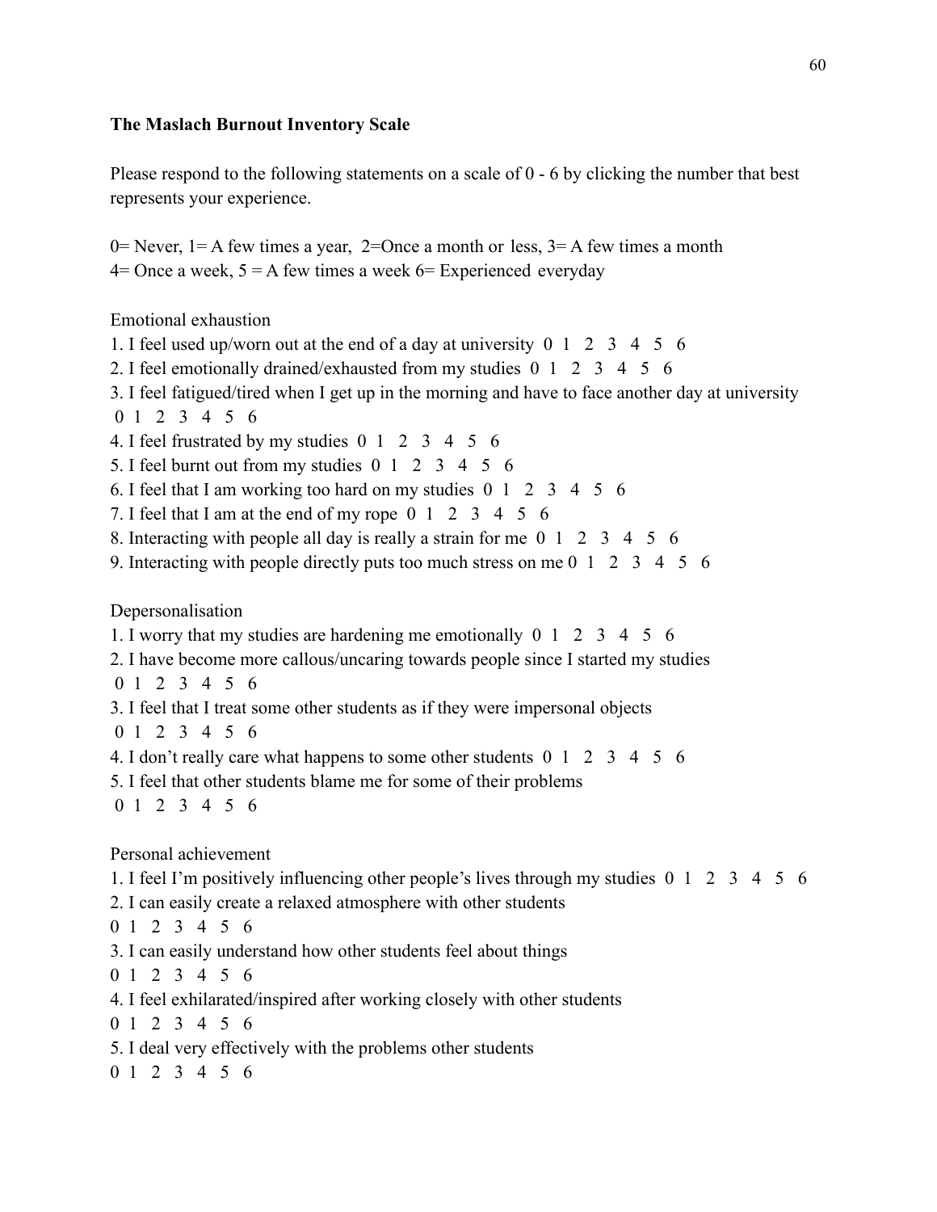**The Maslach Burnout Inventory Scale**

Please respond to the following statements on a scale of 0 - 6 by clicking the number that best represents your experience.

0= Never, 1= A few times a year, 2=Once a month or less, 3= A few times a month
4= Once a week, 5 = A few times a week 6= Experienced everyday

Emotional exhaustion

1. I feel used up/worn out at the end of a day at university 0 1 2 3 4 5 6
2. I feel emotionally drained/exhausted from my studies 0 1 2 3 4 5 6
3. I feel fatigued/tired when I get up in the morning and have to face another day at university 0 1 2 3 4 5 6
4. I feel frustrated by my studies 0 1 2 3 4 5 6
5. I feel burnt out from my studies 0 1 2 3 4 5 6
6. I feel that I am working too hard on my studies 0 1 2 3 4 5 6
7. I feel that I am at the end of my rope 0 1 2 3 4 5 6
8. Interacting with people all day is really a strain for me 0 1 2 3 4 5 6
9. Interacting with people directly puts too much stress on me 0 1 2 3 4 5 6

Depersonalisation

1. I worry that my studies are hardening me emotionally 0 1 2 3 4 5 6
2. I have become more callous/uncaring towards people since I started my studies 0 1 2 3 4 5 6
3. I feel that I treat some other students as if they were impersonal objects 0 1 2 3 4 5 6
4. I don't really care what happens to some other students 0 1 2 3 4 5 6
5. I feel that other students blame me for some of their problems 0 1 2 3 4 5 6

Personal achievement

1. I feel I'm positively influencing other people's lives through my studies 0 1 2 3 4 5 6
2. I can easily create a relaxed atmosphere with other students 0 1 2 3 4 5 6
3. I can easily understand how other students feel about things 0 1 2 3 4 5 6
4. I feel exhilarated/inspired after working closely with other students 0 1 2 3 4 5 6
5. I deal very effectively with the problems other students 0 1 2 3 4 5 6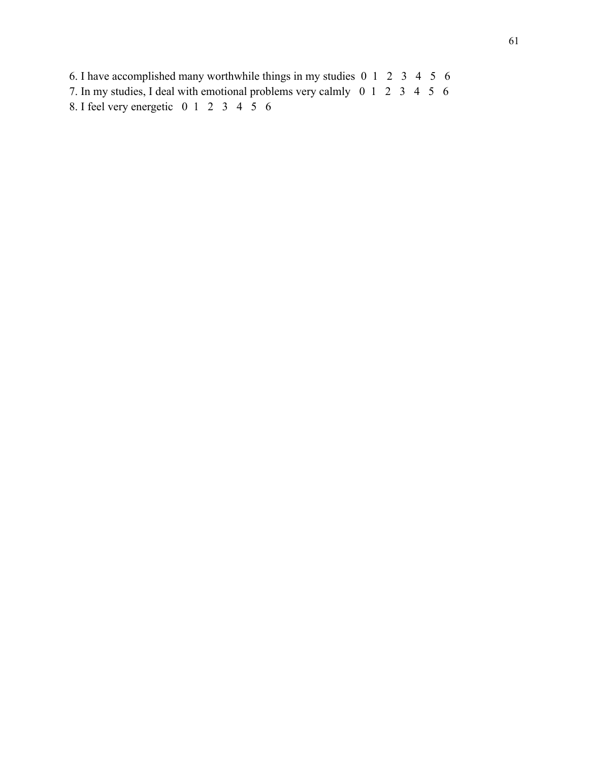6. I have accomplished many worthwhile things in my studies  0  1  2  3  4  5  6
7. In my studies, I deal with emotional problems very calmly  0  1  2  3  4  5  6
8. I feel very energetic  0  1  2  3  4  5  6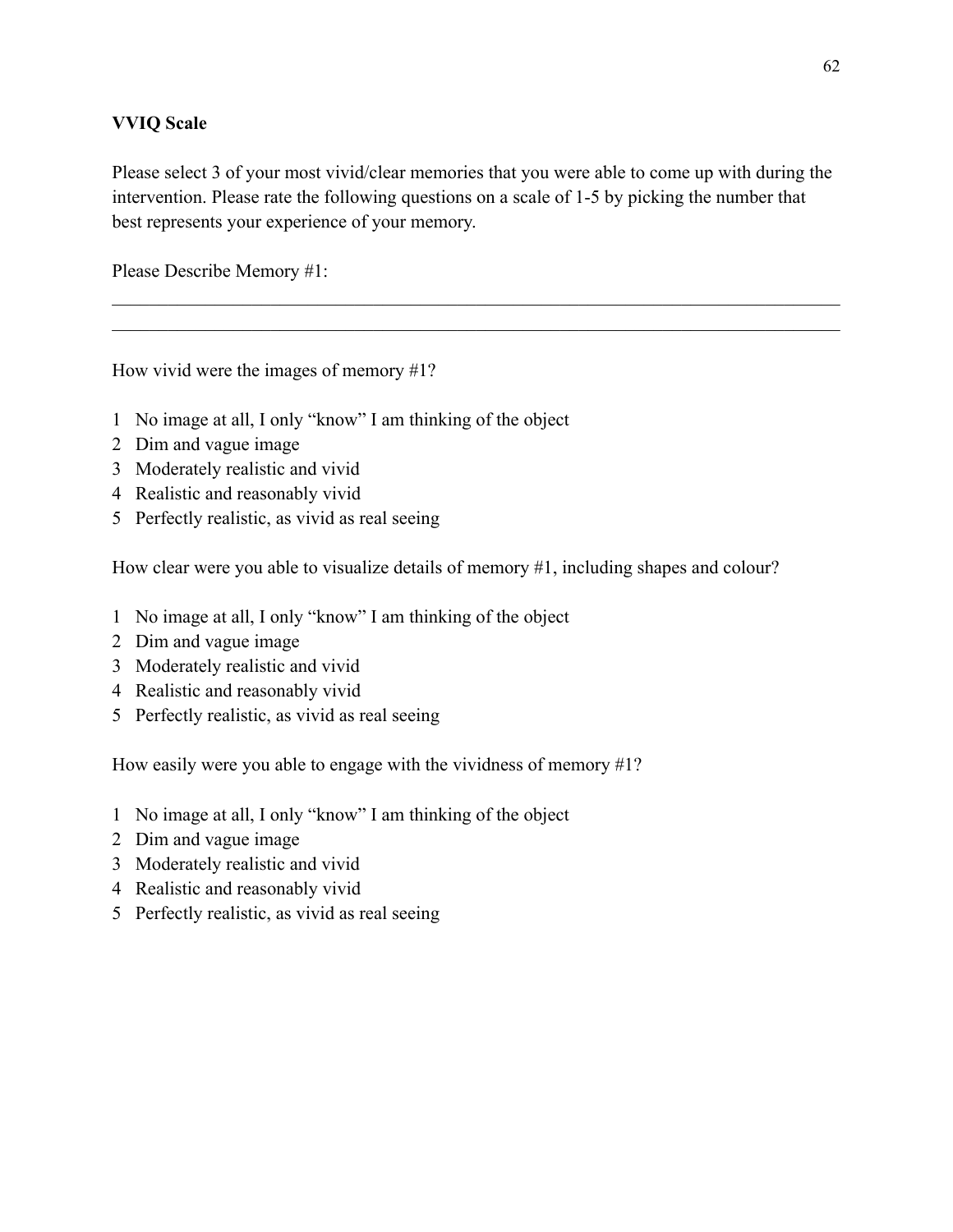**VVIQ Scale**

Please select 3 of your most vivid/clear memories that you were able to come up with during the intervention. Please rate the following questions on a scale of 1-5 by picking the number that best represents your experience of your memory.

Please Describe Memory #1:

______________________________________________________________________________

______________________________________________________________________________

How vivid were the images of memory #1?

1 No image at all, I only "know" I am thinking of the object
2 Dim and vague image
3 Moderately realistic and vivid
4 Realistic and reasonably vivid
5 Perfectly realistic, as vivid as real seeing

How clear were you able to visualize details of memory #1, including shapes and colour?

1 No image at all, I only "know" I am thinking of the object
2 Dim and vague image
3 Moderately realistic and vivid
4 Realistic and reasonably vivid
5 Perfectly realistic, as vivid as real seeing

How easily were you able to engage with the vividness of memory #1?

1 No image at all, I only "know" I am thinking of the object
2 Dim and vague image
3 Moderately realistic and vivid
4 Realistic and reasonably vivid
5 Perfectly realistic, as vivid as real seeing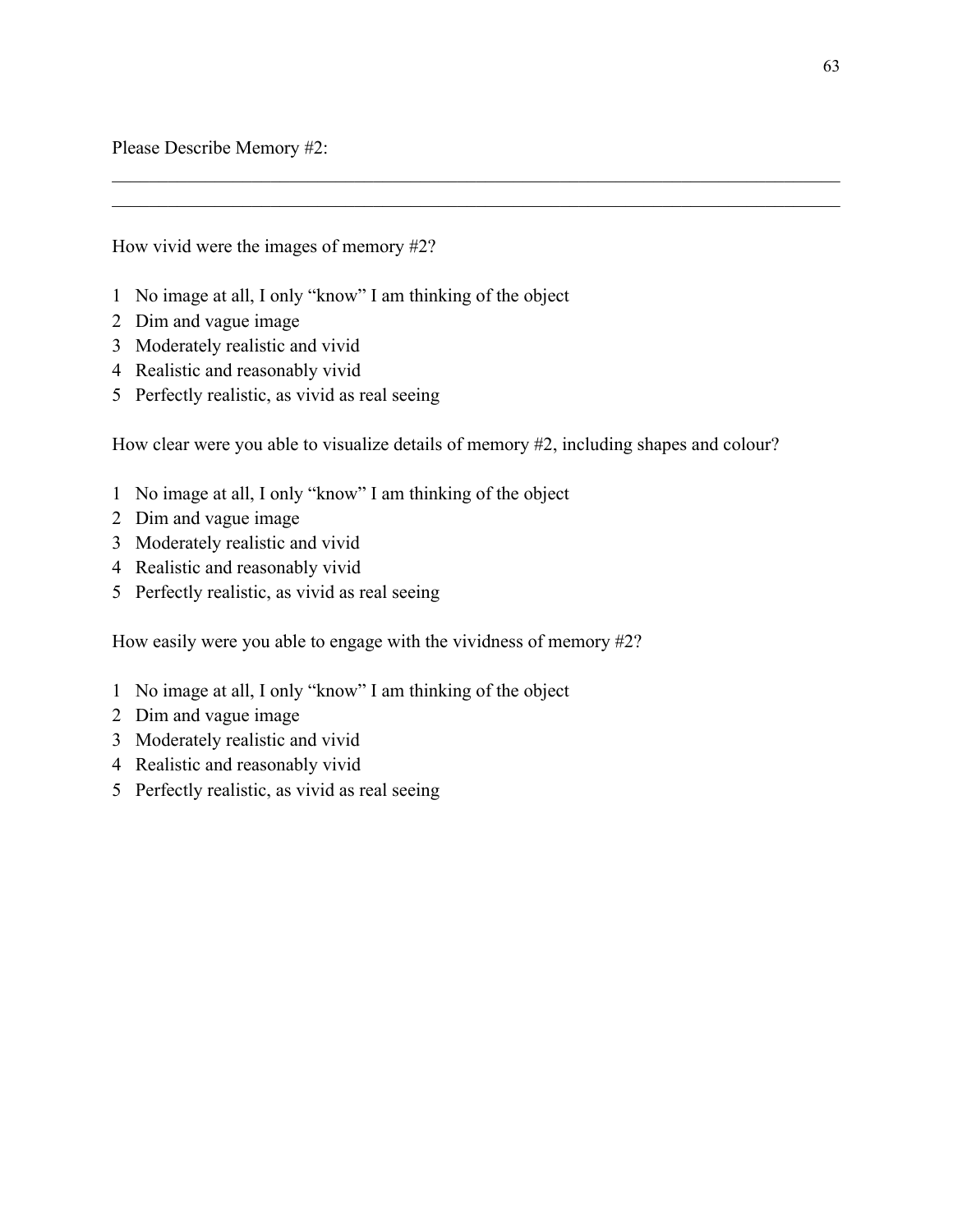Please Describe Memory #2:

________________________________________________________________________________
________________________________________________________________________________

How vivid were the images of memory #2?

1 No image at all, I only "know" I am thinking of the object
2 Dim and vague image
3 Moderately realistic and vivid
4 Realistic and reasonably vivid
5 Perfectly realistic, as vivid as real seeing

How clear were you able to visualize details of memory #2, including shapes and colour?

1 No image at all, I only "know" I am thinking of the object
2 Dim and vague image
3 Moderately realistic and vivid
4 Realistic and reasonably vivid
5 Perfectly realistic, as vivid as real seeing

How easily were you able to engage with the vividness of memory #2?

1 No image at all, I only "know" I am thinking of the object
2 Dim and vague image
3 Moderately realistic and vivid
4 Realistic and reasonably vivid
5 Perfectly realistic, as vivid as real seeing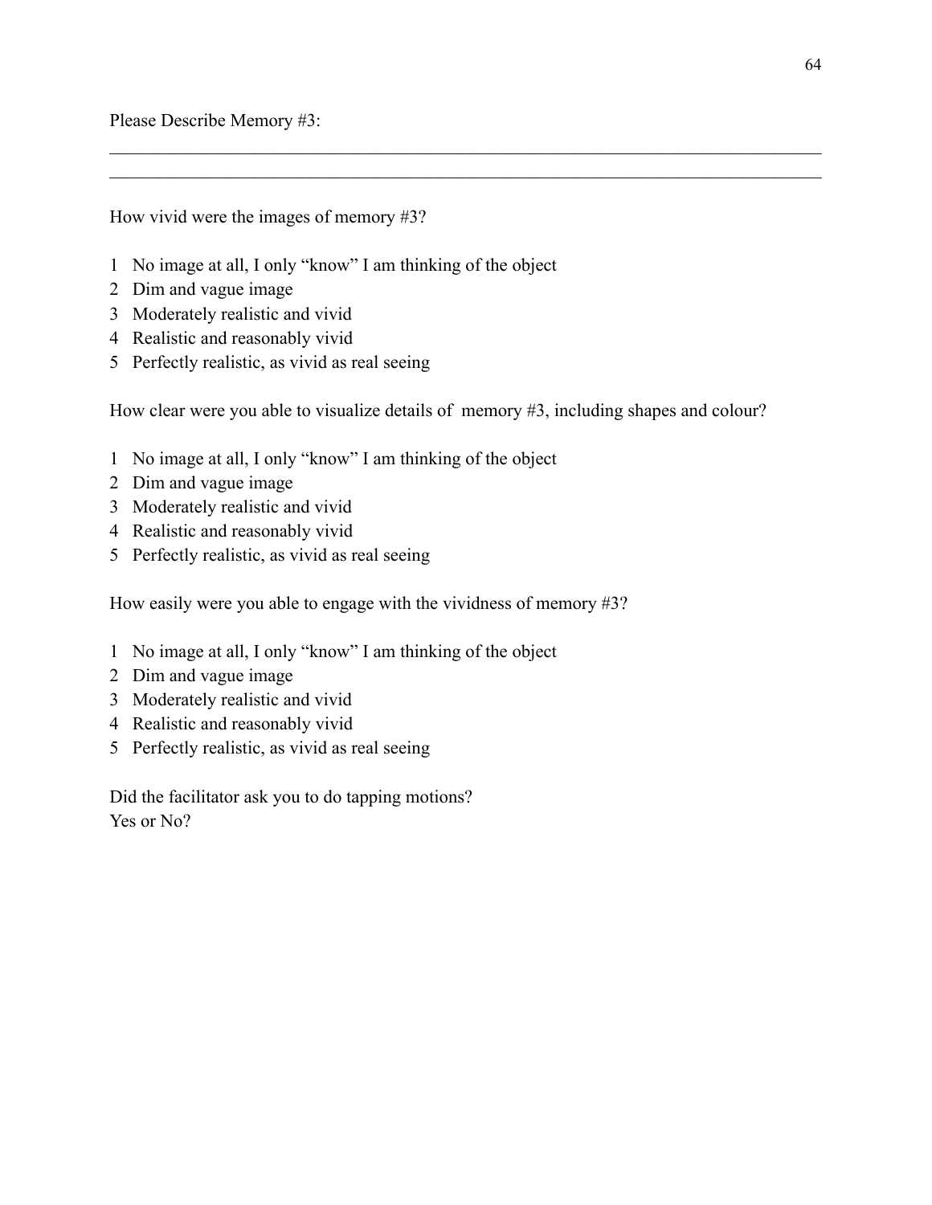Please Describe Memory #3:

\_\_\_\_\_\_\_\_\_\_\_\_\_\_\_\_\_\_\_\_\_\_\_\_\_\_\_\_\_\_\_\_\_\_\_\_\_\_\_\_\_\_\_\_\_\_\_\_\_\_\_\_\_\_\_\_\_\_\_\_\_\_\_\_\_\_\_\_\_\_\_\_\_\_\_\_

\_\_\_\_\_\_\_\_\_\_\_\_\_\_\_\_\_\_\_\_\_\_\_\_\_\_\_\_\_\_\_\_\_\_\_\_\_\_\_\_\_\_\_\_\_\_\_\_\_\_\_\_\_\_\_\_\_\_\_\_\_\_\_\_\_\_\_\_\_\_\_\_\_\_\_\_

How vivid were the images of memory #3?

1 No image at all, I only "know" I am thinking of the object
2 Dim and vague image
3 Moderately realistic and vivid
4 Realistic and reasonably vivid
5 Perfectly realistic, as vivid as real seeing

How clear were you able to visualize details of memory #3, including shapes and colour?

1 No image at all, I only "know" I am thinking of the object
2 Dim and vague image
3 Moderately realistic and vivid
4 Realistic and reasonably vivid
5 Perfectly realistic, as vivid as real seeing

How easily were you able to engage with the vividness of memory #3?

1 No image at all, I only "know" I am thinking of the object
2 Dim and vague image
3 Moderately realistic and vivid
4 Realistic and reasonably vivid
5 Perfectly realistic, as vivid as real seeing

Did the facilitator ask you to do tapping motions?
Yes or No?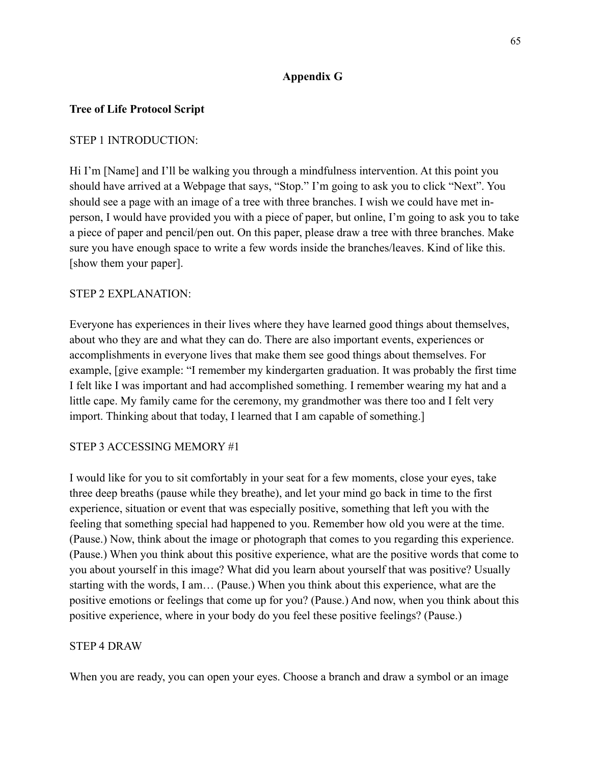# Appendix G

**Tree of Life Protocol Script**

STEP 1 INTRODUCTION:

Hi I'm [Name] and I'll be walking you through a mindfulness intervention. At this point you should have arrived at a Webpage that says, "Stop." I'm going to ask you to click "Next". You should see a page with an image of a tree with three branches. I wish we could have met in-person, I would have provided you with a piece of paper, but online, I'm going to ask you to take a piece of paper and pencil/pen out. On this paper, please draw a tree with three branches. Make sure you have enough space to write a few words inside the branches/leaves. Kind of like this. [show them your paper].

STEP 2 EXPLANATION:

Everyone has experiences in their lives where they have learned good things about themselves, about who they are and what they can do. There are also important events, experiences or accomplishments in everyone lives that make them see good things about themselves. For example, [give example: "I remember my kindergarten graduation. It was probably the first time I felt like I was important and had accomplished something. I remember wearing my hat and a little cape. My family came for the ceremony, my grandmother was there too and I felt very import. Thinking about that today, I learned that I am capable of something.]

STEP 3 ACCESSING MEMORY #1

I would like for you to sit comfortably in your seat for a few moments, close your eyes, take three deep breaths (pause while they breathe), and let your mind go back in time to the first experience, situation or event that was especially positive, something that left you with the feeling that something special had happened to you. Remember how old you were at the time. (Pause.) Now, think about the image or photograph that comes to you regarding this experience. (Pause.) When you think about this positive experience, what are the positive words that come to you about yourself in this image? What did you learn about yourself that was positive? Usually starting with the words, I am… (Pause.) When you think about this experience, what are the positive emotions or feelings that come up for you? (Pause.) And now, when you think about this positive experience, where in your body do you feel these positive feelings? (Pause.)

STEP 4 DRAW

When you are ready, you can open your eyes. Choose a branch and draw a symbol or an image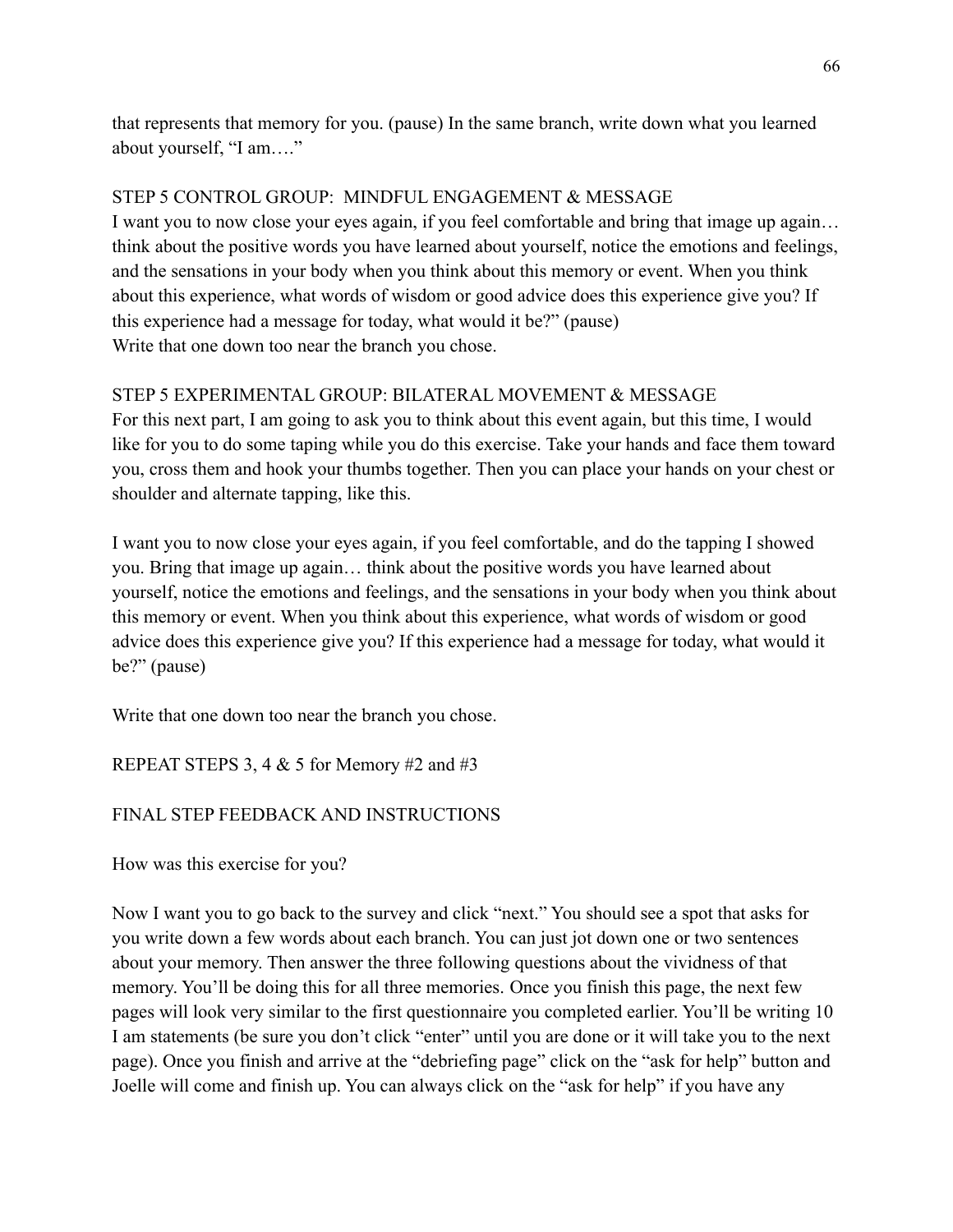that represents that memory for you. (pause) In the same branch, write down what you learned about yourself, "I am…."

STEP 5 CONTROL GROUP: MINDFUL ENGAGEMENT & MESSAGE

I want you to now close your eyes again, if you feel comfortable and bring that image up again… think about the positive words you have learned about yourself, notice the emotions and feelings, and the sensations in your body when you think about this memory or event. When you think about this experience, what words of wisdom or good advice does this experience give you? If this experience had a message for today, what would it be?" (pause)
Write that one down too near the branch you chose.

STEP 5 EXPERIMENTAL GROUP: BILATERAL MOVEMENT & MESSAGE

For this next part, I am going to ask you to think about this event again, but this time, I would like for you to do some taping while you do this exercise. Take your hands and face them toward you, cross them and hook your thumbs together. Then you can place your hands on your chest or shoulder and alternate tapping, like this.

I want you to now close your eyes again, if you feel comfortable, and do the tapping I showed you. Bring that image up again… think about the positive words you have learned about yourself, notice the emotions and feelings, and the sensations in your body when you think about this memory or event. When you think about this experience, what words of wisdom or good advice does this experience give you? If this experience had a message for today, what would it be?" (pause)

Write that one down too near the branch you chose.

REPEAT STEPS 3, 4 & 5 for Memory #2 and #3

FINAL STEP FEEDBACK AND INSTRUCTIONS

How was this exercise for you?

Now I want you to go back to the survey and click "next." You should see a spot that asks for you write down a few words about each branch. You can just jot down one or two sentences about your memory. Then answer the three following questions about the vividness of that memory. You'll be doing this for all three memories. Once you finish this page, the next few pages will look very similar to the first questionnaire you completed earlier. You'll be writing 10 I am statements (be sure you don't click "enter" until you are done or it will take you to the next page). Once you finish and arrive at the "debriefing page" click on the "ask for help" button and Joelle will come and finish up. You can always click on the "ask for help" if you have any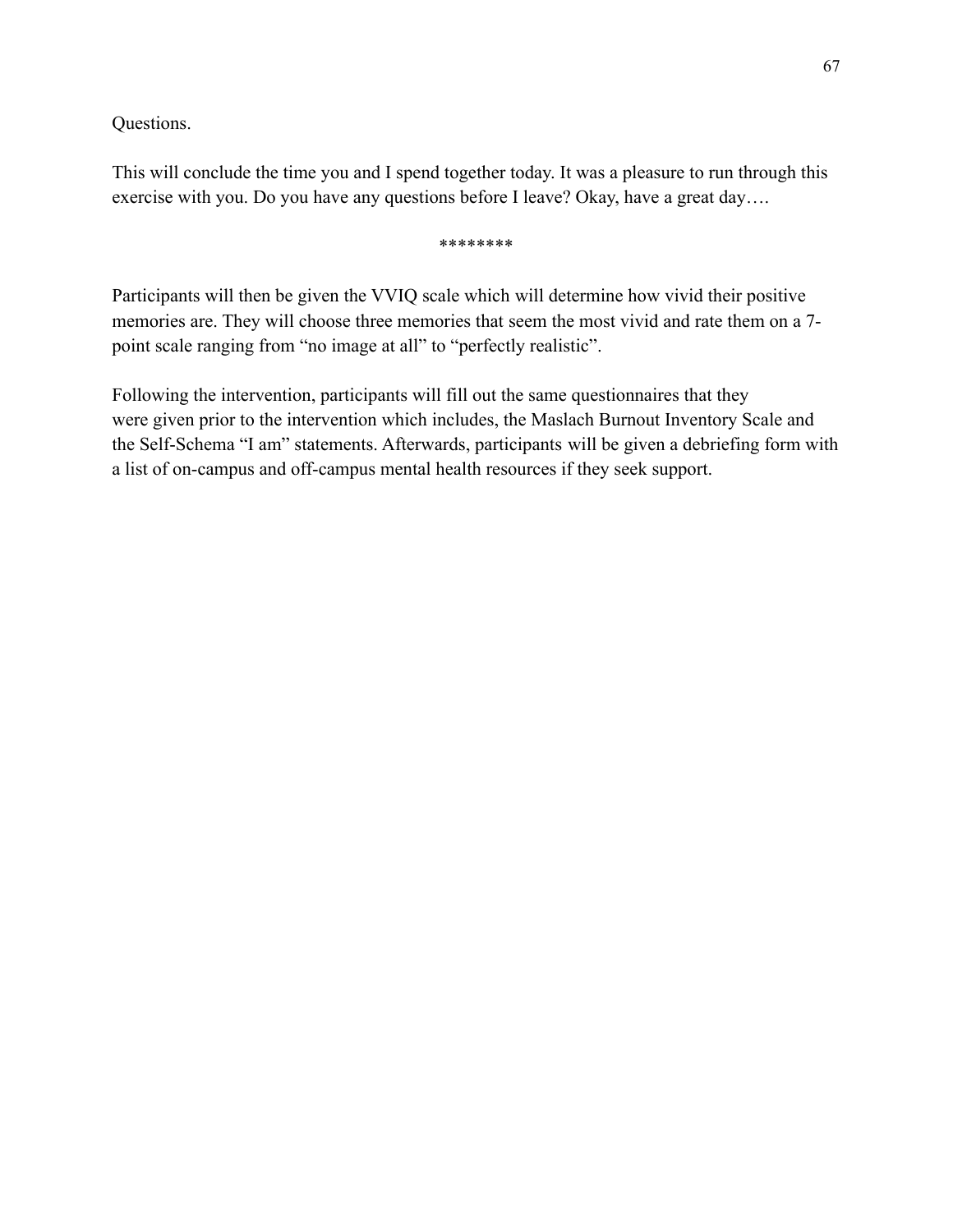Questions.

This will conclude the time you and I spend together today. It was a pleasure to run through this exercise with you. Do you have any questions before I leave? Okay, have a great day….

********

Participants will then be given the VVIQ scale which will determine how vivid their positive memories are. They will choose three memories that seem the most vivid and rate them on a 7-point scale ranging from "no image at all" to "perfectly realistic".

Following the intervention, participants will fill out the same questionnaires that they were given prior to the intervention which includes, the Maslach Burnout Inventory Scale and the Self-Schema "I am" statements. Afterwards, participants will be given a debriefing form with a list of on-campus and off-campus mental health resources if they seek support.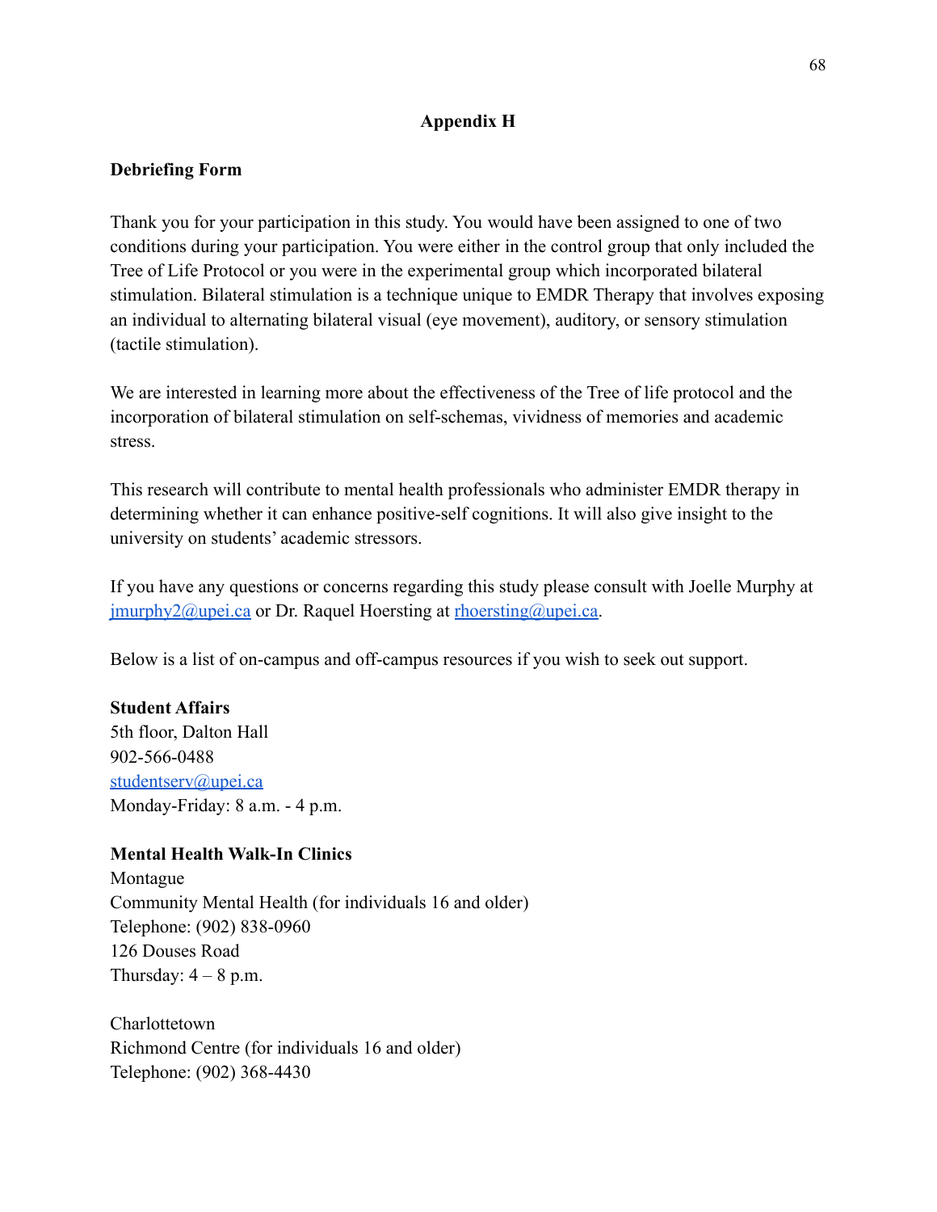# Appendix H

**Debriefing Form**

Thank you for your participation in this study. You would have been assigned to one of two conditions during your participation. You were either in the control group that only included the Tree of Life Protocol or you were in the experimental group which incorporated bilateral stimulation. Bilateral stimulation is a technique unique to EMDR Therapy that involves exposing an individual to alternating bilateral visual (eye movement), auditory, or sensory stimulation (tactile stimulation).

We are interested in learning more about the effectiveness of the Tree of life protocol and the incorporation of bilateral stimulation on self-schemas, vividness of memories and academic stress.

This research will contribute to mental health professionals who administer EMDR therapy in determining whether it can enhance positive-self cognitions. It will also give insight to the university on students' academic stressors.

If you have any questions or concerns regarding this study please consult with Joelle Murphy at jmurphy2@upei.ca or Dr. Raquel Hoersting at rhoersting@upei.ca.

Below is a list of on-campus and off-campus resources if you wish to seek out support.

**Student Affairs**
5th floor, Dalton Hall
902-566-0488
studentserv@upei.ca
Monday-Friday: 8 a.m. - 4 p.m.

**Mental Health Walk-In Clinics**
Montague
Community Mental Health (for individuals 16 and older)
Telephone: (902) 838-0960
126 Douses Road
Thursday: 4 – 8 p.m.

Charlottetown
Richmond Centre (for individuals 16 and older)
Telephone: (902) 368-4430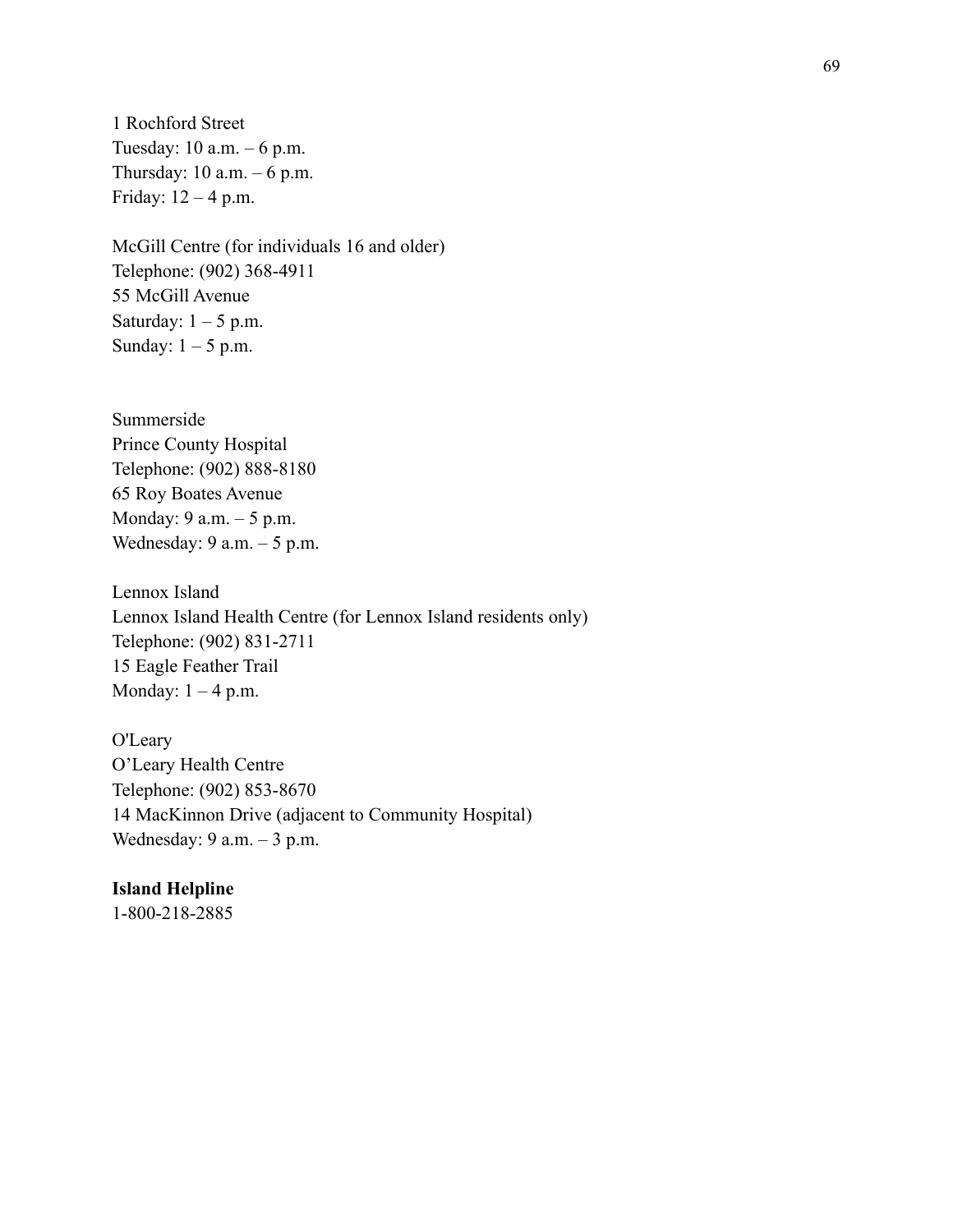1 Rochford Street
Tuesday: 10 a.m. – 6 p.m.
Thursday: 10 a.m. – 6 p.m.
Friday: 12 – 4 p.m.

McGill Centre (for individuals 16 and older)
Telephone: (902) 368-4911
55 McGill Avenue
Saturday: 1 – 5 p.m.
Sunday: 1 – 5 p.m.

Summerside
Prince County Hospital
Telephone: (902) 888-8180
65 Roy Boates Avenue
Monday: 9 a.m. – 5 p.m.
Wednesday: 9 a.m. – 5 p.m.

Lennox Island
Lennox Island Health Centre (for Lennox Island residents only)
Telephone: (902) 831-2711
15 Eagle Feather Trail
Monday: 1 – 4 p.m.

O'Leary
O'Leary Health Centre
Telephone: (902) 853-8670
14 MacKinnon Drive (adjacent to Community Hospital)
Wednesday: 9 a.m. – 3 p.m.

**Island Helpline**
1-800-218-2885